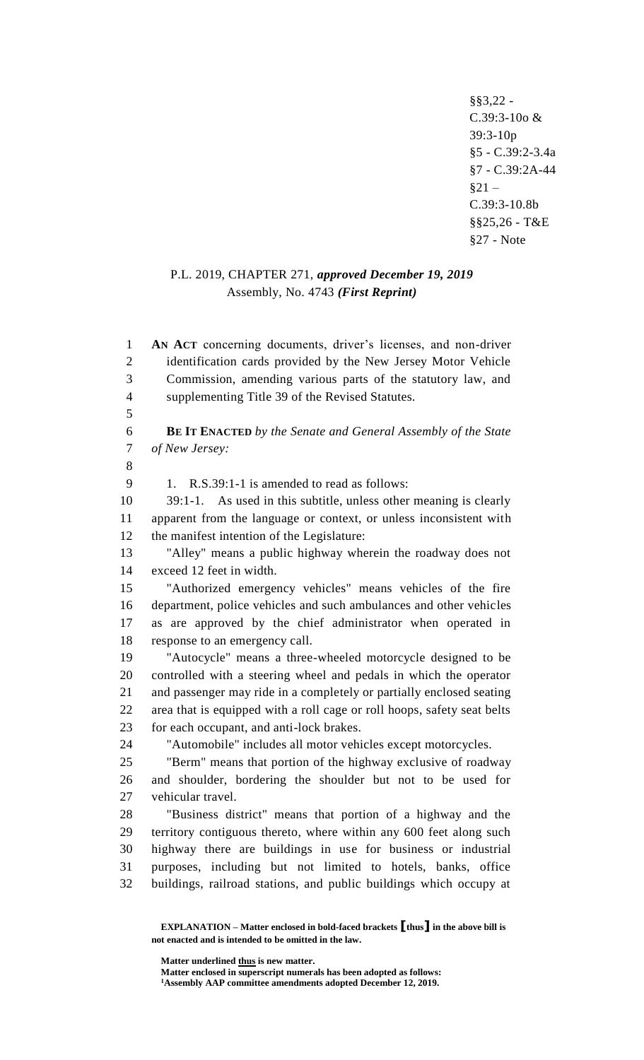§§3,22 - C.39:3-10o & 39:3-10p
§5 - C.39:2-3.4a
§7 - C.39:2A-44
§21 – C.39:3-10.8b
§§25,26 - T&E
§27 - Note

P.L. 2019, CHAPTER 271, ***approved December 19, 2019***
Assembly, No. 4743 ***(First Reprint)***

**AN ACT** concerning documents, driver's licenses, and non-driver identification cards provided by the New Jersey Motor Vehicle Commission, amending various parts of the statutory law, and supplementing Title 39 of the Revised Statutes.

**BE IT ENACTED** *by the Senate and General Assembly of the State of New Jersey:*

1. R.S.39:1-1 is amended to read as follows:

39:1-1. As used in this subtitle, unless other meaning is clearly apparent from the language or context, or unless inconsistent with the manifest intention of the Legislature:

"Alley" means a public highway wherein the roadway does not exceed 12 feet in width.

"Authorized emergency vehicles" means vehicles of the fire department, police vehicles and such ambulances and other vehicles as are approved by the chief administrator when operated in response to an emergency call.

"Autocycle" means a three-wheeled motorcycle designed to be controlled with a steering wheel and pedals in which the operator and passenger may ride in a completely or partially enclosed seating area that is equipped with a roll cage or roll hoops, safety seat belts for each occupant, and anti-lock brakes.

"Automobile" includes all motor vehicles except motorcycles.

"Berm" means that portion of the highway exclusive of roadway and shoulder, bordering the shoulder but not to be used for vehicular travel.

"Business district" means that portion of a highway and the territory contiguous thereto, where within any 600 feet along such highway there are buildings in use for business or industrial purposes, including but not limited to hotels, banks, office buildings, railroad stations, and public buildings which occupy at

**EXPLANATION – Matter enclosed in bold-faced brackets [thus] in the above bill is not enacted and is intended to be omitted in the law.**

**Matter underlined thus is new matter.**
**Matter enclosed in superscript numerals has been adopted as follows:**
**[1]Assembly AAP committee amendments adopted December 12, 2019.**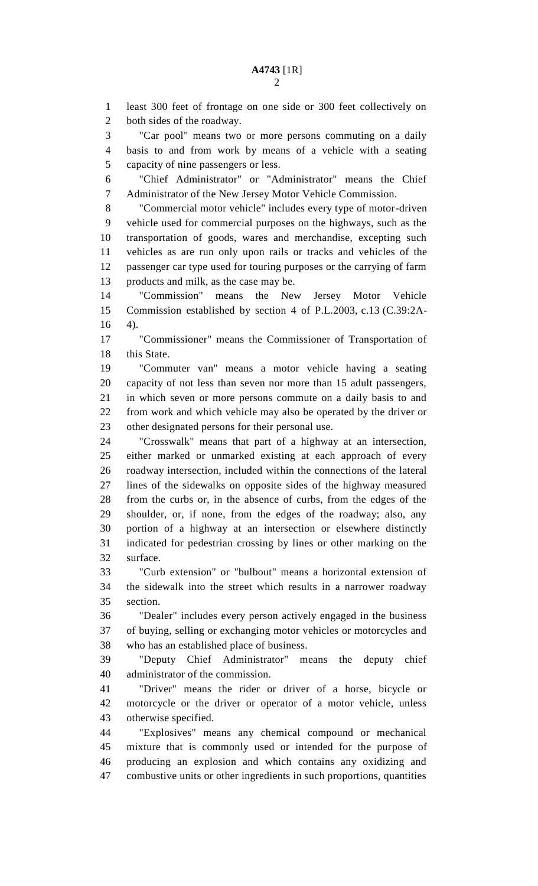least 300 feet of frontage on one side or 300 feet collectively on both sides of the roadway.

"Car pool" means two or more persons commuting on a daily basis to and from work by means of a vehicle with a seating capacity of nine passengers or less.

"Chief Administrator" or "Administrator" means the Chief Administrator of the New Jersey Motor Vehicle Commission.

"Commercial motor vehicle" includes every type of motor-driven vehicle used for commercial purposes on the highways, such as the transportation of goods, wares and merchandise, excepting such vehicles as are run only upon rails or tracks and vehicles of the passenger car type used for touring purposes or the carrying of farm products and milk, as the case may be.

"Commission" means the New Jersey Motor Vehicle Commission established by section 4 of P.L.2003, c.13 (C.39:2A-4).

"Commissioner" means the Commissioner of Transportation of this State.

"Commuter van" means a motor vehicle having a seating capacity of not less than seven nor more than 15 adult passengers, in which seven or more persons commute on a daily basis to and from work and which vehicle may also be operated by the driver or other designated persons for their personal use.

"Crosswalk" means that part of a highway at an intersection, either marked or unmarked existing at each approach of every roadway intersection, included within the connections of the lateral lines of the sidewalks on opposite sides of the highway measured from the curbs or, in the absence of curbs, from the edges of the shoulder, or, if none, from the edges of the roadway; also, any portion of a highway at an intersection or elsewhere distinctly indicated for pedestrian crossing by lines or other marking on the surface.

"Curb extension" or "bulbout" means a horizontal extension of the sidewalk into the street which results in a narrower roadway section.

"Dealer" includes every person actively engaged in the business of buying, selling or exchanging motor vehicles or motorcycles and who has an established place of business.

"Deputy Chief Administrator" means the deputy chief administrator of the commission.

"Driver" means the rider or driver of a horse, bicycle or motorcycle or the driver or operator of a motor vehicle, unless otherwise specified.

"Explosives" means any chemical compound or mechanical mixture that is commonly used or intended for the purpose of producing an explosion and which contains any oxidizing and combustive units or other ingredients in such proportions, quantities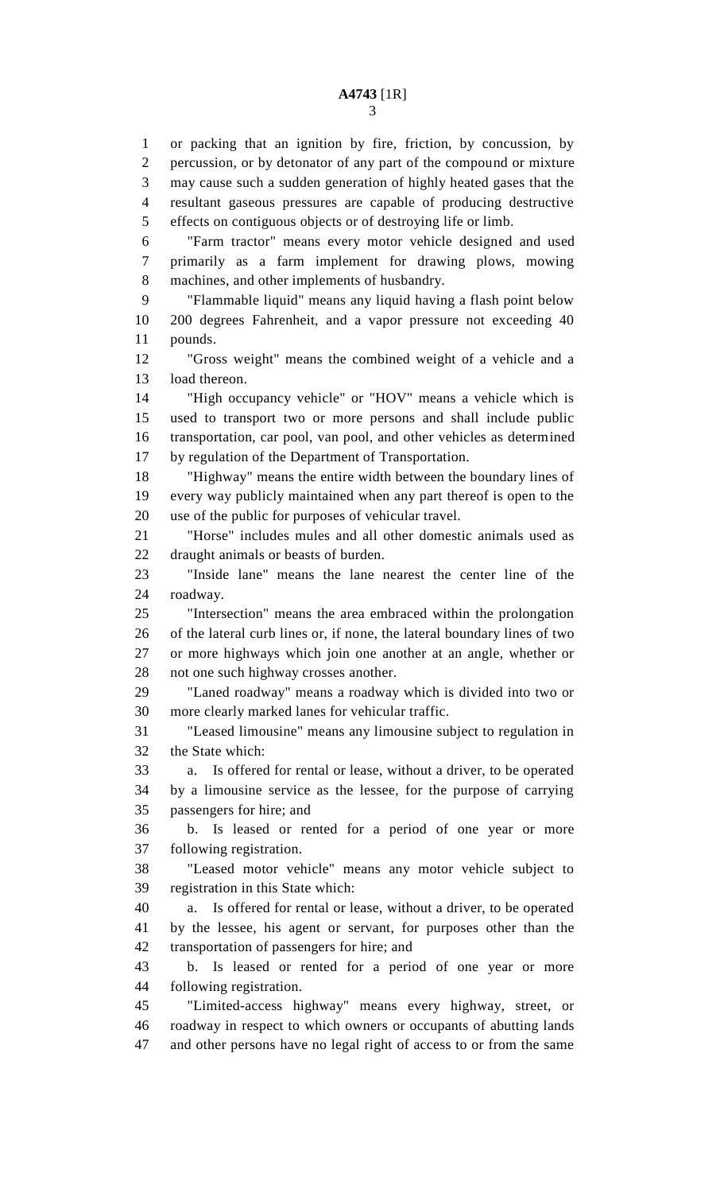or packing that an ignition by fire, friction, by concussion, by percussion, or by detonator of any part of the compound or mixture may cause such a sudden generation of highly heated gases that the resultant gaseous pressures are capable of producing destructive effects on contiguous objects or of destroying life or limb.

"Farm tractor" means every motor vehicle designed and used primarily as a farm implement for drawing plows, mowing machines, and other implements of husbandry.

"Flammable liquid" means any liquid having a flash point below 200 degrees Fahrenheit, and a vapor pressure not exceeding 40 pounds.

"Gross weight" means the combined weight of a vehicle and a load thereon.

"High occupancy vehicle" or "HOV" means a vehicle which is used to transport two or more persons and shall include public transportation, car pool, van pool, and other vehicles as determined by regulation of the Department of Transportation.

"Highway" means the entire width between the boundary lines of every way publicly maintained when any part thereof is open to the use of the public for purposes of vehicular travel.

"Horse" includes mules and all other domestic animals used as draught animals or beasts of burden.

"Inside lane" means the lane nearest the center line of the roadway.

"Intersection" means the area embraced within the prolongation of the lateral curb lines or, if none, the lateral boundary lines of two or more highways which join one another at an angle, whether or not one such highway crosses another.

"Laned roadway" means a roadway which is divided into two or more clearly marked lanes for vehicular traffic.

"Leased limousine" means any limousine subject to regulation in the State which:

a. Is offered for rental or lease, without a driver, to be operated by a limousine service as the lessee, for the purpose of carrying passengers for hire; and

b. Is leased or rented for a period of one year or more following registration.

"Leased motor vehicle" means any motor vehicle subject to registration in this State which:

a. Is offered for rental or lease, without a driver, to be operated by the lessee, his agent or servant, for purposes other than the transportation of passengers for hire; and

b. Is leased or rented for a period of one year or more following registration.

"Limited-access highway" means every highway, street, or roadway in respect to which owners or occupants of abutting lands and other persons have no legal right of access to or from the same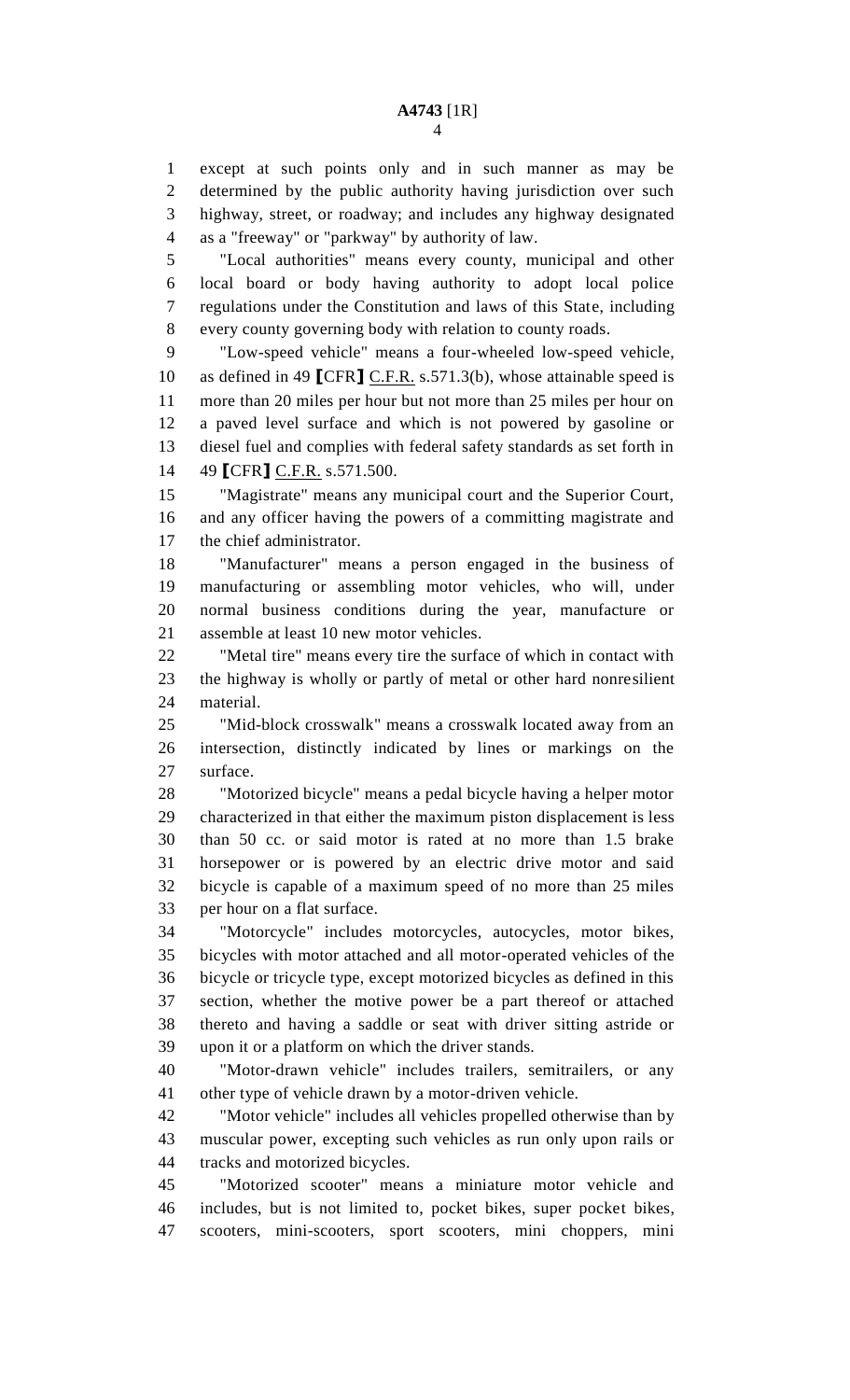except at such points only and in such manner as may be determined by the public authority having jurisdiction over such highway, street, or roadway; and includes any highway designated as a "freeway" or "parkway" by authority of law.

"Local authorities" means every county, municipal and other local board or body having authority to adopt local police regulations under the Constitution and laws of this State, including every county governing body with relation to county roads.

"Low-speed vehicle" means a four-wheeled low-speed vehicle, as defined in 49 ⟦CFR⟧ C.F.R. s.571.3(b), whose attainable speed is more than 20 miles per hour but not more than 25 miles per hour on a paved level surface and which is not powered by gasoline or diesel fuel and complies with federal safety standards as set forth in 49 ⟦CFR⟧ C.F.R. s.571.500.

"Magistrate" means any municipal court and the Superior Court, and any officer having the powers of a committing magistrate and the chief administrator.

"Manufacturer" means a person engaged in the business of manufacturing or assembling motor vehicles, who will, under normal business conditions during the year, manufacture or assemble at least 10 new motor vehicles.

"Metal tire" means every tire the surface of which in contact with the highway is wholly or partly of metal or other hard nonresilient material.

"Mid-block crosswalk" means a crosswalk located away from an intersection, distinctly indicated by lines or markings on the surface.

"Motorized bicycle" means a pedal bicycle having a helper motor characterized in that either the maximum piston displacement is less than 50 cc. or said motor is rated at no more than 1.5 brake horsepower or is powered by an electric drive motor and said bicycle is capable of a maximum speed of no more than 25 miles per hour on a flat surface.

"Motorcycle" includes motorcycles, autocycles, motor bikes, bicycles with motor attached and all motor-operated vehicles of the bicycle or tricycle type, except motorized bicycles as defined in this section, whether the motive power be a part thereof or attached thereto and having a saddle or seat with driver sitting astride or upon it or a platform on which the driver stands.

"Motor-drawn vehicle" includes trailers, semitrailers, or any other type of vehicle drawn by a motor-driven vehicle.

"Motor vehicle" includes all vehicles propelled otherwise than by muscular power, excepting such vehicles as run only upon rails or tracks and motorized bicycles.

"Motorized scooter" means a miniature motor vehicle and includes, but is not limited to, pocket bikes, super pocket bikes, scooters, mini-scooters, sport scooters, mini choppers, mini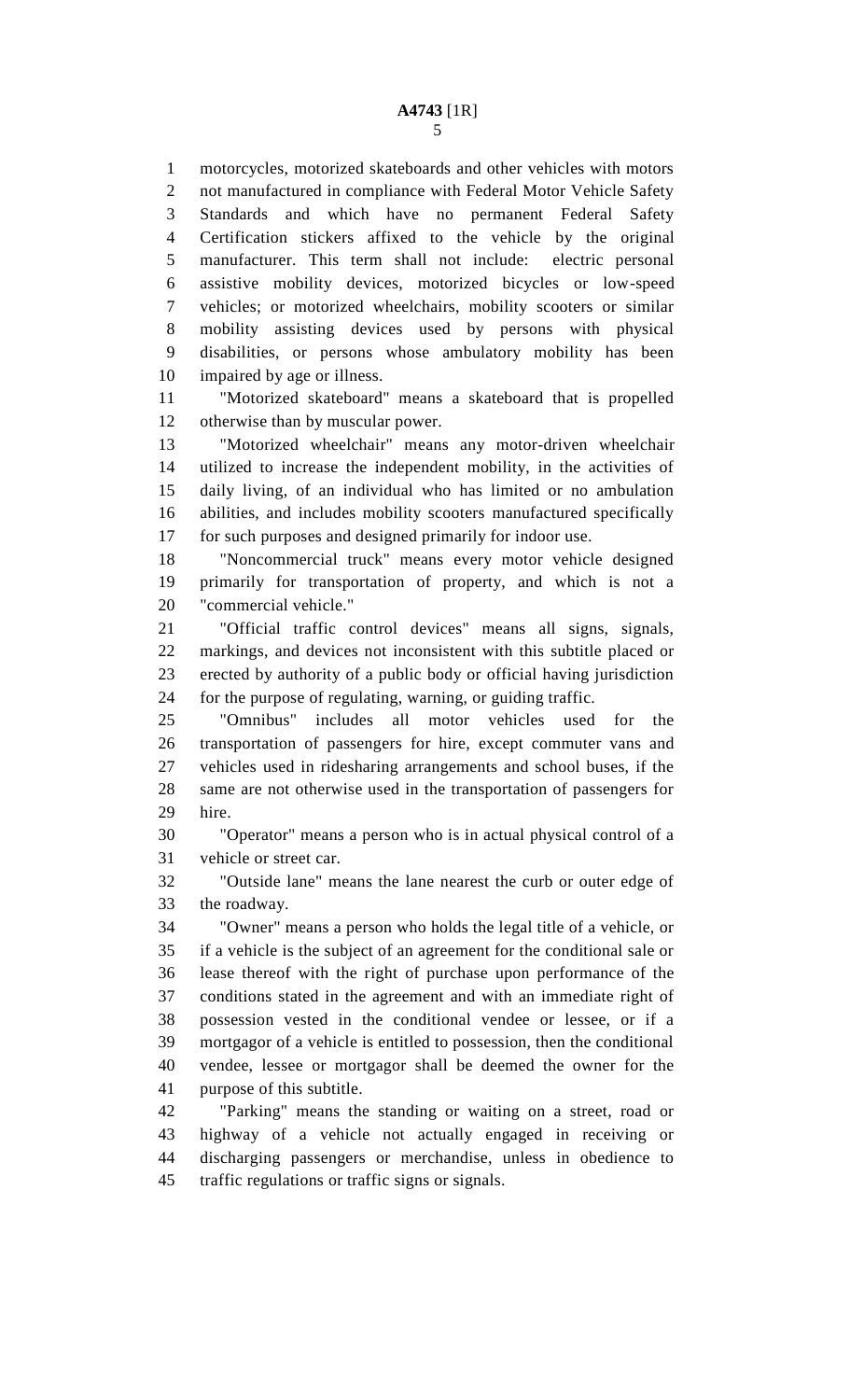motorcycles, motorized skateboards and other vehicles with motors not manufactured in compliance with Federal Motor Vehicle Safety Standards and which have no permanent Federal Safety Certification stickers affixed to the vehicle by the original manufacturer. This term shall not include: electric personal assistive mobility devices, motorized bicycles or low-speed vehicles; or motorized wheelchairs, mobility scooters or similar mobility assisting devices used by persons with physical disabilities, or persons whose ambulatory mobility has been impaired by age or illness.

"Motorized skateboard" means a skateboard that is propelled otherwise than by muscular power.

"Motorized wheelchair" means any motor-driven wheelchair utilized to increase the independent mobility, in the activities of daily living, of an individual who has limited or no ambulation abilities, and includes mobility scooters manufactured specifically for such purposes and designed primarily for indoor use.

"Noncommercial truck" means every motor vehicle designed primarily for transportation of property, and which is not a "commercial vehicle."

"Official traffic control devices" means all signs, signals, markings, and devices not inconsistent with this subtitle placed or erected by authority of a public body or official having jurisdiction for the purpose of regulating, warning, or guiding traffic.

"Omnibus" includes all motor vehicles used for the transportation of passengers for hire, except commuter vans and vehicles used in ridesharing arrangements and school buses, if the same are not otherwise used in the transportation of passengers for hire.

"Operator" means a person who is in actual physical control of a vehicle or street car.

"Outside lane" means the lane nearest the curb or outer edge of the roadway.

"Owner" means a person who holds the legal title of a vehicle, or if a vehicle is the subject of an agreement for the conditional sale or lease thereof with the right of purchase upon performance of the conditions stated in the agreement and with an immediate right of possession vested in the conditional vendee or lessee, or if a mortgagor of a vehicle is entitled to possession, then the conditional vendee, lessee or mortgagor shall be deemed the owner for the purpose of this subtitle.

"Parking" means the standing or waiting on a street, road or highway of a vehicle not actually engaged in receiving or discharging passengers or merchandise, unless in obedience to traffic regulations or traffic signs or signals.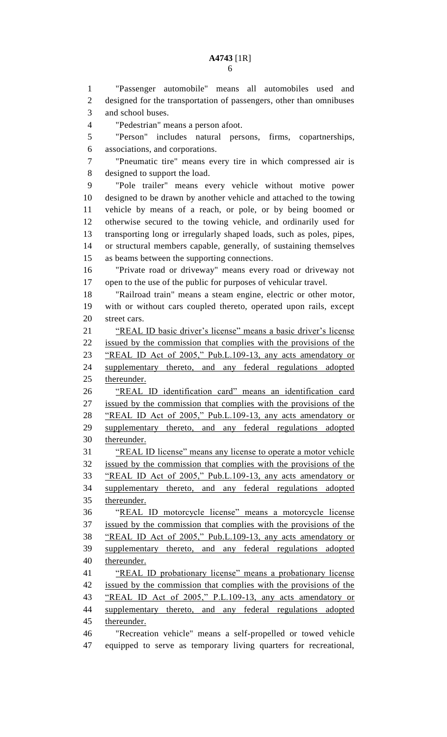"Passenger automobile" means all automobiles used and designed for the transportation of passengers, other than omnibuses and school buses.

"Pedestrian" means a person afoot.

"Person" includes natural persons, firms, copartnerships, associations, and corporations.

"Pneumatic tire" means every tire in which compressed air is designed to support the load.

"Pole trailer" means every vehicle without motive power designed to be drawn by another vehicle and attached to the towing vehicle by means of a reach, or pole, or by being boomed or otherwise secured to the towing vehicle, and ordinarily used for transporting long or irregularly shaped loads, such as poles, pipes, or structural members capable, generally, of sustaining themselves as beams between the supporting connections.

"Private road or driveway" means every road or driveway not open to the use of the public for purposes of vehicular travel.

"Railroad train" means a steam engine, electric or other motor, with or without cars coupled thereto, operated upon rails, except street cars.

<u>"REAL ID basic driver's license" means a basic driver's license issued by the commission that complies with the provisions of the "REAL ID Act of 2005," Pub.L.109-13, any acts amendatory or supplementary thereto, and any federal regulations adopted thereunder.</u>

<u>"REAL ID identification card" means an identification card issued by the commission that complies with the provisions of the "REAL ID Act of 2005," Pub.L.109-13, any acts amendatory or supplementary thereto, and any federal regulations adopted thereunder.</u>

<u>"REAL ID license" means any license to operate a motor vehicle issued by the commission that complies with the provisions of the "REAL ID Act of 2005," Pub.L.109-13, any acts amendatory or supplementary thereto, and any federal regulations adopted thereunder.</u>

<u>"REAL ID motorcycle license" means a motorcycle license issued by the commission that complies with the provisions of the "REAL ID Act of 2005," Pub.L.109-13, any acts amendatory or supplementary thereto, and any federal regulations adopted thereunder.</u>

<u>"REAL ID probationary license" means a probationary license issued by the commission that complies with the provisions of the "REAL ID Act of 2005," P.L.109-13, any acts amendatory or supplementary thereto, and any federal regulations adopted thereunder.</u>

"Recreation vehicle" means a self-propelled or towed vehicle equipped to serve as temporary living quarters for recreational,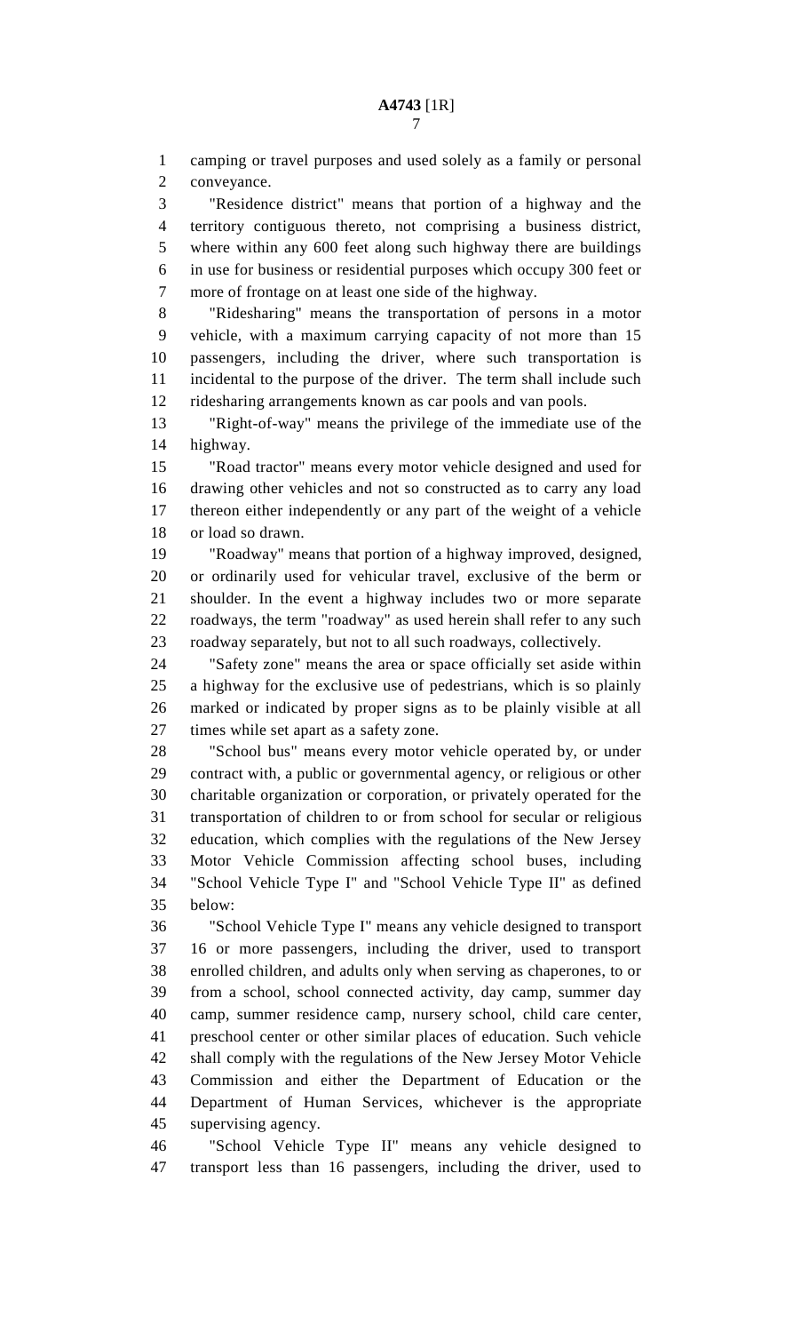camping or travel purposes and used solely as a family or personal conveyance.

"Residence district" means that portion of a highway and the territory contiguous thereto, not comprising a business district, where within any 600 feet along such highway there are buildings in use for business or residential purposes which occupy 300 feet or more of frontage on at least one side of the highway.

"Ridesharing" means the transportation of persons in a motor vehicle, with a maximum carrying capacity of not more than 15 passengers, including the driver, where such transportation is incidental to the purpose of the driver. The term shall include such ridesharing arrangements known as car pools and van pools.

"Right-of-way" means the privilege of the immediate use of the highway.

"Road tractor" means every motor vehicle designed and used for drawing other vehicles and not so constructed as to carry any load thereon either independently or any part of the weight of a vehicle or load so drawn.

"Roadway" means that portion of a highway improved, designed, or ordinarily used for vehicular travel, exclusive of the berm or shoulder. In the event a highway includes two or more separate roadways, the term "roadway" as used herein shall refer to any such roadway separately, but not to all such roadways, collectively.

"Safety zone" means the area or space officially set aside within a highway for the exclusive use of pedestrians, which is so plainly marked or indicated by proper signs as to be plainly visible at all times while set apart as a safety zone.

"School bus" means every motor vehicle operated by, or under contract with, a public or governmental agency, or religious or other charitable organization or corporation, or privately operated for the transportation of children to or from school for secular or religious education, which complies with the regulations of the New Jersey Motor Vehicle Commission affecting school buses, including "School Vehicle Type I" and "School Vehicle Type II" as defined below:

"School Vehicle Type I" means any vehicle designed to transport 16 or more passengers, including the driver, used to transport enrolled children, and adults only when serving as chaperones, to or from a school, school connected activity, day camp, summer day camp, summer residence camp, nursery school, child care center, preschool center or other similar places of education. Such vehicle shall comply with the regulations of the New Jersey Motor Vehicle Commission and either the Department of Education or the Department of Human Services, whichever is the appropriate supervising agency.

"School Vehicle Type II" means any vehicle designed to transport less than 16 passengers, including the driver, used to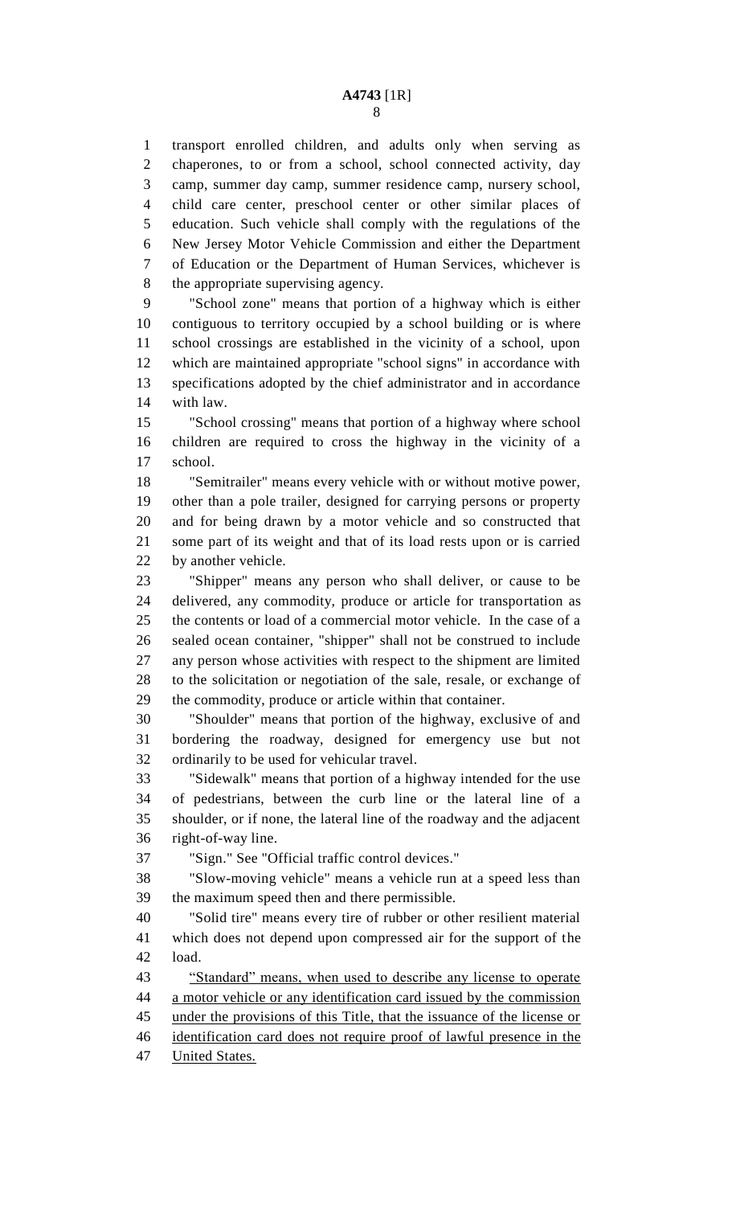transport enrolled children, and adults only when serving as chaperones, to or from a school, school connected activity, day camp, summer day camp, summer residence camp, nursery school, child care center, preschool center or other similar places of education. Such vehicle shall comply with the regulations of the New Jersey Motor Vehicle Commission and either the Department of Education or the Department of Human Services, whichever is the appropriate supervising agency.

"School zone" means that portion of a highway which is either contiguous to territory occupied by a school building or is where school crossings are established in the vicinity of a school, upon which are maintained appropriate "school signs" in accordance with specifications adopted by the chief administrator and in accordance with law.

"School crossing" means that portion of a highway where school children are required to cross the highway in the vicinity of a school.

"Semitrailer" means every vehicle with or without motive power, other than a pole trailer, designed for carrying persons or property and for being drawn by a motor vehicle and so constructed that some part of its weight and that of its load rests upon or is carried by another vehicle.

"Shipper" means any person who shall deliver, or cause to be delivered, any commodity, produce or article for transportation as the contents or load of a commercial motor vehicle. In the case of a sealed ocean container, "shipper" shall not be construed to include any person whose activities with respect to the shipment are limited to the solicitation or negotiation of the sale, resale, or exchange of the commodity, produce or article within that container.

"Shoulder" means that portion of the highway, exclusive of and bordering the roadway, designed for emergency use but not ordinarily to be used for vehicular travel.

"Sidewalk" means that portion of a highway intended for the use of pedestrians, between the curb line or the lateral line of a shoulder, or if none, the lateral line of the roadway and the adjacent right-of-way line.

"Sign." See "Official traffic control devices."

"Slow-moving vehicle" means a vehicle run at a speed less than the maximum speed then and there permissible.

"Solid tire" means every tire of rubber or other resilient material which does not depend upon compressed air for the support of the load.

<u>"Standard" means, when used to describe any license to operate a motor vehicle or any identification card issued by the commission under the provisions of this Title, that the issuance of the license or identification card does not require proof of lawful presence in the United States.</u>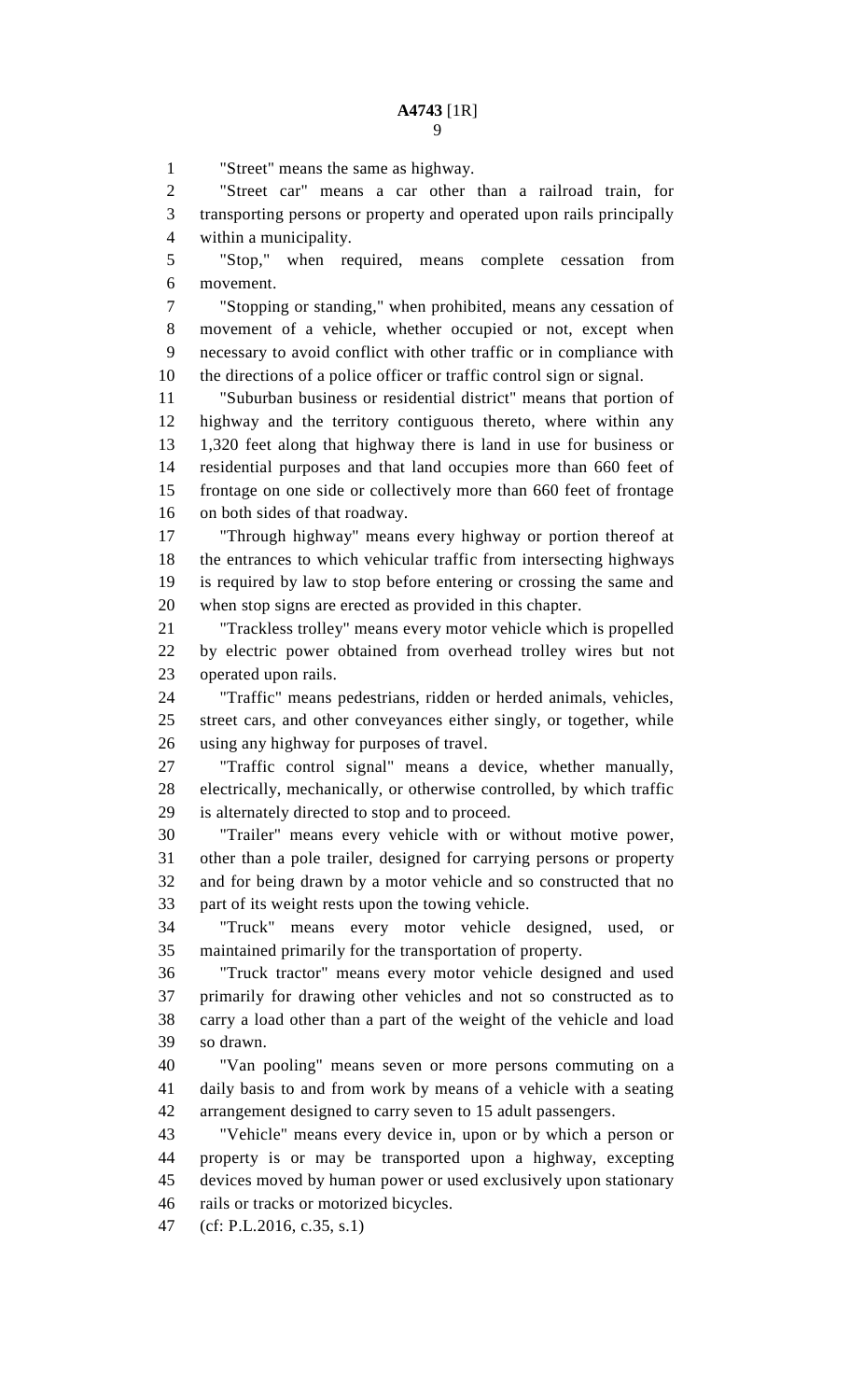"Street" means the same as highway.

"Street car" means a car other than a railroad train, for transporting persons or property and operated upon rails principally within a municipality.

"Stop," when required, means complete cessation from movement.

"Stopping or standing," when prohibited, means any cessation of movement of a vehicle, whether occupied or not, except when necessary to avoid conflict with other traffic or in compliance with the directions of a police officer or traffic control sign or signal.

"Suburban business or residential district" means that portion of highway and the territory contiguous thereto, where within any 1,320 feet along that highway there is land in use for business or residential purposes and that land occupies more than 660 feet of frontage on one side or collectively more than 660 feet of frontage on both sides of that roadway.

"Through highway" means every highway or portion thereof at the entrances to which vehicular traffic from intersecting highways is required by law to stop before entering or crossing the same and when stop signs are erected as provided in this chapter.

"Trackless trolley" means every motor vehicle which is propelled by electric power obtained from overhead trolley wires but not operated upon rails.

"Traffic" means pedestrians, ridden or herded animals, vehicles, street cars, and other conveyances either singly, or together, while using any highway for purposes of travel.

"Traffic control signal" means a device, whether manually, electrically, mechanically, or otherwise controlled, by which traffic is alternately directed to stop and to proceed.

"Trailer" means every vehicle with or without motive power, other than a pole trailer, designed for carrying persons or property and for being drawn by a motor vehicle and so constructed that no part of its weight rests upon the towing vehicle.

"Truck" means every motor vehicle designed, used, or maintained primarily for the transportation of property.

"Truck tractor" means every motor vehicle designed and used primarily for drawing other vehicles and not so constructed as to carry a load other than a part of the weight of the vehicle and load so drawn.

"Van pooling" means seven or more persons commuting on a daily basis to and from work by means of a vehicle with a seating arrangement designed to carry seven to 15 adult passengers.

"Vehicle" means every device in, upon or by which a person or property is or may be transported upon a highway, excepting devices moved by human power or used exclusively upon stationary rails or tracks or motorized bicycles.

(cf: P.L.2016, c.35, s.1)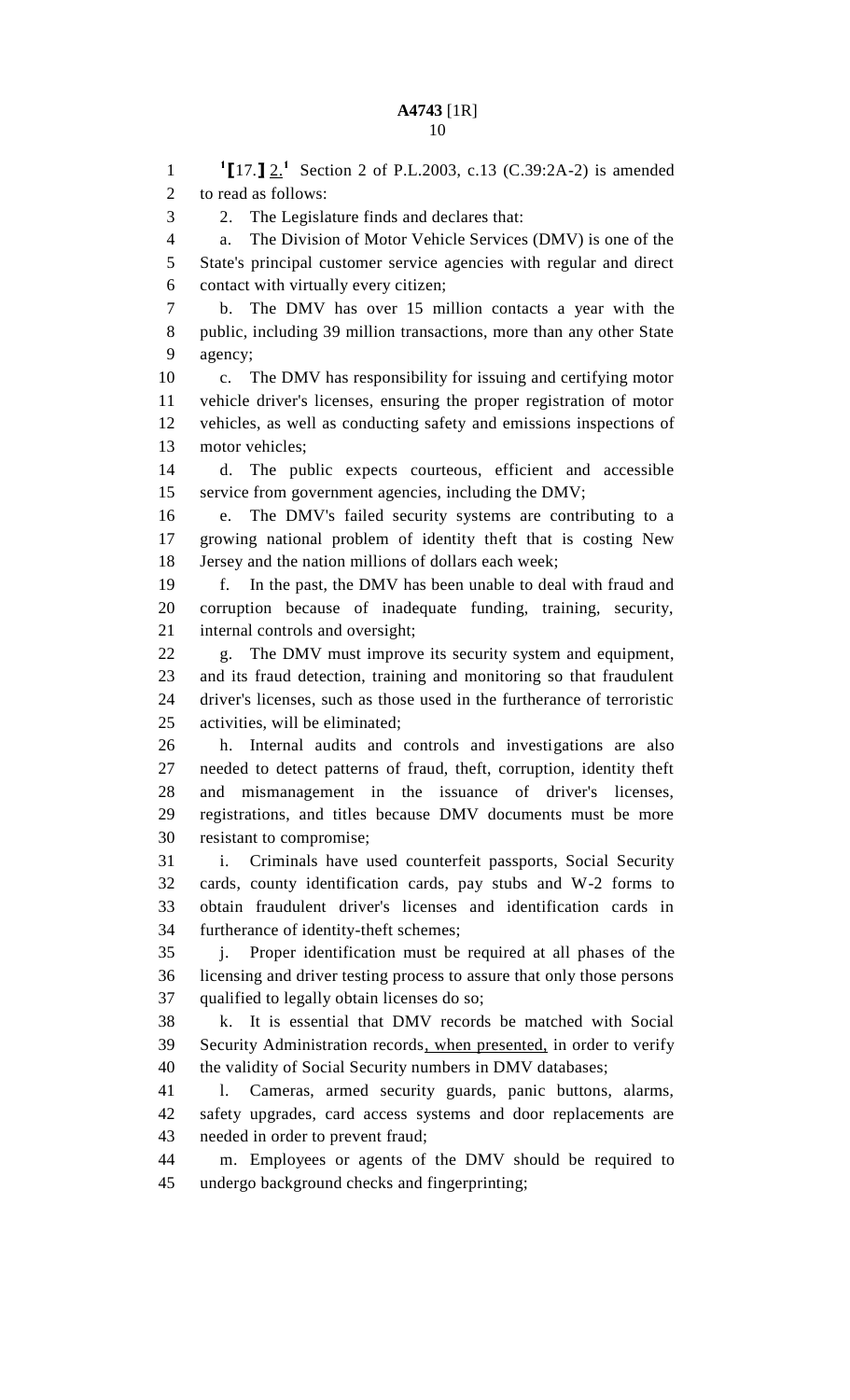[1]【17.】 2.[1] Section 2 of P.L.2003, c.13 (C.39:2A-2) is amended to read as follows:

2. The Legislature finds and declares that:

a. The Division of Motor Vehicle Services (DMV) is one of the State's principal customer service agencies with regular and direct contact with virtually every citizen;

b. The DMV has over 15 million contacts a year with the public, including 39 million transactions, more than any other State agency;

c. The DMV has responsibility for issuing and certifying motor vehicle driver's licenses, ensuring the proper registration of motor vehicles, as well as conducting safety and emissions inspections of motor vehicles;

d. The public expects courteous, efficient and accessible service from government agencies, including the DMV;

e. The DMV's failed security systems are contributing to a growing national problem of identity theft that is costing New Jersey and the nation millions of dollars each week;

f. In the past, the DMV has been unable to deal with fraud and corruption because of inadequate funding, training, security, internal controls and oversight;

g. The DMV must improve its security system and equipment, and its fraud detection, training and monitoring so that fraudulent driver's licenses, such as those used in the furtherance of terroristic activities, will be eliminated;

h. Internal audits and controls and investigations are also needed to detect patterns of fraud, theft, corruption, identity theft and mismanagement in the issuance of driver's licenses, registrations, and titles because DMV documents must be more resistant to compromise;

i. Criminals have used counterfeit passports, Social Security cards, county identification cards, pay stubs and W-2 forms to obtain fraudulent driver's licenses and identification cards in furtherance of identity-theft schemes;

j. Proper identification must be required at all phases of the licensing and driver testing process to assure that only those persons qualified to legally obtain licenses do so;

k. It is essential that DMV records be matched with Social Security Administration records, when presented, in order to verify the validity of Social Security numbers in DMV databases;

l. Cameras, armed security guards, panic buttons, alarms, safety upgrades, card access systems and door replacements are needed in order to prevent fraud;

m. Employees or agents of the DMV should be required to undergo background checks and fingerprinting;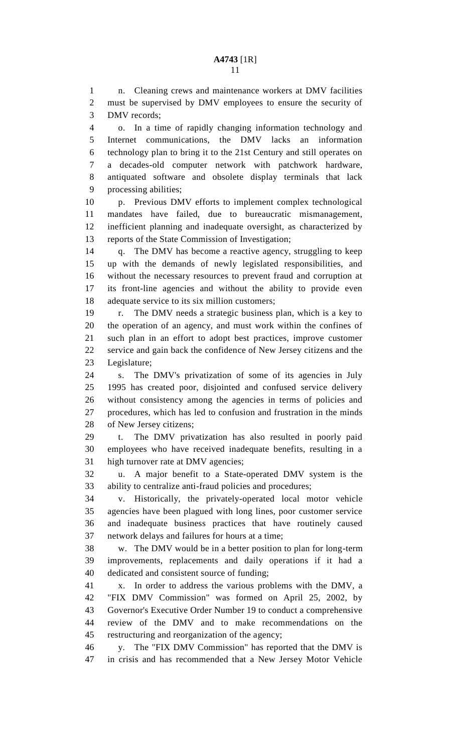n. Cleaning crews and maintenance workers at DMV facilities must be supervised by DMV employees to ensure the security of DMV records;

o. In a time of rapidly changing information technology and Internet communications, the DMV lacks an information technology plan to bring it to the 21st Century and still operates on a decades-old computer network with patchwork hardware, antiquated software and obsolete display terminals that lack processing abilities;

p. Previous DMV efforts to implement complex technological mandates have failed, due to bureaucratic mismanagement, inefficient planning and inadequate oversight, as characterized by reports of the State Commission of Investigation;

q. The DMV has become a reactive agency, struggling to keep up with the demands of newly legislated responsibilities, and without the necessary resources to prevent fraud and corruption at its front-line agencies and without the ability to provide even adequate service to its six million customers;

r. The DMV needs a strategic business plan, which is a key to the operation of an agency, and must work within the confines of such plan in an effort to adopt best practices, improve customer service and gain back the confidence of New Jersey citizens and the Legislature;

s. The DMV's privatization of some of its agencies in July 1995 has created poor, disjointed and confused service delivery without consistency among the agencies in terms of policies and procedures, which has led to confusion and frustration in the minds of New Jersey citizens;

t. The DMV privatization has also resulted in poorly paid employees who have received inadequate benefits, resulting in a high turnover rate at DMV agencies;

u. A major benefit to a State-operated DMV system is the ability to centralize anti-fraud policies and procedures;

v. Historically, the privately-operated local motor vehicle agencies have been plagued with long lines, poor customer service and inadequate business practices that have routinely caused network delays and failures for hours at a time;

w. The DMV would be in a better position to plan for long-term improvements, replacements and daily operations if it had a dedicated and consistent source of funding;

x. In order to address the various problems with the DMV, a "FIX DMV Commission" was formed on April 25, 2002, by Governor's Executive Order Number 19 to conduct a comprehensive review of the DMV and to make recommendations on the restructuring and reorganization of the agency;

y. The "FIX DMV Commission" has reported that the DMV is in crisis and has recommended that a New Jersey Motor Vehicle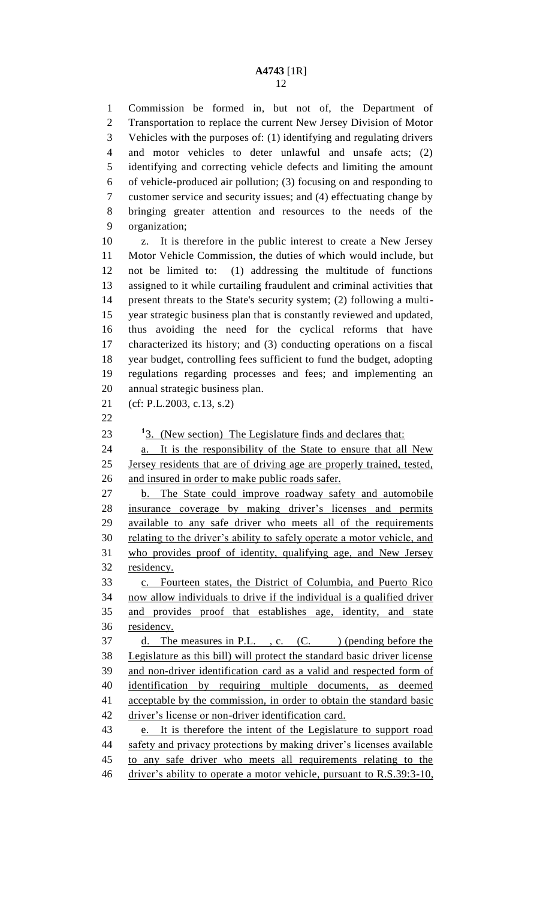Commission be formed in, but not of, the Department of Transportation to replace the current New Jersey Division of Motor Vehicles with the purposes of: (1) identifying and regulating drivers and motor vehicles to deter unlawful and unsafe acts; (2) identifying and correcting vehicle defects and limiting the amount of vehicle-produced air pollution; (3) focusing on and responding to customer service and security issues; and (4) effectuating change by bringing greater attention and resources to the needs of the organization;

z. It is therefore in the public interest to create a New Jersey Motor Vehicle Commission, the duties of which would include, but not be limited to: (1) addressing the multitude of functions assigned to it while curtailing fraudulent and criminal activities that present threats to the State's security system; (2) following a multi-year strategic business plan that is constantly reviewed and updated, thus avoiding the need for the cyclical reforms that have characterized its history; and (3) conducting operations on a fiscal year budget, controlling fees sufficient to fund the budget, adopting regulations regarding processes and fees; and implementing an annual strategic business plan.

(cf: P.L.2003, c.13, s.2)

[1]3. (New section) The Legislature finds and declares that:

a. It is the responsibility of the State to ensure that all New Jersey residents that are of driving age are properly trained, tested, and insured in order to make public roads safer.

b. The State could improve roadway safety and automobile insurance coverage by making driver's licenses and permits available to any safe driver who meets all of the requirements relating to the driver's ability to safely operate a motor vehicle, and who provides proof of identity, qualifying age, and New Jersey residency.

c. Fourteen states, the District of Columbia, and Puerto Rico now allow individuals to drive if the individual is a qualified driver and provides proof that establishes age, identity, and state residency.

d. The measures in P.L. , c. (C. ) (pending before the Legislature as this bill) will protect the standard basic driver license and non-driver identification card as a valid and respected form of identification by requiring multiple documents, as deemed acceptable by the commission, in order to obtain the standard basic driver's license or non-driver identification card.

e. It is therefore the intent of the Legislature to support road safety and privacy protections by making driver's licenses available to any safe driver who meets all requirements relating to the driver's ability to operate a motor vehicle, pursuant to R.S.39:3-10,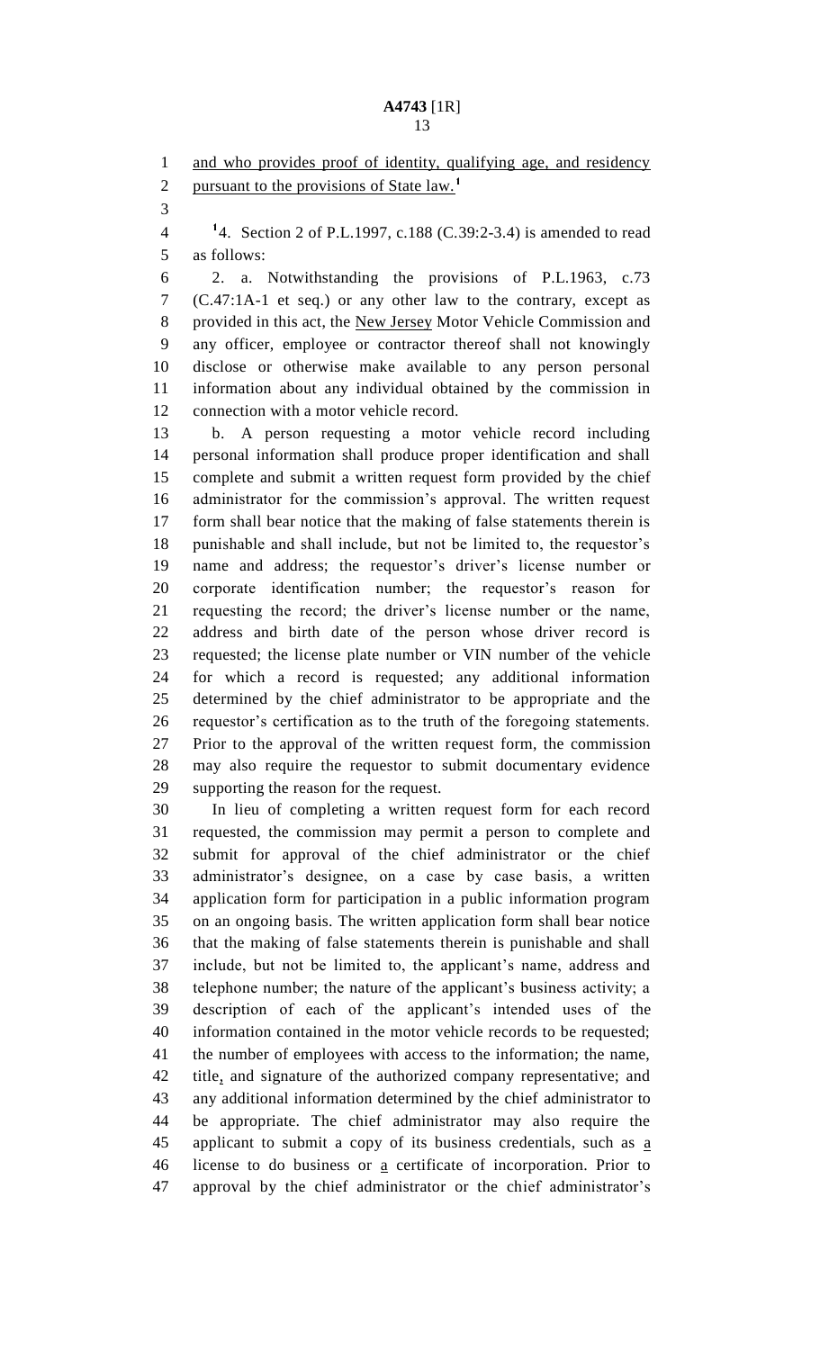and who provides proof of identity, qualifying age, and residency pursuant to the provisions of State law.[1]

[1]4. Section 2 of P.L.1997, c.188 (C.39:2-3.4) is amended to read as follows:

2. a. Notwithstanding the provisions of P.L.1963, c.73 (C.47:1A-1 et seq.) or any other law to the contrary, except as provided in this act, the New Jersey Motor Vehicle Commission and any officer, employee or contractor thereof shall not knowingly disclose or otherwise make available to any person personal information about any individual obtained by the commission in connection with a motor vehicle record.

b. A person requesting a motor vehicle record including personal information shall produce proper identification and shall complete and submit a written request form provided by the chief administrator for the commission's approval. The written request form shall bear notice that the making of false statements therein is punishable and shall include, but not be limited to, the requestor's name and address; the requestor's driver's license number or corporate identification number; the requestor's reason for requesting the record; the driver's license number or the name, address and birth date of the person whose driver record is requested; the license plate number or VIN number of the vehicle for which a record is requested; any additional information determined by the chief administrator to be appropriate and the requestor's certification as to the truth of the foregoing statements. Prior to the approval of the written request form, the commission may also require the requestor to submit documentary evidence supporting the reason for the request.

In lieu of completing a written request form for each record requested, the commission may permit a person to complete and submit for approval of the chief administrator or the chief administrator's designee, on a case by case basis, a written application form for participation in a public information program on an ongoing basis. The written application form shall bear notice that the making of false statements therein is punishable and shall include, but not be limited to, the applicant's name, address and telephone number; the nature of the applicant's business activity; a description of each of the applicant's intended uses of the information contained in the motor vehicle records to be requested; the number of employees with access to the information; the name, title, and signature of the authorized company representative; and any additional information determined by the chief administrator to be appropriate. The chief administrator may also require the applicant to submit a copy of its business credentials, such as a license to do business or a certificate of incorporation. Prior to approval by the chief administrator or the chief administrator's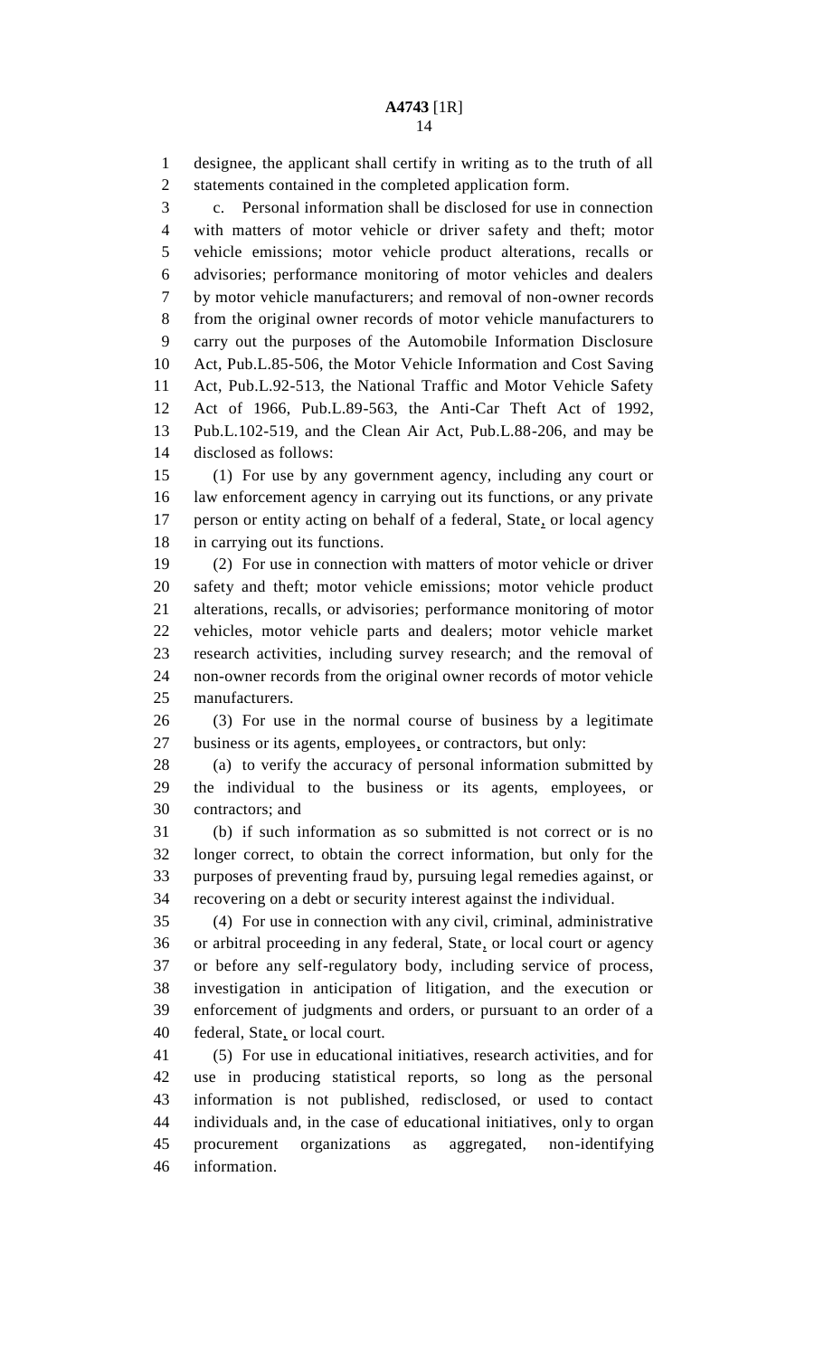designee, the applicant shall certify in writing as to the truth of all statements contained in the completed application form.

c. Personal information shall be disclosed for use in connection with matters of motor vehicle or driver safety and theft; motor vehicle emissions; motor vehicle product alterations, recalls or advisories; performance monitoring of motor vehicles and dealers by motor vehicle manufacturers; and removal of non-owner records from the original owner records of motor vehicle manufacturers to carry out the purposes of the Automobile Information Disclosure Act, Pub.L.85-506, the Motor Vehicle Information and Cost Saving Act, Pub.L.92-513, the National Traffic and Motor Vehicle Safety Act of 1966, Pub.L.89-563, the Anti-Car Theft Act of 1992, Pub.L.102-519, and the Clean Air Act, Pub.L.88-206, and may be disclosed as follows:

(1) For use by any government agency, including any court or law enforcement agency in carrying out its functions, or any private person or entity acting on behalf of a federal, State, or local agency in carrying out its functions.

(2) For use in connection with matters of motor vehicle or driver safety and theft; motor vehicle emissions; motor vehicle product alterations, recalls, or advisories; performance monitoring of motor vehicles, motor vehicle parts and dealers; motor vehicle market research activities, including survey research; and the removal of non-owner records from the original owner records of motor vehicle manufacturers.

(3) For use in the normal course of business by a legitimate business or its agents, employees, or contractors, but only:

(a) to verify the accuracy of personal information submitted by the individual to the business or its agents, employees, or contractors; and

(b) if such information as so submitted is not correct or is no longer correct, to obtain the correct information, but only for the purposes of preventing fraud by, pursuing legal remedies against, or recovering on a debt or security interest against the individual.

(4) For use in connection with any civil, criminal, administrative or arbitral proceeding in any federal, State, or local court or agency or before any self-regulatory body, including service of process, investigation in anticipation of litigation, and the execution or enforcement of judgments and orders, or pursuant to an order of a federal, State, or local court.

(5) For use in educational initiatives, research activities, and for use in producing statistical reports, so long as the personal information is not published, redisclosed, or used to contact individuals and, in the case of educational initiatives, only to organ procurement organizations as aggregated, non-identifying information.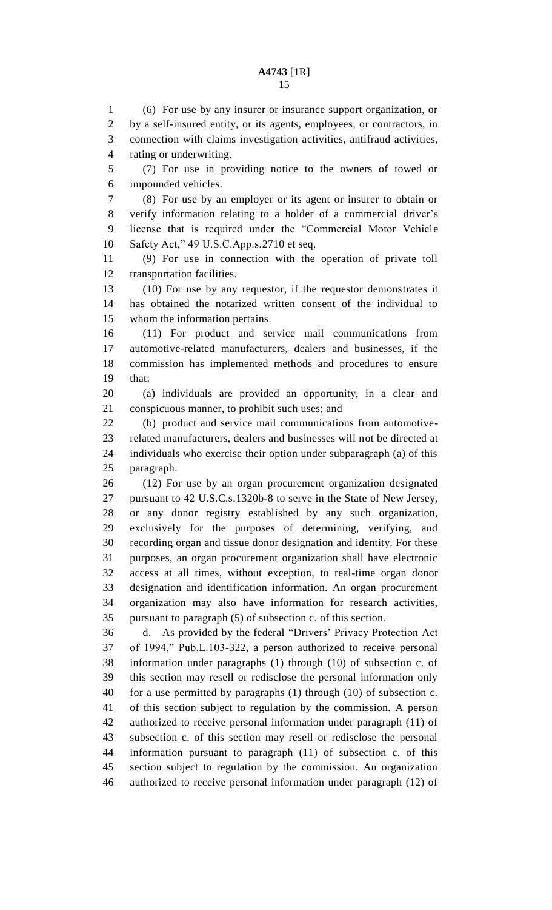(6) For use by any insurer or insurance support organization, or by a self-insured entity, or its agents, employees, or contractors, in connection with claims investigation activities, antifraud activities, rating or underwriting.

(7) For use in providing notice to the owners of towed or impounded vehicles.

(8) For use by an employer or its agent or insurer to obtain or verify information relating to a holder of a commercial driver's license that is required under the "Commercial Motor Vehicle Safety Act," 49 U.S.C.App.s.2710 et seq.

(9) For use in connection with the operation of private toll transportation facilities.

(10) For use by any requestor, if the requestor demonstrates it has obtained the notarized written consent of the individual to whom the information pertains.

(11) For product and service mail communications from automotive-related manufacturers, dealers and businesses, if the commission has implemented methods and procedures to ensure that:

(a) individuals are provided an opportunity, in a clear and conspicuous manner, to prohibit such uses; and

(b) product and service mail communications from automotive-related manufacturers, dealers and businesses will not be directed at individuals who exercise their option under subparagraph (a) of this paragraph.

(12) For use by an organ procurement organization designated pursuant to 42 U.S.C.s.1320b-8 to serve in the State of New Jersey, or any donor registry established by any such organization, exclusively for the purposes of determining, verifying, and recording organ and tissue donor designation and identity. For these purposes, an organ procurement organization shall have electronic access at all times, without exception, to real-time organ donor designation and identification information. An organ procurement organization may also have information for research activities, pursuant to paragraph (5) of subsection c. of this section.

d. As provided by the federal "Drivers' Privacy Protection Act of 1994," Pub.L.103-322, a person authorized to receive personal information under paragraphs (1) through (10) of subsection c. of this section may resell or redisclose the personal information only for a use permitted by paragraphs (1) through (10) of subsection c. of this section subject to regulation by the commission. A person authorized to receive personal information under paragraph (11) of subsection c. of this section may resell or redisclose the personal information pursuant to paragraph (11) of subsection c. of this section subject to regulation by the commission. An organization authorized to receive personal information under paragraph (12) of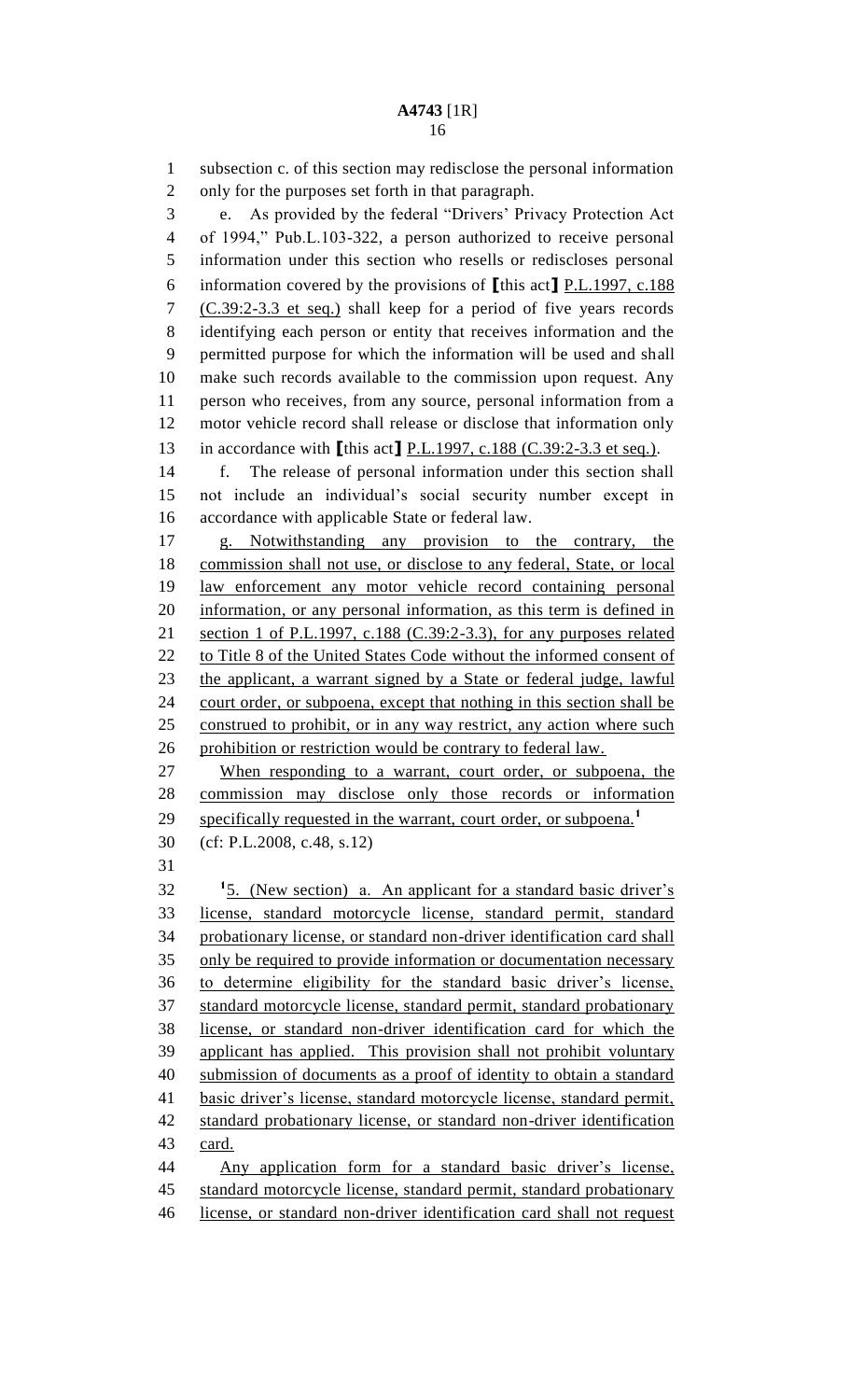subsection c. of this section may redisclose the personal information only for the purposes set forth in that paragraph.

e. As provided by the federal "Drivers' Privacy Protection Act of 1994," Pub.L.103-322, a person authorized to receive personal information under this section who resells or rediscloses personal information covered by the provisions of [this act] P.L.1997, c.188 (C.39:2-3.3 et seq.) shall keep for a period of five years records identifying each person or entity that receives information and the permitted purpose for which the information will be used and shall make such records available to the commission upon request. Any person who receives, from any source, personal information from a motor vehicle record shall release or disclose that information only in accordance with [this act] P.L.1997, c.188 (C.39:2-3.3 et seq.).

f. The release of personal information under this section shall not include an individual's social security number except in accordance with applicable State or federal law.

g. Notwithstanding any provision to the contrary, the commission shall not use, or disclose to any federal, State, or local law enforcement any motor vehicle record containing personal information, or any personal information, as this term is defined in section 1 of P.L.1997, c.188 (C.39:2-3.3), for any purposes related to Title 8 of the United States Code without the informed consent of the applicant, a warrant signed by a State or federal judge, lawful court order, or subpoena, except that nothing in this section shall be construed to prohibit, or in any way restrict, any action where such prohibition or restriction would be contrary to federal law.

When responding to a warrant, court order, or subpoena, the commission may disclose only those records or information specifically requested in the warrant, court order, or subpoena.[1]

(cf: P.L.2008, c.48, s.12)

[1]5. (New section) a. An applicant for a standard basic driver's license, standard motorcycle license, standard permit, standard probationary license, or standard non-driver identification card shall only be required to provide information or documentation necessary to determine eligibility for the standard basic driver's license, standard motorcycle license, standard permit, standard probationary license, or standard non-driver identification card for which the applicant has applied. This provision shall not prohibit voluntary submission of documents as a proof of identity to obtain a standard basic driver's license, standard motorcycle license, standard permit, standard probationary license, or standard non-driver identification card.

Any application form for a standard basic driver's license, standard motorcycle license, standard permit, standard probationary license, or standard non-driver identification card shall not request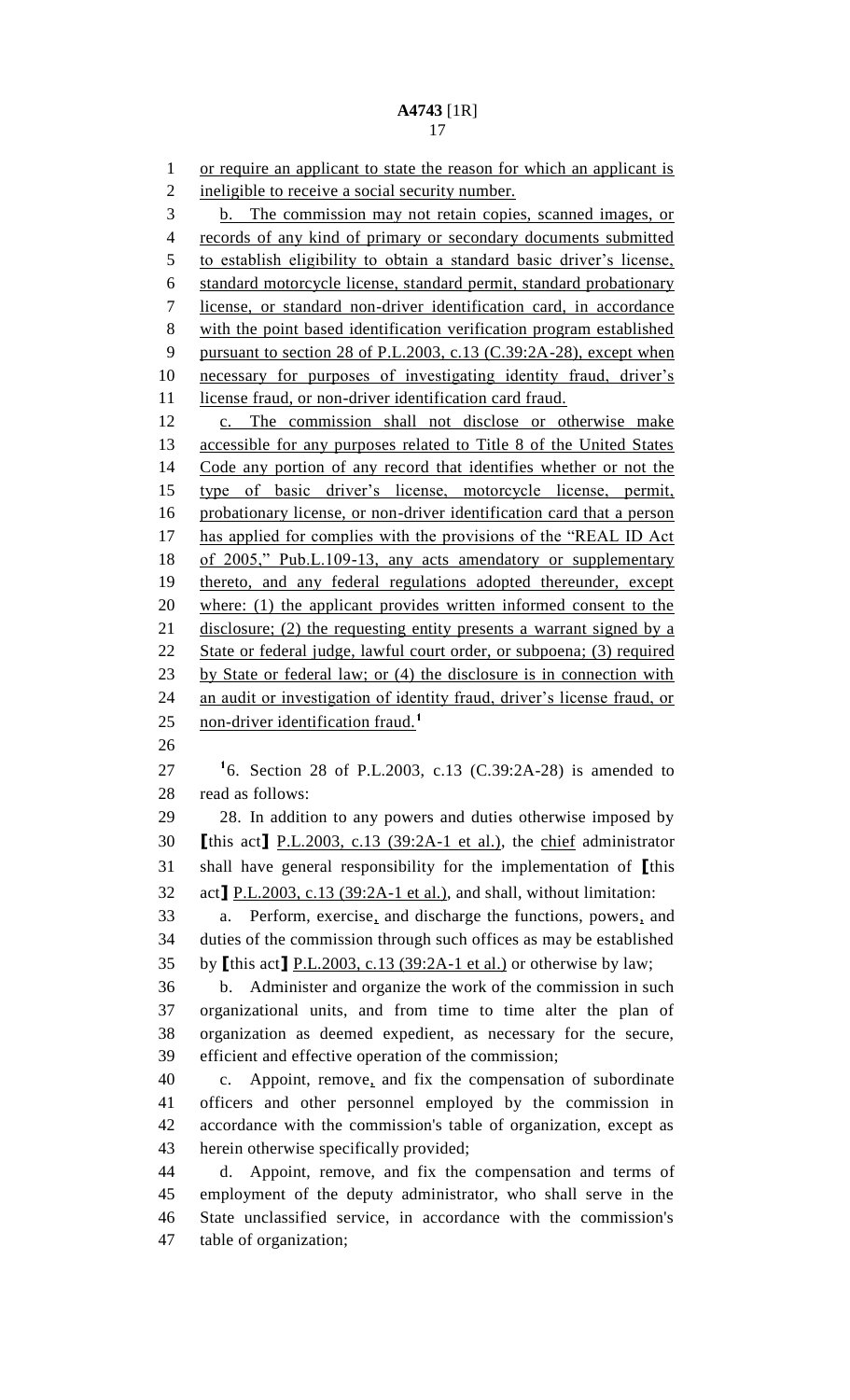or require an applicant to state the reason for which an applicant is ineligible to receive a social security number.

b. The commission may not retain copies, scanned images, or records of any kind of primary or secondary documents submitted to establish eligibility to obtain a standard basic driver's license, standard motorcycle license, standard permit, standard probationary license, or standard non-driver identification card, in accordance with the point based identification verification program established pursuant to section 28 of P.L.2003, c.13 (C.39:2A-28), except when necessary for purposes of investigating identity fraud, driver's license fraud, or non-driver identification card fraud.

c. The commission shall not disclose or otherwise make accessible for any purposes related to Title 8 of the United States Code any portion of any record that identifies whether or not the type of basic driver's license, motorcycle license, permit, probationary license, or non-driver identification card that a person has applied for complies with the provisions of the "REAL ID Act of 2005," Pub.L.109-13, any acts amendatory or supplementary thereto, and any federal regulations adopted thereunder, except where: (1) the applicant provides written informed consent to the disclosure; (2) the requesting entity presents a warrant signed by a State or federal judge, lawful court order, or subpoena; (3) required by State or federal law; or (4) the disclosure is in connection with an audit or investigation of identity fraud, driver's license fraud, or non-driver identification fraud.[1]

[1]6. Section 28 of P.L.2003, c.13 (C.39:2A-28) is amended to read as follows:

28. In addition to any powers and duties otherwise imposed by [this act] P.L.2003, c.13 (39:2A-1 et al.), the chief administrator shall have general responsibility for the implementation of [this act] P.L.2003, c.13 (39:2A-1 et al.), and shall, without limitation:

a. Perform, exercise, and discharge the functions, powers, and duties of the commission through such offices as may be established by [this act] P.L.2003, c.13 (39:2A-1 et al.) or otherwise by law;

b. Administer and organize the work of the commission in such organizational units, and from time to time alter the plan of organization as deemed expedient, as necessary for the secure, efficient and effective operation of the commission;

c. Appoint, remove, and fix the compensation of subordinate officers and other personnel employed by the commission in accordance with the commission's table of organization, except as herein otherwise specifically provided;

d. Appoint, remove, and fix the compensation and terms of employment of the deputy administrator, who shall serve in the State unclassified service, in accordance with the commission's table of organization;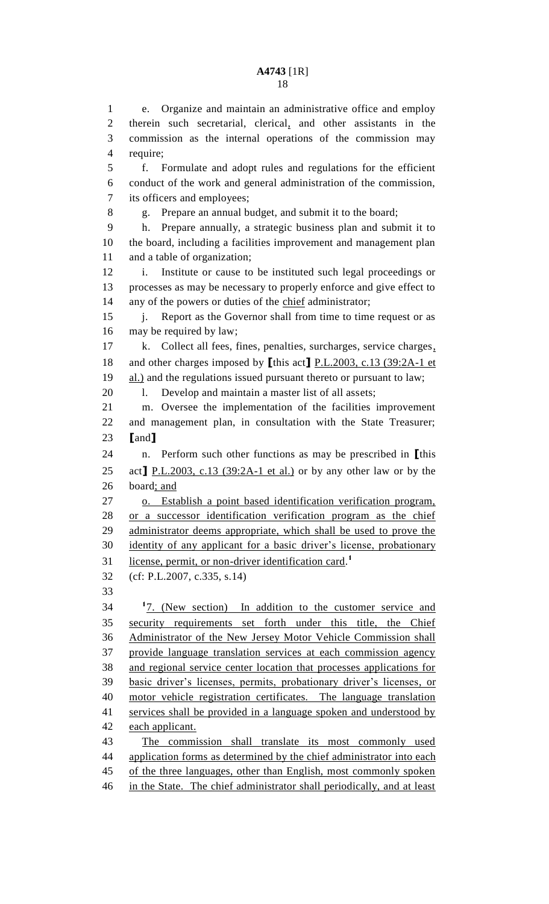e. Organize and maintain an administrative office and employ therein such secretarial, clerical, and other assistants in the commission as the internal operations of the commission may require;

f. Formulate and adopt rules and regulations for the efficient conduct of the work and general administration of the commission, its officers and employees;

g. Prepare an annual budget, and submit it to the board;

h. Prepare annually, a strategic business plan and submit it to the board, including a facilities improvement and management plan and a table of organization;

i. Institute or cause to be instituted such legal proceedings or processes as may be necessary to properly enforce and give effect to any of the powers or duties of the chief administrator;

j. Report as the Governor shall from time to time request or as may be required by law;

k. Collect all fees, fines, penalties, surcharges, service charges, and other charges imposed by [this act] P.L.2003, c.13 (39:2A-1 et al.) and the regulations issued pursuant thereto or pursuant to law;

l. Develop and maintain a master list of all assets;

m. Oversee the implementation of the facilities improvement and management plan, in consultation with the State Treasurer; [and]

n. Perform such other functions as may be prescribed in [this act] P.L.2003, c.13 (39:2A-1 et al.) or by any other law or by the board; and

o. Establish a point based identification verification program, or a successor identification verification program as the chief administrator deems appropriate, which shall be used to prove the identity of any applicant for a basic driver's license, probationary license, permit, or non-driver identification card.[1]

(cf: P.L.2007, c.335, s.14)

[1]7. (New section) In addition to the customer service and security requirements set forth under this title, the Chief Administrator of the New Jersey Motor Vehicle Commission shall provide language translation services at each commission agency and regional service center location that processes applications for basic driver's licenses, permits, probationary driver's licenses, or motor vehicle registration certificates. The language translation services shall be provided in a language spoken and understood by each applicant.

The commission shall translate its most commonly used application forms as determined by the chief administrator into each of the three languages, other than English, most commonly spoken in the State. The chief administrator shall periodically, and at least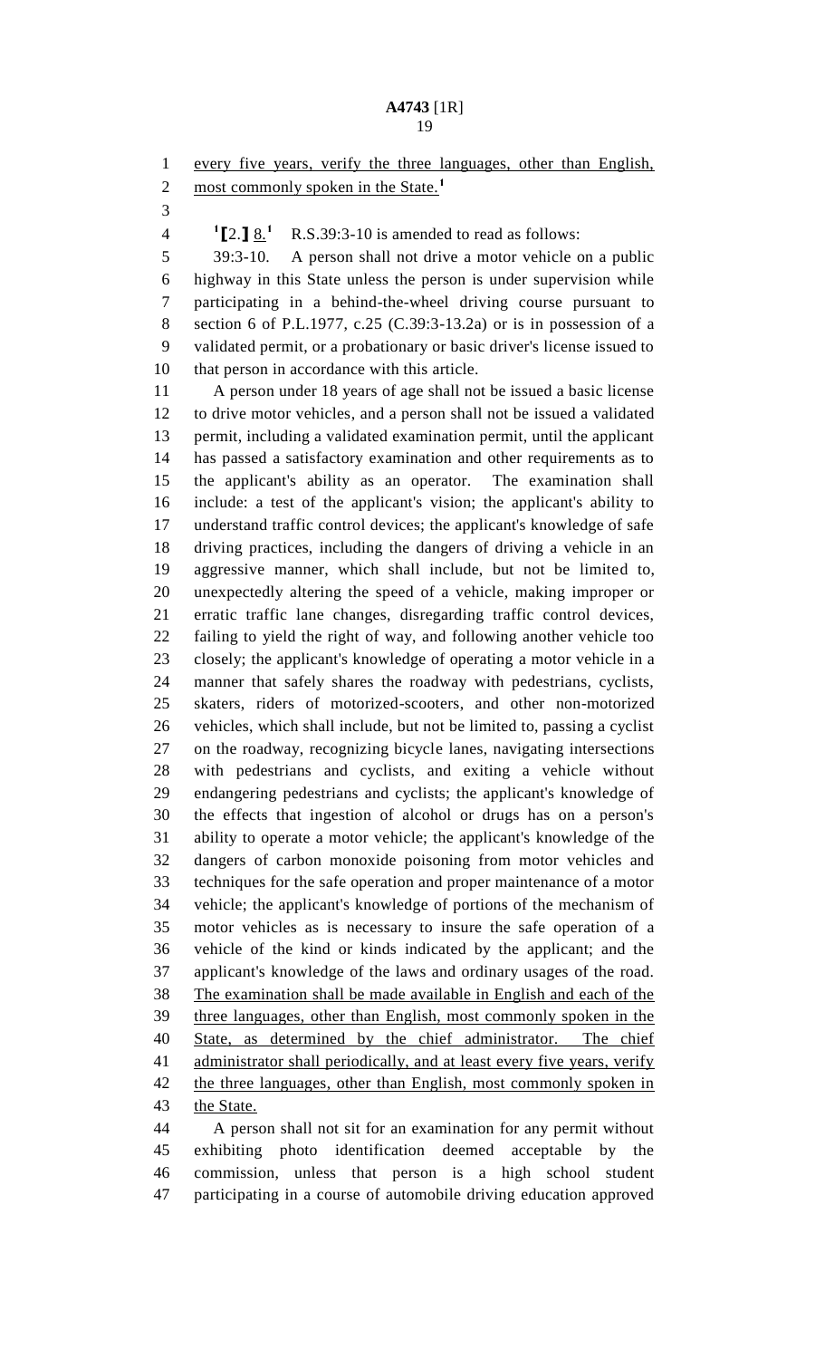every five years, verify the three languages, other than English, most commonly spoken in the State.[1]

[1]**[**2.**]** 8.[1] R.S.39:3-10 is amended to read as follows:

39:3-10. A person shall not drive a motor vehicle on a public highway in this State unless the person is under supervision while participating in a behind-the-wheel driving course pursuant to section 6 of P.L.1977, c.25 (C.39:3-13.2a) or is in possession of a validated permit, or a probationary or basic driver's license issued to that person in accordance with this article.

A person under 18 years of age shall not be issued a basic license to drive motor vehicles, and a person shall not be issued a validated permit, including a validated examination permit, until the applicant has passed a satisfactory examination and other requirements as to the applicant's ability as an operator. The examination shall include: a test of the applicant's vision; the applicant's ability to understand traffic control devices; the applicant's knowledge of safe driving practices, including the dangers of driving a vehicle in an aggressive manner, which shall include, but not be limited to, unexpectedly altering the speed of a vehicle, making improper or erratic traffic lane changes, disregarding traffic control devices, failing to yield the right of way, and following another vehicle too closely; the applicant's knowledge of operating a motor vehicle in a manner that safely shares the roadway with pedestrians, cyclists, skaters, riders of motorized-scooters, and other non-motorized vehicles, which shall include, but not be limited to, passing a cyclist on the roadway, recognizing bicycle lanes, navigating intersections with pedestrians and cyclists, and exiting a vehicle without endangering pedestrians and cyclists; the applicant's knowledge of the effects that ingestion of alcohol or drugs has on a person's ability to operate a motor vehicle; the applicant's knowledge of the dangers of carbon monoxide poisoning from motor vehicles and techniques for the safe operation and proper maintenance of a motor vehicle; the applicant's knowledge of portions of the mechanism of motor vehicles as is necessary to insure the safe operation of a vehicle of the kind or kinds indicated by the applicant; and the applicant's knowledge of the laws and ordinary usages of the road. The examination shall be made available in English and each of the three languages, other than English, most commonly spoken in the State, as determined by the chief administrator. The chief administrator shall periodically, and at least every five years, verify the three languages, other than English, most commonly spoken in the State.

A person shall not sit for an examination for any permit without exhibiting photo identification deemed acceptable by the commission, unless that person is a high school student participating in a course of automobile driving education approved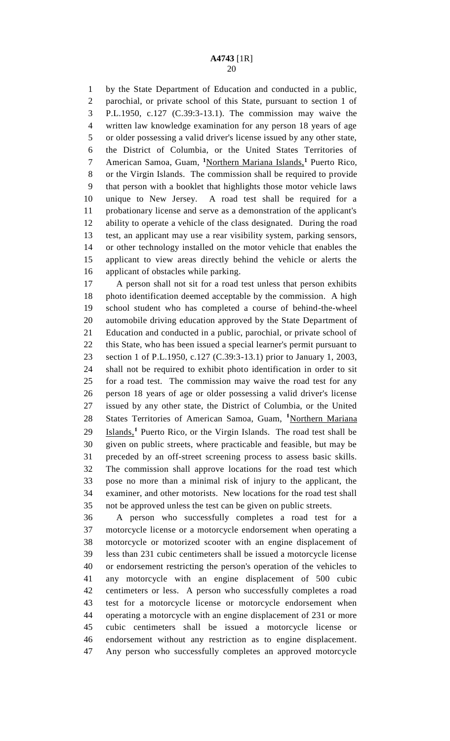by the State Department of Education and conducted in a public, parochial, or private school of this State, pursuant to section 1 of P.L.1950, c.127 (C.39:3-13.1). The commission may waive the written law knowledge examination for any person 18 years of age or older possessing a valid driver's license issued by any other state, the District of Columbia, or the United States Territories of American Samoa, Guam, [1]Northern Mariana Islands,[1] Puerto Rico, or the Virgin Islands. The commission shall be required to provide that person with a booklet that highlights those motor vehicle laws unique to New Jersey. A road test shall be required for a probationary license and serve as a demonstration of the applicant's ability to operate a vehicle of the class designated. During the road test, an applicant may use a rear visibility system, parking sensors, or other technology installed on the motor vehicle that enables the applicant to view areas directly behind the vehicle or alerts the applicant of obstacles while parking.

A person shall not sit for a road test unless that person exhibits photo identification deemed acceptable by the commission. A high school student who has completed a course of behind-the-wheel automobile driving education approved by the State Department of Education and conducted in a public, parochial, or private school of this State, who has been issued a special learner's permit pursuant to section 1 of P.L.1950, c.127 (C.39:3-13.1) prior to January 1, 2003, shall not be required to exhibit photo identification in order to sit for a road test. The commission may waive the road test for any person 18 years of age or older possessing a valid driver's license issued by any other state, the District of Columbia, or the United States Territories of American Samoa, Guam, [1]Northern Mariana Islands,[1] Puerto Rico, or the Virgin Islands. The road test shall be given on public streets, where practicable and feasible, but may be preceded by an off-street screening process to assess basic skills. The commission shall approve locations for the road test which pose no more than a minimal risk of injury to the applicant, the examiner, and other motorists. New locations for the road test shall not be approved unless the test can be given on public streets.

A person who successfully completes a road test for a motorcycle license or a motorcycle endorsement when operating a motorcycle or motorized scooter with an engine displacement of less than 231 cubic centimeters shall be issued a motorcycle license or endorsement restricting the person's operation of the vehicles to any motorcycle with an engine displacement of 500 cubic centimeters or less. A person who successfully completes a road test for a motorcycle license or motorcycle endorsement when operating a motorcycle with an engine displacement of 231 or more cubic centimeters shall be issued a motorcycle license or endorsement without any restriction as to engine displacement. Any person who successfully completes an approved motorcycle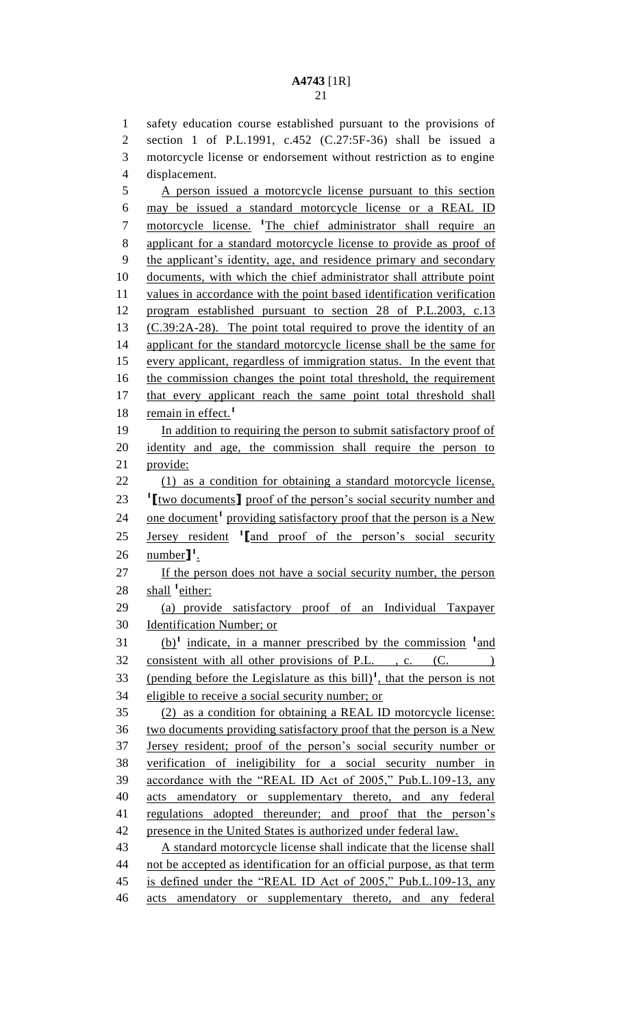safety education course established pursuant to the provisions of section 1 of P.L.1991, c.452 (C.27:5F-36) shall be issued a motorcycle license or endorsement without restriction as to engine displacement.

A person issued a motorcycle license pursuant to this section may be issued a standard motorcycle license or a REAL ID motorcycle license. [1]The chief administrator shall require an applicant for a standard motorcycle license to provide as proof of the applicant's identity, age, and residence primary and secondary documents, with which the chief administrator shall attribute point values in accordance with the point based identification verification program established pursuant to section 28 of P.L.2003, c.13 (C.39:2A-28). The point total required to prove the identity of an applicant for the standard motorcycle license shall be the same for every applicant, regardless of immigration status. In the event that the commission changes the point total threshold, the requirement that every applicant reach the same point total threshold shall remain in effect.[1]

In addition to requiring the person to submit satisfactory proof of identity and age, the commission shall require the person to provide:

(1) as a condition for obtaining a standard motorcycle license, [1][two documents] proof of the person's social security number and one document[1] providing satisfactory proof that the person is a New Jersey resident [1][and proof of the person's social security number][1].

If the person does not have a social security number, the person shall [1]either:

(a) provide satisfactory proof of an Individual Taxpayer Identification Number; or

(b)[1] indicate, in a manner prescribed by the commission [1]and consistent with all other provisions of P.L. , c. (C. ) (pending before the Legislature as this bill)[1], that the person is not eligible to receive a social security number; or

(2) as a condition for obtaining a REAL ID motorcycle license: two documents providing satisfactory proof that the person is a New Jersey resident; proof of the person's social security number or verification of ineligibility for a social security number in accordance with the "REAL ID Act of 2005," Pub.L.109-13, any acts amendatory or supplementary thereto, and any federal regulations adopted thereunder; and proof that the person's presence in the United States is authorized under federal law.

A standard motorcycle license shall indicate that the license shall not be accepted as identification for an official purpose, as that term is defined under the "REAL ID Act of 2005," Pub.L.109-13, any acts amendatory or supplementary thereto, and any federal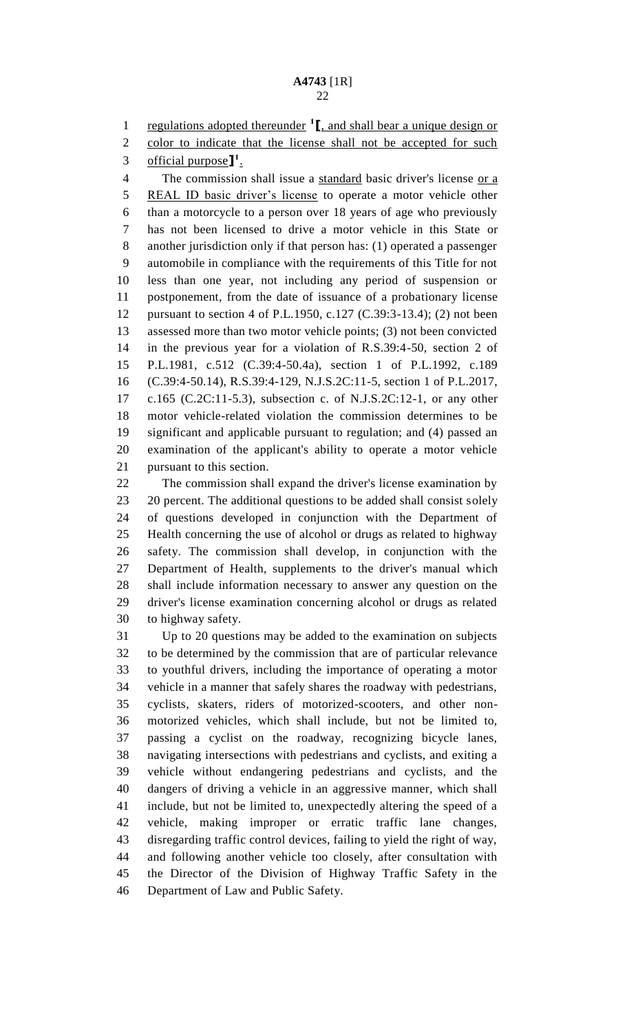regulations adopted thereunder [1][, and shall bear a unique design or color to indicate that the license shall not be accepted for such official purpose][1].

The commission shall issue a standard basic driver's license or a REAL ID basic driver's license to operate a motor vehicle other than a motorcycle to a person over 18 years of age who previously has not been licensed to drive a motor vehicle in this State or another jurisdiction only if that person has: (1) operated a passenger automobile in compliance with the requirements of this Title for not less than one year, not including any period of suspension or postponement, from the date of issuance of a probationary license pursuant to section 4 of P.L.1950, c.127 (C.39:3-13.4); (2) not been assessed more than two motor vehicle points; (3) not been convicted in the previous year for a violation of R.S.39:4-50, section 2 of P.L.1981, c.512 (C.39:4-50.4a), section 1 of P.L.1992, c.189 (C.39:4-50.14), R.S.39:4-129, N.J.S.2C:11-5, section 1 of P.L.2017, c.165 (C.2C:11-5.3), subsection c. of N.J.S.2C:12-1, or any other motor vehicle-related violation the commission determines to be significant and applicable pursuant to regulation; and (4) passed an examination of the applicant's ability to operate a motor vehicle pursuant to this section.

The commission shall expand the driver's license examination by 20 percent. The additional questions to be added shall consist solely of questions developed in conjunction with the Department of Health concerning the use of alcohol or drugs as related to highway safety. The commission shall develop, in conjunction with the Department of Health, supplements to the driver's manual which shall include information necessary to answer any question on the driver's license examination concerning alcohol or drugs as related to highway safety.

Up to 20 questions may be added to the examination on subjects to be determined by the commission that are of particular relevance to youthful drivers, including the importance of operating a motor vehicle in a manner that safely shares the roadway with pedestrians, cyclists, skaters, riders of motorized-scooters, and other non-motorized vehicles, which shall include, but not be limited to, passing a cyclist on the roadway, recognizing bicycle lanes, navigating intersections with pedestrians and cyclists, and exiting a vehicle without endangering pedestrians and cyclists, and the dangers of driving a vehicle in an aggressive manner, which shall include, but not be limited to, unexpectedly altering the speed of a vehicle, making improper or erratic traffic lane changes, disregarding traffic control devices, failing to yield the right of way, and following another vehicle too closely, after consultation with the Director of the Division of Highway Traffic Safety in the Department of Law and Public Safety.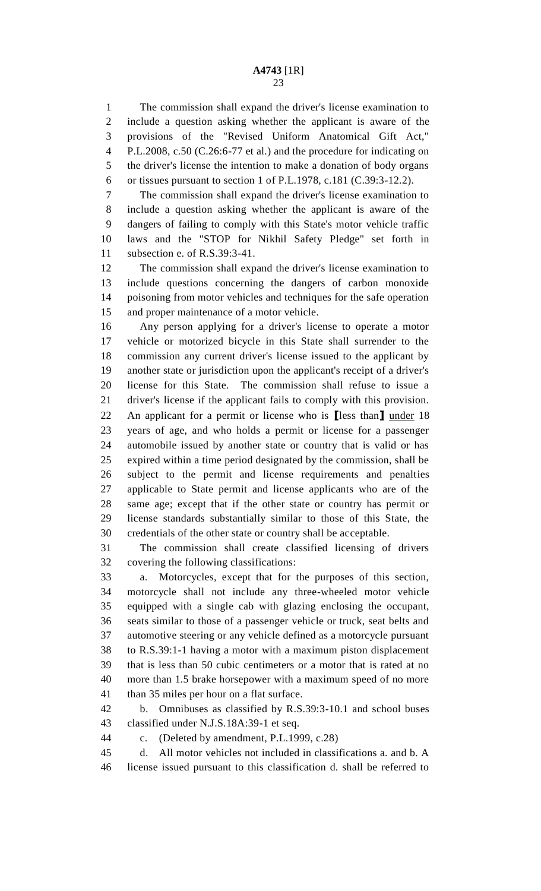The commission shall expand the driver's license examination to include a question asking whether the applicant is aware of the provisions of the "Revised Uniform Anatomical Gift Act," P.L.2008, c.50 (C.26:6-77 et al.) and the procedure for indicating on the driver's license the intention to make a donation of body organs or tissues pursuant to section 1 of P.L.1978, c.181 (C.39:3-12.2).

The commission shall expand the driver's license examination to include a question asking whether the applicant is aware of the dangers of failing to comply with this State's motor vehicle traffic laws and the "STOP for Nikhil Safety Pledge" set forth in subsection e. of R.S.39:3-41.

The commission shall expand the driver's license examination to include questions concerning the dangers of carbon monoxide poisoning from motor vehicles and techniques for the safe operation and proper maintenance of a motor vehicle.

Any person applying for a driver's license to operate a motor vehicle or motorized bicycle in this State shall surrender to the commission any current driver's license issued to the applicant by another state or jurisdiction upon the applicant's receipt of a driver's license for this State. The commission shall refuse to issue a driver's license if the applicant fails to comply with this provision. An applicant for a permit or license who is [less than] under 18 years of age, and who holds a permit or license for a passenger automobile issued by another state or country that is valid or has expired within a time period designated by the commission, shall be subject to the permit and license requirements and penalties applicable to State permit and license applicants who are of the same age; except that if the other state or country has permit or license standards substantially similar to those of this State, the credentials of the other state or country shall be acceptable.

The commission shall create classified licensing of drivers covering the following classifications:

a. Motorcycles, except that for the purposes of this section, motorcycle shall not include any three-wheeled motor vehicle equipped with a single cab with glazing enclosing the occupant, seats similar to those of a passenger vehicle or truck, seat belts and automotive steering or any vehicle defined as a motorcycle pursuant to R.S.39:1-1 having a motor with a maximum piston displacement that is less than 50 cubic centimeters or a motor that is rated at no more than 1.5 brake horsepower with a maximum speed of no more than 35 miles per hour on a flat surface.

b. Omnibuses as classified by R.S.39:3-10.1 and school buses classified under N.J.S.18A:39-1 et seq.

c. (Deleted by amendment, P.L.1999, c.28)

d. All motor vehicles not included in classifications a. and b. A license issued pursuant to this classification d. shall be referred to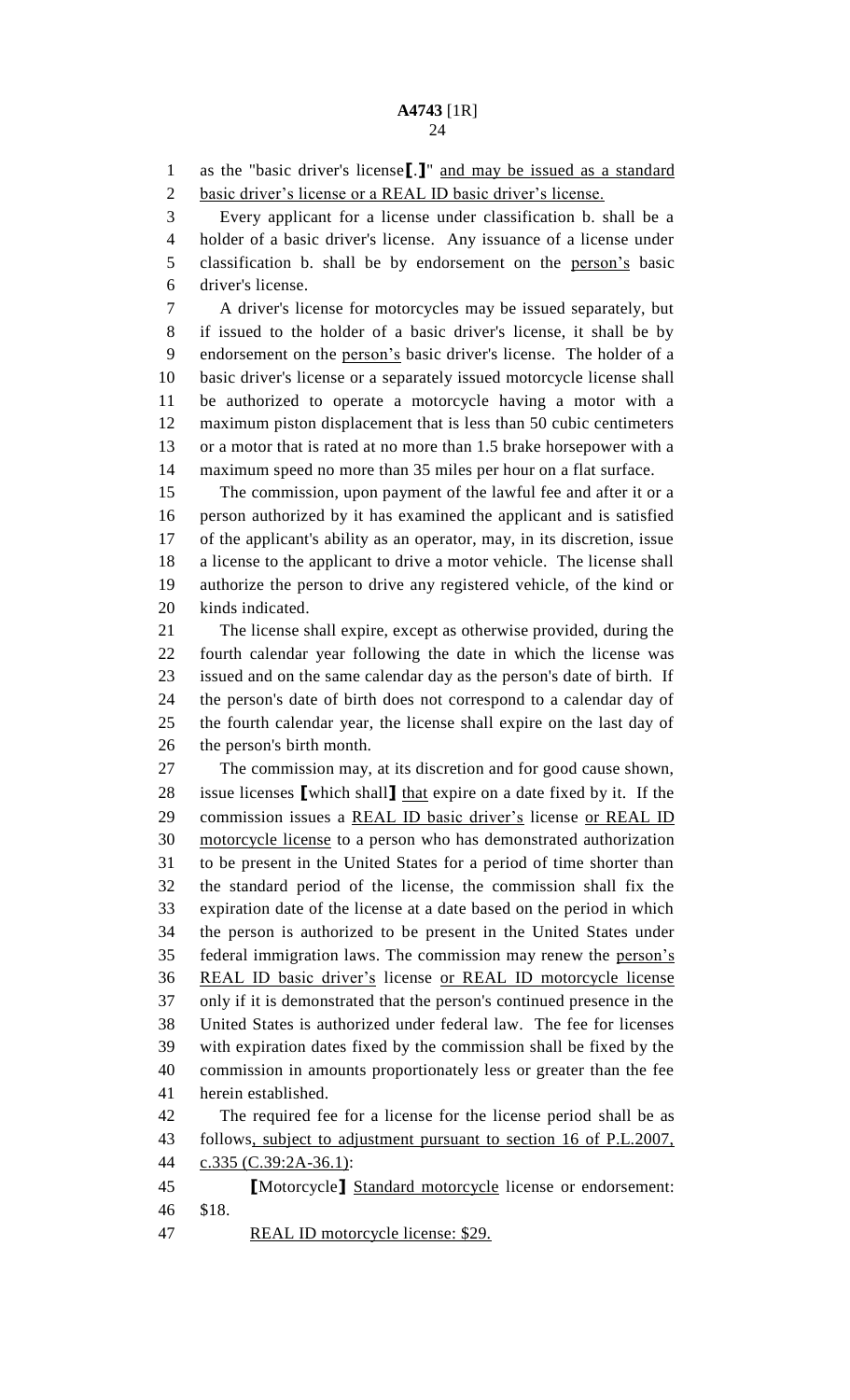as the "basic driver's license[.]" <u>and may be issued as a standard basic driver's license or a REAL ID basic driver's license.</u>

Every applicant for a license under classification b. shall be a holder of a basic driver's license. Any issuance of a license under classification b. shall be by endorsement on the <u>person's</u> basic driver's license.

A driver's license for motorcycles may be issued separately, but if issued to the holder of a basic driver's license, it shall be by endorsement on the <u>person's</u> basic driver's license. The holder of a basic driver's license or a separately issued motorcycle license shall be authorized to operate a motorcycle having a motor with a maximum piston displacement that is less than 50 cubic centimeters or a motor that is rated at no more than 1.5 brake horsepower with a maximum speed no more than 35 miles per hour on a flat surface.

The commission, upon payment of the lawful fee and after it or a person authorized by it has examined the applicant and is satisfied of the applicant's ability as an operator, may, in its discretion, issue a license to the applicant to drive a motor vehicle. The license shall authorize the person to drive any registered vehicle, of the kind or kinds indicated.

The license shall expire, except as otherwise provided, during the fourth calendar year following the date in which the license was issued and on the same calendar day as the person's date of birth. If the person's date of birth does not correspond to a calendar day of the fourth calendar year, the license shall expire on the last day of the person's birth month.

The commission may, at its discretion and for good cause shown, issue licenses [which shall] <u>that</u> expire on a date fixed by it. If the commission issues a <u>REAL ID basic driver's</u> license <u>or REAL ID motorcycle license</u> to a person who has demonstrated authorization to be present in the United States for a period of time shorter than the standard period of the license, the commission shall fix the expiration date of the license at a date based on the period in which the person is authorized to be present in the United States under federal immigration laws. The commission may renew the <u>person's REAL ID basic driver's</u> license <u>or REAL ID motorcycle license</u> only if it is demonstrated that the person's continued presence in the United States is authorized under federal law. The fee for licenses with expiration dates fixed by the commission shall be fixed by the commission in amounts proportionately less or greater than the fee herein established.

The required fee for a license for the license period shall be as follows<u>, subject to adjustment pursuant to section 16 of P.L.2007, c.335 (C.39:2A-36.1)</u>:

[Motorcycle] <u>Standard motorcycle</u> license or endorsement: $18.

<u>REAL ID motorcycle license: $29.</u>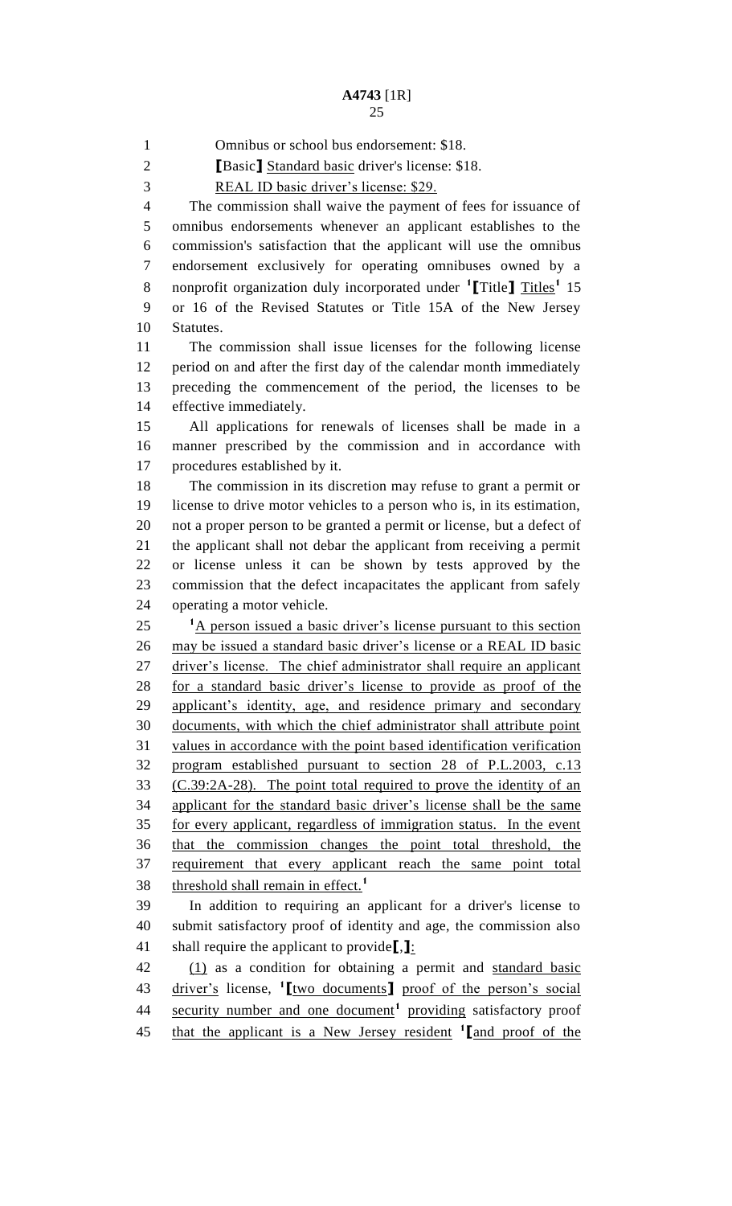Omnibus or school bus endorsement: $18.

⟦Basic⟧ Standard basic driver's license: $18.

REAL ID basic driver's license: $29.

The commission shall waive the payment of fees for issuance of omnibus endorsements whenever an applicant establishes to the commission's satisfaction that the applicant will use the omnibus endorsement exclusively for operating omnibuses owned by a nonprofit organization duly incorporated under [1]⟦Title⟧ Titles[1] 15 or 16 of the Revised Statutes or Title 15A of the New Jersey Statutes.

The commission shall issue licenses for the following license period on and after the first day of the calendar month immediately preceding the commencement of the period, the licenses to be effective immediately.

All applications for renewals of licenses shall be made in a manner prescribed by the commission and in accordance with procedures established by it.

The commission in its discretion may refuse to grant a permit or license to drive motor vehicles to a person who is, in its estimation, not a proper person to be granted a permit or license, but a defect of the applicant shall not debar the applicant from receiving a permit or license unless it can be shown by tests approved by the commission that the defect incapacitates the applicant from safely operating a motor vehicle.

[1]A person issued a basic driver's license pursuant to this section may be issued a standard basic driver's license or a REAL ID basic driver's license. The chief administrator shall require an applicant for a standard basic driver's license to provide as proof of the applicant's identity, age, and residence primary and secondary documents, with which the chief administrator shall attribute point values in accordance with the point based identification verification program established pursuant to section 28 of P.L.2003, c.13 (C.39:2A-28). The point total required to prove the identity of an applicant for the standard basic driver's license shall be the same for every applicant, regardless of immigration status. In the event that the commission changes the point total threshold, the requirement that every applicant reach the same point total threshold shall remain in effect.[1]

In addition to requiring an applicant for a driver's license to submit satisfactory proof of identity and age, the commission also shall require the applicant to provide⟦,⟧:

(1) as a condition for obtaining a permit and standard basic driver's license, [1]⟦two documents⟧ proof of the person's social security number and one document[1] providing satisfactory proof that the applicant is a New Jersey resident [1]⟦and proof of the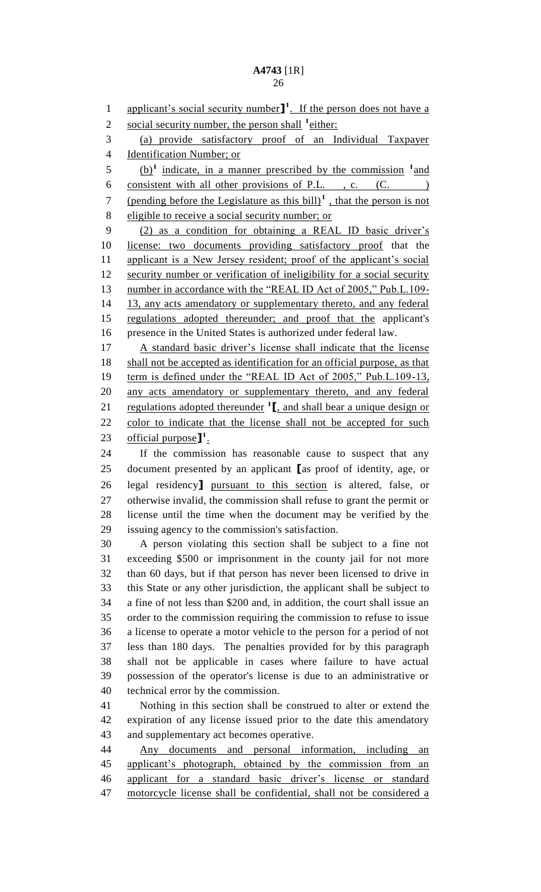applicant's social security number]¹. If the person does not have a social security number, the person shall ¹either:

(a) provide satisfactory proof of an Individual Taxpayer Identification Number; or

(b)¹ indicate, in a manner prescribed by the commission ¹and consistent with all other provisions of P.L. , c. (C. ) (pending before the Legislature as this bill)¹ , that the person is not eligible to receive a social security number; or

(2) as a condition for obtaining a REAL ID basic driver's license: two documents providing satisfactory proof that the applicant is a New Jersey resident; proof of the applicant's social security number or verification of ineligibility for a social security number in accordance with the "REAL ID Act of 2005," Pub.L.109-13, any acts amendatory or supplementary thereto, and any federal regulations adopted thereunder; and proof that the applicant's presence in the United States is authorized under federal law.

A standard basic driver's license shall indicate that the license shall not be accepted as identification for an official purpose, as that term is defined under the "REAL ID Act of 2005," Pub.L.109-13, any acts amendatory or supplementary thereto, and any federal regulations adopted thereunder ¹[, and shall bear a unique design or color to indicate that the license shall not be accepted for such official purpose]¹.

If the commission has reasonable cause to suspect that any document presented by an applicant [as proof of identity, age, or legal residency] pursuant to this section is altered, false, or otherwise invalid, the commission shall refuse to grant the permit or license until the time when the document may be verified by the issuing agency to the commission's satisfaction.

A person violating this section shall be subject to a fine not exceeding $500 or imprisonment in the county jail for not more than 60 days, but if that person has never been licensed to drive in this State or any other jurisdiction, the applicant shall be subject to a fine of not less than $200 and, in addition, the court shall issue an order to the commission requiring the commission to refuse to issue a license to operate a motor vehicle to the person for a period of not less than 180 days. The penalties provided for by this paragraph shall not be applicable in cases where failure to have actual possession of the operator's license is due to an administrative or technical error by the commission.

Nothing in this section shall be construed to alter or extend the expiration of any license issued prior to the date this amendatory and supplementary act becomes operative.

Any documents and personal information, including an applicant's photograph, obtained by the commission from an applicant for a standard basic driver's license or standard motorcycle license shall be confidential, shall not be considered a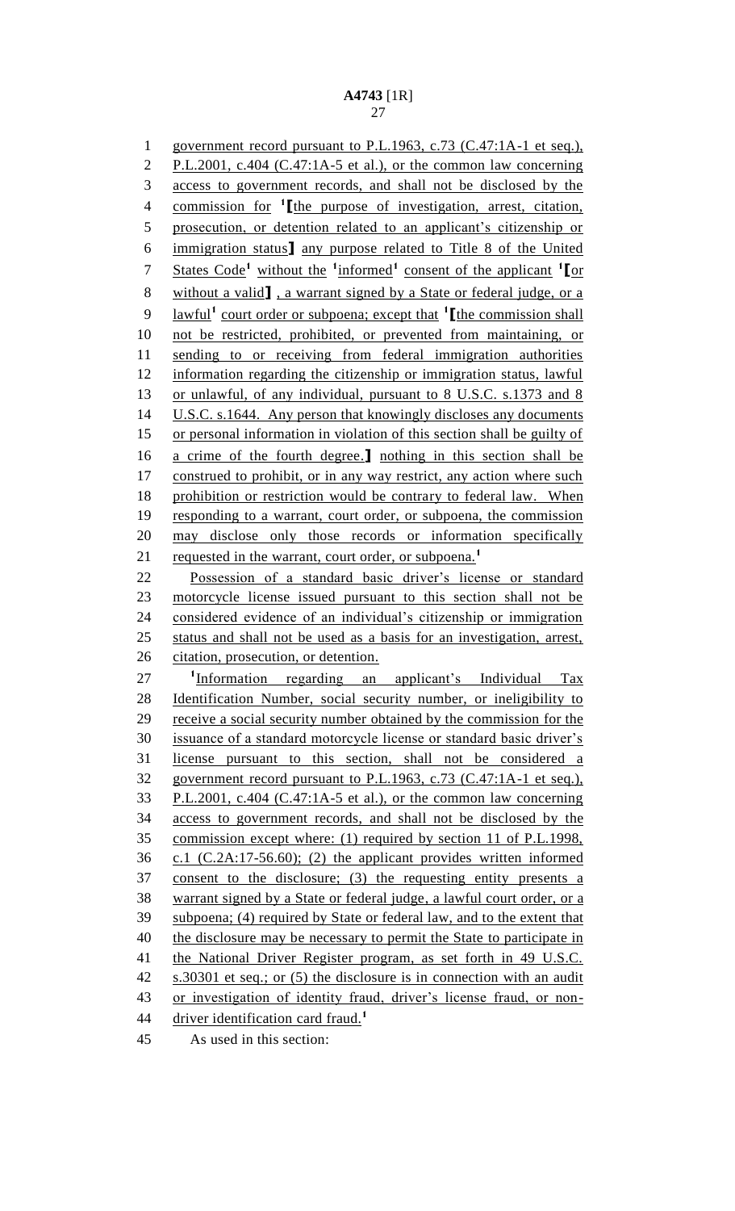government record pursuant to P.L.1963, c.73 (C.47:1A-1 et seq.), P.L.2001, c.404 (C.47:1A-5 et al.), or the common law concerning access to government records, and shall not be disclosed by the commission for [1]⟦the purpose of investigation, arrest, citation, prosecution, or detention related to an applicant's citizenship or immigration status⟧ any purpose related to Title 8 of the United States Code[1] without the [1]informed[1] consent of the applicant [1]⟦or without a valid⟧ , a warrant signed by a State or federal judge, or a lawful[1] court order or subpoena; except that [1]⟦the commission shall not be restricted, prohibited, or prevented from maintaining, or sending to or receiving from federal immigration authorities information regarding the citizenship or immigration status, lawful or unlawful, of any individual, pursuant to 8 U.S.C. s.1373 and 8 U.S.C. s.1644. Any person that knowingly discloses any documents or personal information in violation of this section shall be guilty of a crime of the fourth degree.⟧ nothing in this section shall be construed to prohibit, or in any way restrict, any action where such prohibition or restriction would be contrary to federal law. When responding to a warrant, court order, or subpoena, the commission may disclose only those records or information specifically requested in the warrant, court order, or subpoena.[1]

Possession of a standard basic driver's license or standard motorcycle license issued pursuant to this section shall not be considered evidence of an individual's citizenship or immigration status and shall not be used as a basis for an investigation, arrest, citation, prosecution, or detention.

[1]Information regarding an applicant's Individual Tax Identification Number, social security number, or ineligibility to receive a social security number obtained by the commission for the issuance of a standard motorcycle license or standard basic driver's license pursuant to this section, shall not be considered a government record pursuant to P.L.1963, c.73 (C.47:1A-1 et seq.), P.L.2001, c.404 (C.47:1A-5 et al.), or the common law concerning access to government records, and shall not be disclosed by the commission except where: (1) required by section 11 of P.L.1998, c.1 (C.2A:17-56.60); (2) the applicant provides written informed consent to the disclosure; (3) the requesting entity presents a warrant signed by a State or federal judge, a lawful court order, or a subpoena; (4) required by State or federal law, and to the extent that the disclosure may be necessary to permit the State to participate in the National Driver Register program, as set forth in 49 U.S.C. s.30301 et seq.; or (5) the disclosure is in connection with an audit or investigation of identity fraud, driver's license fraud, or non-driver identification card fraud.[1]

As used in this section: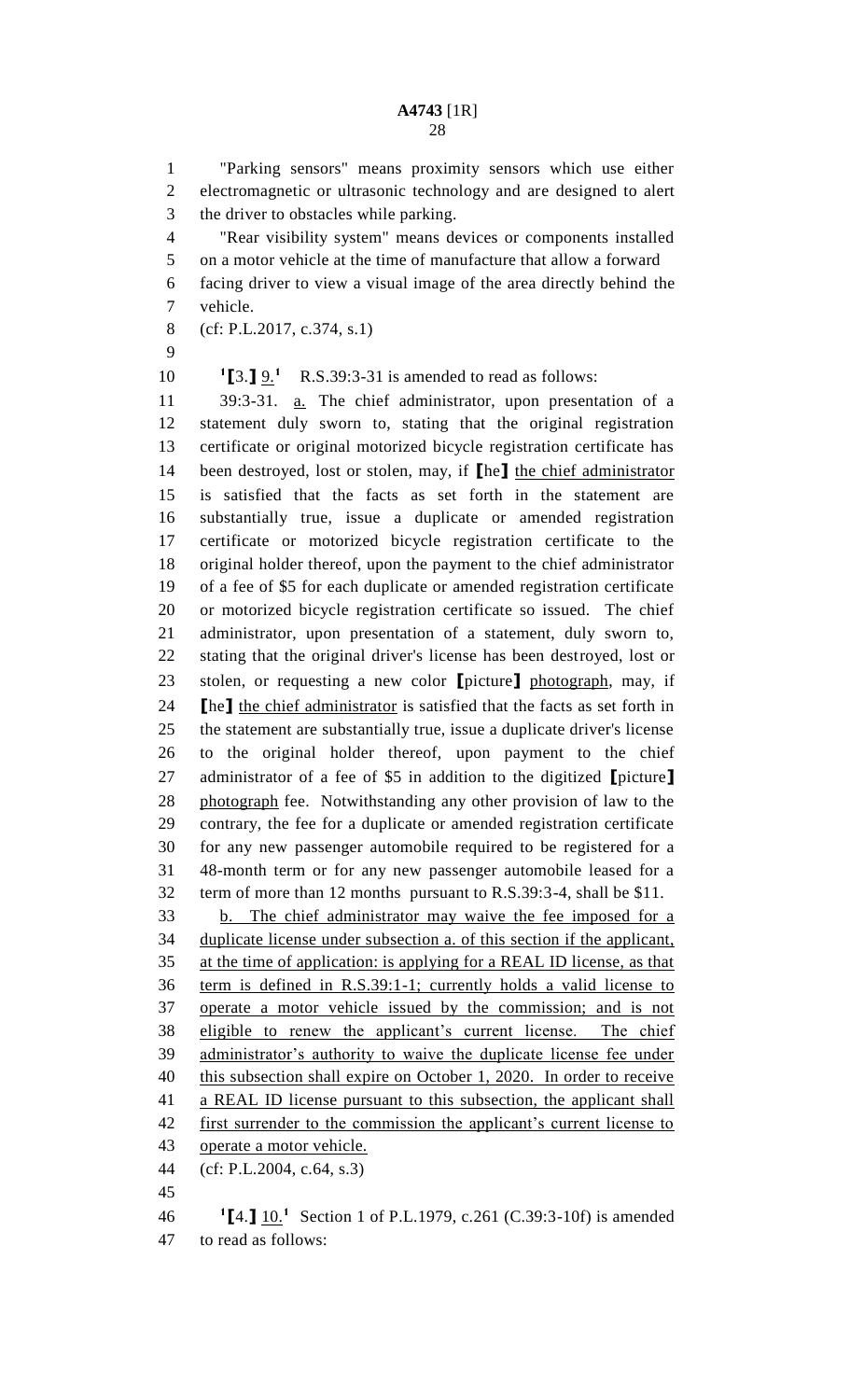"Parking sensors" means proximity sensors which use either electromagnetic or ultrasonic technology and are designed to alert the driver to obstacles while parking.

"Rear visibility system" means devices or components installed on a motor vehicle at the time of manufacture that allow a forward facing driver to view a visual image of the area directly behind the vehicle.

(cf: P.L.2017, c.374, s.1)

[1]【3.】 9.[1] R.S.39:3-31 is amended to read as follows:

39:3-31. a. The chief administrator, upon presentation of a statement duly sworn to, stating that the original registration certificate or original motorized bicycle registration certificate has been destroyed, lost or stolen, may, if 【he】 the chief administrator is satisfied that the facts as set forth in the statement are substantially true, issue a duplicate or amended registration certificate or motorized bicycle registration certificate to the original holder thereof, upon the payment to the chief administrator of a fee of $5 for each duplicate or amended registration certificate or motorized bicycle registration certificate so issued. The chief administrator, upon presentation of a statement, duly sworn to, stating that the original driver's license has been destroyed, lost or stolen, or requesting a new color 【picture】 photograph, may, if 【he】 the chief administrator is satisfied that the facts as set forth in the statement are substantially true, issue a duplicate driver's license to the original holder thereof, upon payment to the chief administrator of a fee of $5 in addition to the digitized 【picture】 photograph fee. Notwithstanding any other provision of law to the contrary, the fee for a duplicate or amended registration certificate for any new passenger automobile required to be registered for a 48-month term or for any new passenger automobile leased for a term of more than 12 months pursuant to R.S.39:3-4, shall be $11.

b. The chief administrator may waive the fee imposed for a duplicate license under subsection a. of this section if the applicant, at the time of application: is applying for a REAL ID license, as that term is defined in R.S.39:1-1; currently holds a valid license to operate a motor vehicle issued by the commission; and is not eligible to renew the applicant's current license. The chief administrator's authority to waive the duplicate license fee under this subsection shall expire on October 1, 2020. In order to receive a REAL ID license pursuant to this subsection, the applicant shall first surrender to the commission the applicant's current license to operate a motor vehicle.

(cf: P.L.2004, c.64, s.3)

[1]【4.】 10.[1] Section 1 of P.L.1979, c.261 (C.39:3-10f) is amended to read as follows: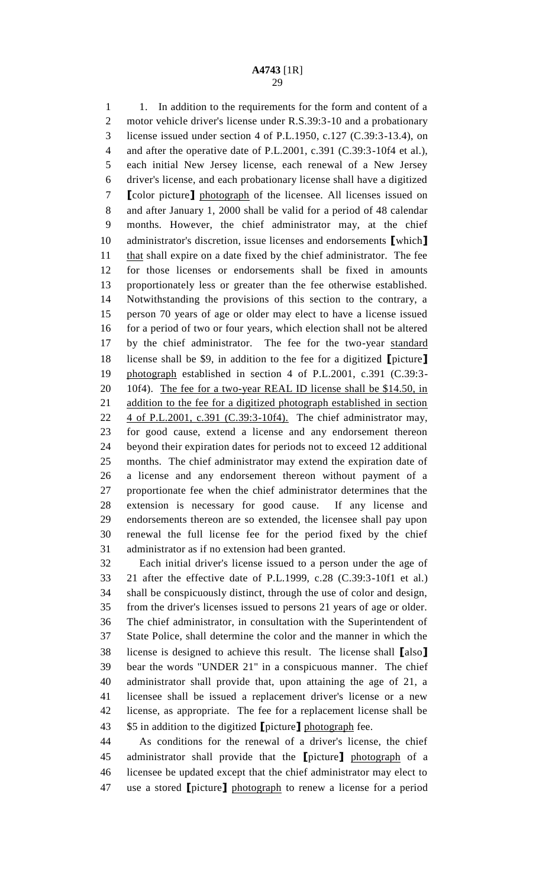1. In addition to the requirements for the form and content of a motor vehicle driver's license under R.S.39:3-10 and a probationary license issued under section 4 of P.L.1950, c.127 (C.39:3-13.4), on and after the operative date of P.L.2001, c.391 (C.39:3-10f4 et al.), each initial New Jersey license, each renewal of a New Jersey driver's license, and each probationary license shall have a digitized [color picture] photograph of the licensee. All licenses issued on and after January 1, 2000 shall be valid for a period of 48 calendar months. However, the chief administrator may, at the chief administrator's discretion, issue licenses and endorsements [which] that shall expire on a date fixed by the chief administrator. The fee for those licenses or endorsements shall be fixed in amounts proportionately less or greater than the fee otherwise established. Notwithstanding the provisions of this section to the contrary, a person 70 years of age or older may elect to have a license issued for a period of two or four years, which election shall not be altered by the chief administrator. The fee for the two-year standard license shall be $9, in addition to the fee for a digitized [picture] photograph established in section 4 of P.L.2001, c.391 (C.39:3-10f4). The fee for a two-year REAL ID license shall be $14.50, in addition to the fee for a digitized photograph established in section 4 of P.L.2001, c.391 (C.39:3-10f4). The chief administrator may, for good cause, extend a license and any endorsement thereon beyond their expiration dates for periods not to exceed 12 additional months. The chief administrator may extend the expiration date of a license and any endorsement thereon without payment of a proportionate fee when the chief administrator determines that the extension is necessary for good cause. If any license and endorsements thereon are so extended, the licensee shall pay upon renewal the full license fee for the period fixed by the chief administrator as if no extension had been granted.

Each initial driver's license issued to a person under the age of 21 after the effective date of P.L.1999, c.28 (C.39:3-10f1 et al.) shall be conspicuously distinct, through the use of color and design, from the driver's licenses issued to persons 21 years of age or older. The chief administrator, in consultation with the Superintendent of State Police, shall determine the color and the manner in which the license is designed to achieve this result. The license shall [also] bear the words "UNDER 21" in a conspicuous manner. The chief administrator shall provide that, upon attaining the age of 21, a licensee shall be issued a replacement driver's license or a new license, as appropriate. The fee for a replacement license shall be $5 in addition to the digitized [picture] photograph fee.

As conditions for the renewal of a driver's license, the chief administrator shall provide that the [picture] photograph of a licensee be updated except that the chief administrator may elect to use a stored [picture] photograph to renew a license for a period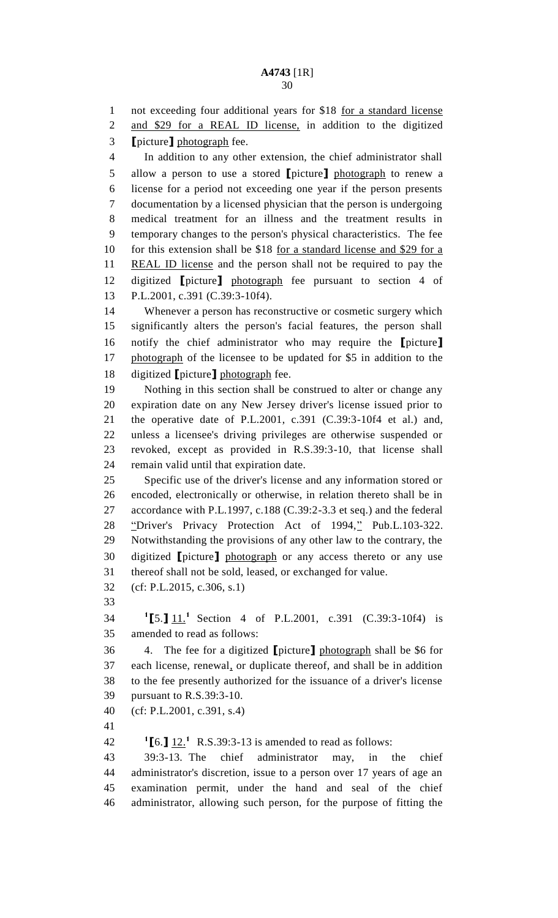not exceeding four additional years for $18 <u>for a standard license and $29 for a REAL ID license,</u> in addition to the digitized **[**picture**]** <u>photograph</u> fee.

In addition to any other extension, the chief administrator shall allow a person to use a stored **[**picture**]** <u>photograph</u> to renew a license for a period not exceeding one year if the person presents documentation by a licensed physician that the person is undergoing medical treatment for an illness and the treatment results in temporary changes to the person's physical characteristics. The fee for this extension shall be $18 <u>for a standard license and $29 for a REAL ID license</u> and the person shall not be required to pay the digitized **[**picture**]** <u>photograph</u> fee pursuant to section 4 of P.L.2001, c.391 (C.39:3-10f4).

Whenever a person has reconstructive or cosmetic surgery which significantly alters the person's facial features, the person shall notify the chief administrator who may require the **[**picture**]** <u>photograph</u> of the licensee to be updated for $5 in addition to the digitized **[**picture**]** <u>photograph</u> fee.

Nothing in this section shall be construed to alter or change any expiration date on any New Jersey driver's license issued prior to the operative date of P.L.2001, c.391 (C.39:3-10f4 et al.) and, unless a licensee's driving privileges are otherwise suspended or revoked, except as provided in R.S.39:3-10, that license shall remain valid until that expiration date.

Specific use of the driver's license and any information stored or encoded, electronically or otherwise, in relation thereto shall be in accordance with P.L.1997, c.188 (C.39:2-3.3 et seq.) and the federal <u>"</u>Driver's Privacy Protection Act of 1994,<u>"</u> Pub.L.103-322. Notwithstanding the provisions of any other law to the contrary, the digitized **[**picture**]** <u>photograph</u> or any access thereto or any use thereof shall not be sold, leased, or exchanged for value.

(cf: P.L.2015, c.306, s.1)

[1]**[**5.**]** <u>11.</u>[1] Section 4 of P.L.2001, c.391 (C.39:3-10f4) is amended to read as follows:

4. The fee for a digitized **[**picture**]** <u>photograph</u> shall be $6 for each license, renewal<u>,</u> or duplicate thereof, and shall be in addition to the fee presently authorized for the issuance of a driver's license pursuant to R.S.39:3-10.

(cf: P.L.2001, c.391, s.4)

[1]**[**6.**]** <u>12.</u>[1] R.S.39:3-13 is amended to read as follows:

39:3-13. The chief administrator may, in the chief administrator's discretion, issue to a person over 17 years of age an examination permit, under the hand and seal of the chief administrator, allowing such person, for the purpose of fitting the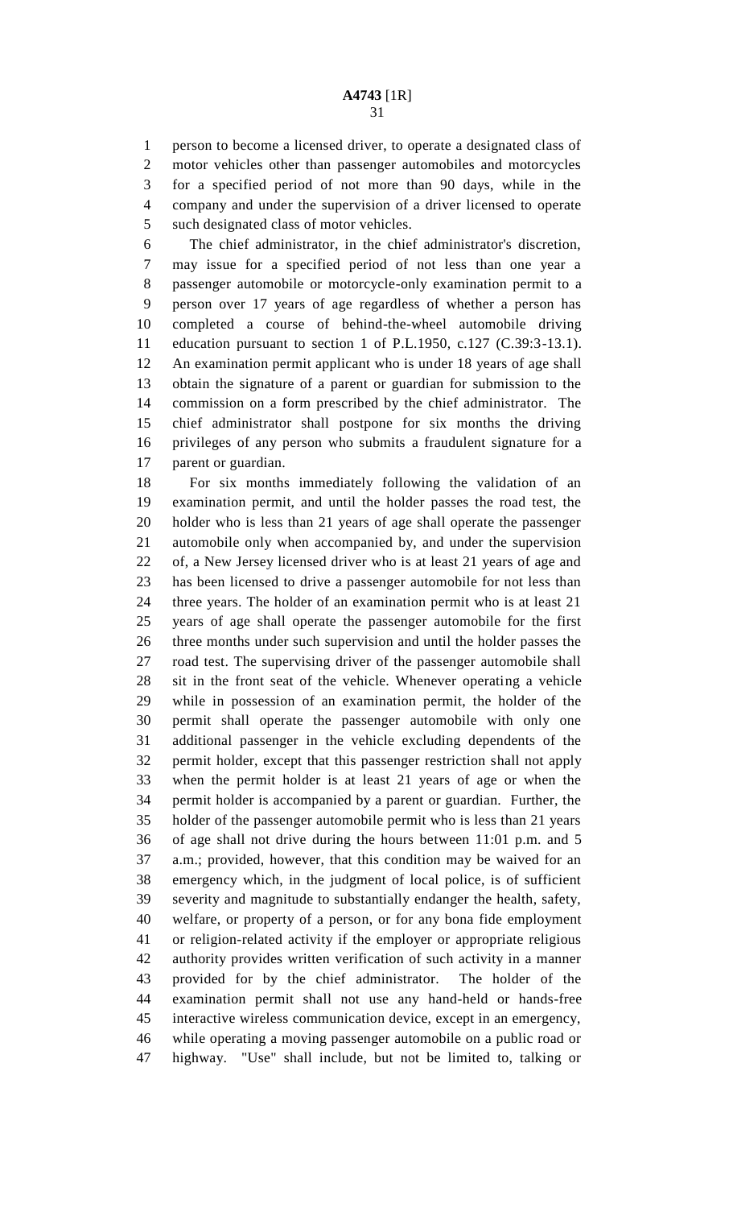person to become a licensed driver, to operate a designated class of motor vehicles other than passenger automobiles and motorcycles for a specified period of not more than 90 days, while in the company and under the supervision of a driver licensed to operate such designated class of motor vehicles.

The chief administrator, in the chief administrator's discretion, may issue for a specified period of not less than one year a passenger automobile or motorcycle-only examination permit to a person over 17 years of age regardless of whether a person has completed a course of behind-the-wheel automobile driving education pursuant to section 1 of P.L.1950, c.127 (C.39:3-13.1). An examination permit applicant who is under 18 years of age shall obtain the signature of a parent or guardian for submission to the commission on a form prescribed by the chief administrator. The chief administrator shall postpone for six months the driving privileges of any person who submits a fraudulent signature for a parent or guardian.

For six months immediately following the validation of an examination permit, and until the holder passes the road test, the holder who is less than 21 years of age shall operate the passenger automobile only when accompanied by, and under the supervision of, a New Jersey licensed driver who is at least 21 years of age and has been licensed to drive a passenger automobile for not less than three years. The holder of an examination permit who is at least 21 years of age shall operate the passenger automobile for the first three months under such supervision and until the holder passes the road test. The supervising driver of the passenger automobile shall sit in the front seat of the vehicle. Whenever operating a vehicle while in possession of an examination permit, the holder of the permit shall operate the passenger automobile with only one additional passenger in the vehicle excluding dependents of the permit holder, except that this passenger restriction shall not apply when the permit holder is at least 21 years of age or when the permit holder is accompanied by a parent or guardian. Further, the holder of the passenger automobile permit who is less than 21 years of age shall not drive during the hours between 11:01 p.m. and 5 a.m.; provided, however, that this condition may be waived for an emergency which, in the judgment of local police, is of sufficient severity and magnitude to substantially endanger the health, safety, welfare, or property of a person, or for any bona fide employment or religion-related activity if the employer or appropriate religious authority provides written verification of such activity in a manner provided for by the chief administrator. The holder of the examination permit shall not use any hand-held or hands-free interactive wireless communication device, except in an emergency, while operating a moving passenger automobile on a public road or highway. "Use" shall include, but not be limited to, talking or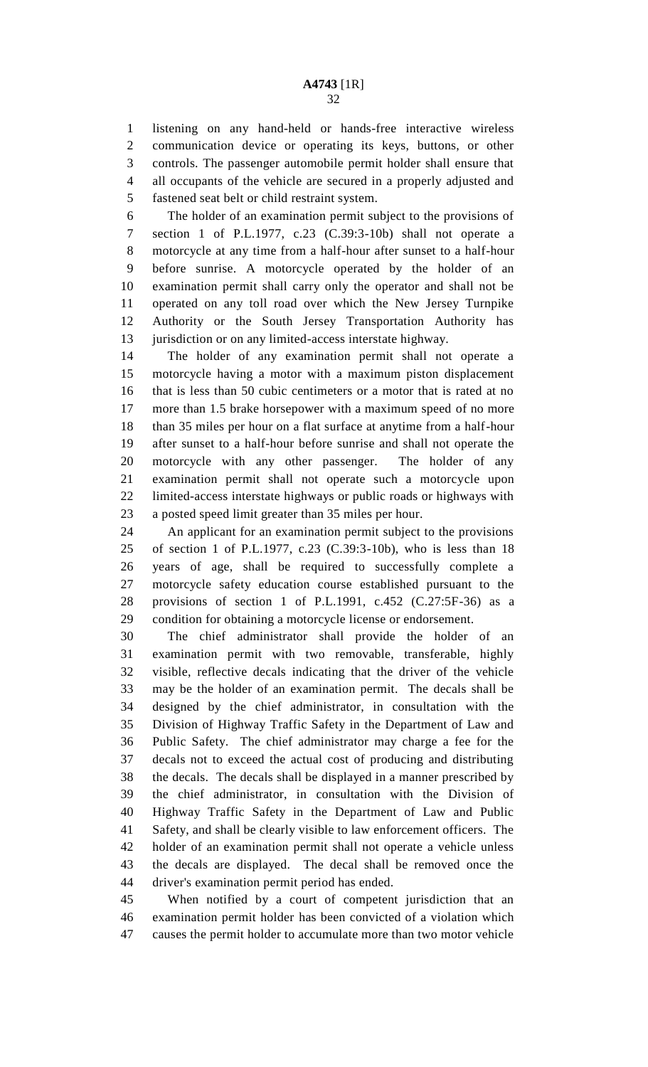listening on any hand-held or hands-free interactive wireless communication device or operating its keys, buttons, or other controls. The passenger automobile permit holder shall ensure that all occupants of the vehicle are secured in a properly adjusted and fastened seat belt or child restraint system.

The holder of an examination permit subject to the provisions of section 1 of P.L.1977, c.23 (C.39:3-10b) shall not operate a motorcycle at any time from a half-hour after sunset to a half-hour before sunrise. A motorcycle operated by the holder of an examination permit shall carry only the operator and shall not be operated on any toll road over which the New Jersey Turnpike Authority or the South Jersey Transportation Authority has jurisdiction or on any limited-access interstate highway.

The holder of any examination permit shall not operate a motorcycle having a motor with a maximum piston displacement that is less than 50 cubic centimeters or a motor that is rated at no more than 1.5 brake horsepower with a maximum speed of no more than 35 miles per hour on a flat surface at anytime from a half-hour after sunset to a half-hour before sunrise and shall not operate the motorcycle with any other passenger. The holder of any examination permit shall not operate such a motorcycle upon limited-access interstate highways or public roads or highways with a posted speed limit greater than 35 miles per hour.

An applicant for an examination permit subject to the provisions of section 1 of P.L.1977, c.23 (C.39:3-10b), who is less than 18 years of age, shall be required to successfully complete a motorcycle safety education course established pursuant to the provisions of section 1 of P.L.1991, c.452 (C.27:5F-36) as a condition for obtaining a motorcycle license or endorsement.

The chief administrator shall provide the holder of an examination permit with two removable, transferable, highly visible, reflective decals indicating that the driver of the vehicle may be the holder of an examination permit. The decals shall be designed by the chief administrator, in consultation with the Division of Highway Traffic Safety in the Department of Law and Public Safety. The chief administrator may charge a fee for the decals not to exceed the actual cost of producing and distributing the decals. The decals shall be displayed in a manner prescribed by the chief administrator, in consultation with the Division of Highway Traffic Safety in the Department of Law and Public Safety, and shall be clearly visible to law enforcement officers. The holder of an examination permit shall not operate a vehicle unless the decals are displayed. The decal shall be removed once the driver's examination permit period has ended.

When notified by a court of competent jurisdiction that an examination permit holder has been convicted of a violation which causes the permit holder to accumulate more than two motor vehicle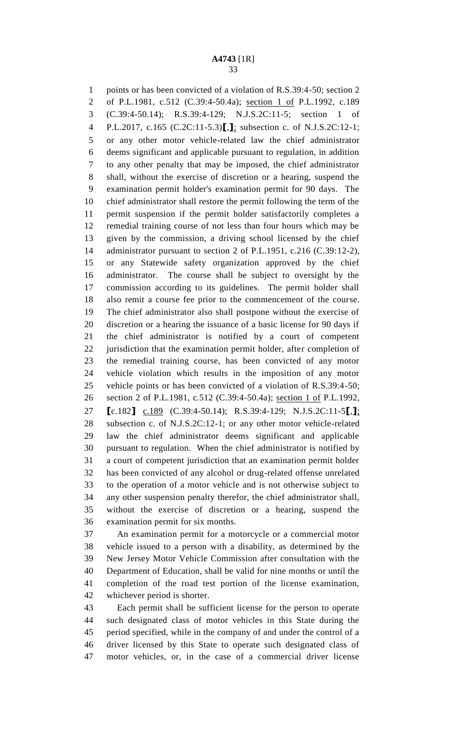points or has been convicted of a violation of R.S.39:4-50; section 2 of P.L.1981, c.512 (C.39:4-50.4a); section 1 of P.L.1992, c.189 (C.39:4-50.14); R.S.39:4-129; N.J.S.2C:11-5; section 1 of P.L.2017, c.165 (C.2C:11-5.3)[,]; subsection c. of N.J.S.2C:12-1; or any other motor vehicle-related law the chief administrator deems significant and applicable pursuant to regulation, in addition to any other penalty that may be imposed, the chief administrator shall, without the exercise of discretion or a hearing, suspend the examination permit holder's examination permit for 90 days. The chief administrator shall restore the permit following the term of the permit suspension if the permit holder satisfactorily completes a remedial training course of not less than four hours which may be given by the commission, a driving school licensed by the chief administrator pursuant to section 2 of P.L.1951, c.216 (C.39:12-2), or any Statewide safety organization approved by the chief administrator. The course shall be subject to oversight by the commission according to its guidelines. The permit holder shall also remit a course fee prior to the commencement of the course. The chief administrator also shall postpone without the exercise of discretion or a hearing the issuance of a basic license for 90 days if the chief administrator is notified by a court of competent jurisdiction that the examination permit holder, after completion of the remedial training course, has been convicted of any motor vehicle violation which results in the imposition of any motor vehicle points or has been convicted of a violation of R.S.39:4-50; section 2 of P.L.1981, c.512 (C.39:4-50.4a); section 1 of P.L.1992, [c.182] c.189 (C.39:4-50.14); R.S.39:4-129; N.J.S.2C:11-5[,]; subsection c. of N.J.S.2C:12-1; or any other motor vehicle-related law the chief administrator deems significant and applicable pursuant to regulation. When the chief administrator is notified by a court of competent jurisdiction that an examination permit holder has been convicted of any alcohol or drug-related offense unrelated to the operation of a motor vehicle and is not otherwise subject to any other suspension penalty therefor, the chief administrator shall, without the exercise of discretion or a hearing, suspend the examination permit for six months.

An examination permit for a motorcycle or a commercial motor vehicle issued to a person with a disability, as determined by the New Jersey Motor Vehicle Commission after consultation with the Department of Education, shall be valid for nine months or until the completion of the road test portion of the license examination, whichever period is shorter.

Each permit shall be sufficient license for the person to operate such designated class of motor vehicles in this State during the period specified, while in the company of and under the control of a driver licensed by this State to operate such designated class of motor vehicles, or, in the case of a commercial driver license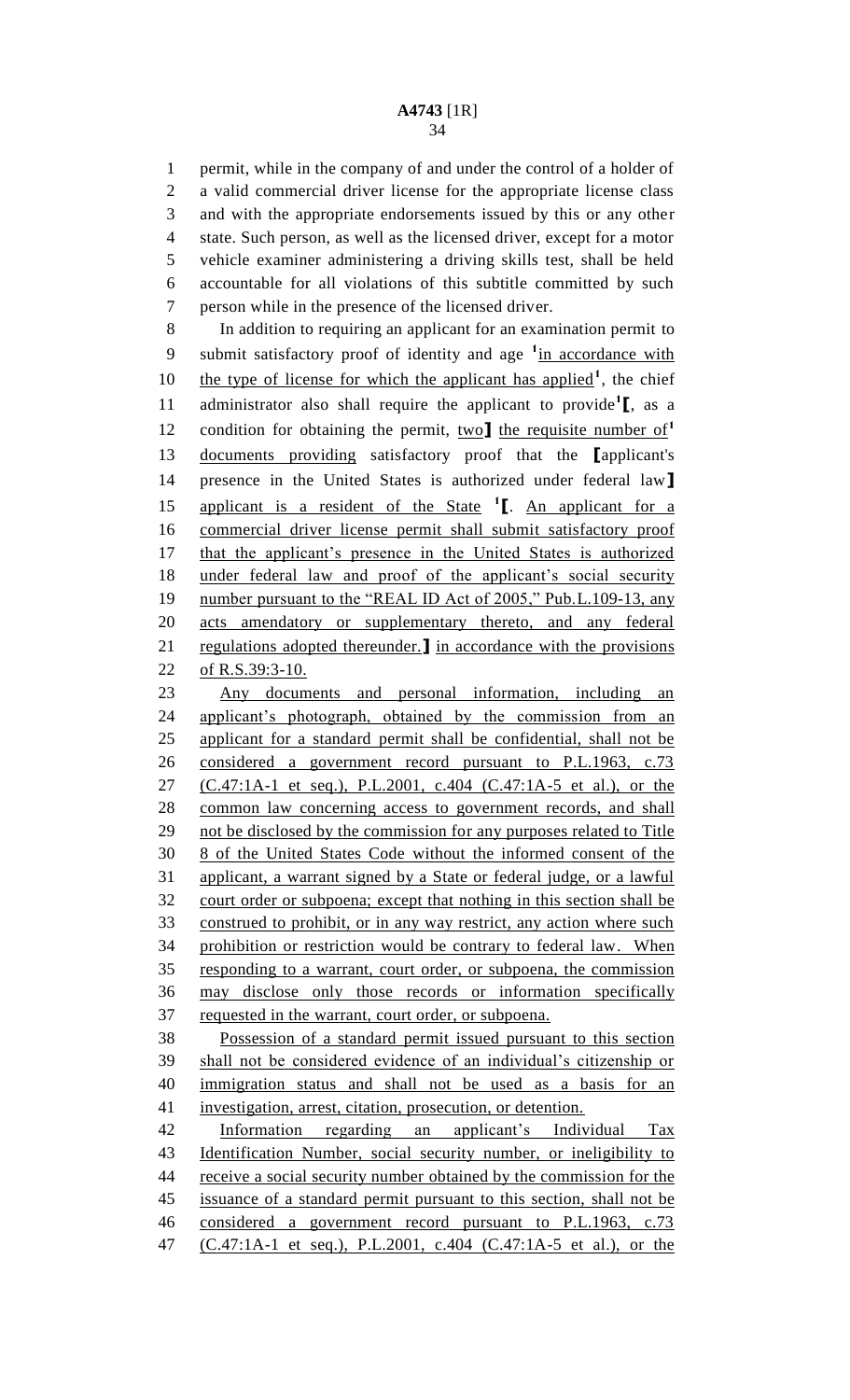permit, while in the company of and under the control of a holder of a valid commercial driver license for the appropriate license class and with the appropriate endorsements issued by this or any other state. Such person, as well as the licensed driver, except for a motor vehicle examiner administering a driving skills test, shall be held accountable for all violations of this subtitle committed by such person while in the presence of the licensed driver.

In addition to requiring an applicant for an examination permit to submit satisfactory proof of identity and age [1]in accordance with the type of license for which the applicant has applied[1], the chief administrator also shall require the applicant to provide[1]⟦, as a condition for obtaining the permit, two⟧ the requisite number of[1] documents providing satisfactory proof that the ⟦applicant's presence in the United States is authorized under federal law⟧ applicant is a resident of the State [1]⟦. An applicant for a commercial driver license permit shall submit satisfactory proof that the applicant's presence in the United States is authorized under federal law and proof of the applicant's social security number pursuant to the "REAL ID Act of 2005," Pub.L.109-13, any acts amendatory or supplementary thereto, and any federal regulations adopted thereunder.⟧ in accordance with the provisions of R.S.39:3-10.

Any documents and personal information, including an applicant's photograph, obtained by the commission from an applicant for a standard permit shall be confidential, shall not be considered a government record pursuant to P.L.1963, c.73 (C.47:1A-1 et seq.), P.L.2001, c.404 (C.47:1A-5 et al.), or the common law concerning access to government records, and shall not be disclosed by the commission for any purposes related to Title 8 of the United States Code without the informed consent of the applicant, a warrant signed by a State or federal judge, or a lawful court order or subpoena; except that nothing in this section shall be construed to prohibit, or in any way restrict, any action where such prohibition or restriction would be contrary to federal law. When responding to a warrant, court order, or subpoena, the commission may disclose only those records or information specifically requested in the warrant, court order, or subpoena.

Possession of a standard permit issued pursuant to this section shall not be considered evidence of an individual's citizenship or immigration status and shall not be used as a basis for an investigation, arrest, citation, prosecution, or detention.

Information regarding an applicant's Individual Tax Identification Number, social security number, or ineligibility to receive a social security number obtained by the commission for the issuance of a standard permit pursuant to this section, shall not be considered a government record pursuant to P.L.1963, c.73 (C.47:1A-1 et seq.), P.L.2001, c.404 (C.47:1A-5 et al.), or the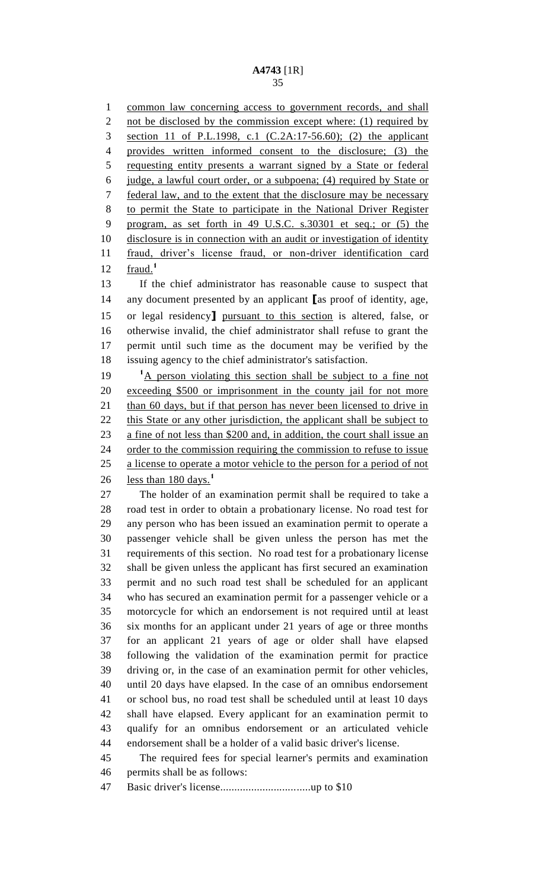common law concerning access to government records, and shall not be disclosed by the commission except where: (1) required by section 11 of P.L.1998, c.1 (C.2A:17-56.60); (2) the applicant provides written informed consent to the disclosure; (3) the requesting entity presents a warrant signed by a State or federal judge, a lawful court order, or a subpoena; (4) required by State or federal law, and to the extent that the disclosure may be necessary to permit the State to participate in the National Driver Register program, as set forth in 49 U.S.C. s.30301 et seq.; or (5) the disclosure is in connection with an audit or investigation of identity fraud, driver's license fraud, or non-driver identification card fraud.[1]

If the chief administrator has reasonable cause to suspect that any document presented by an applicant [as proof of identity, age, or legal residency] pursuant to this section is altered, false, or otherwise invalid, the chief administrator shall refuse to grant the permit until such time as the document may be verified by the issuing agency to the chief administrator's satisfaction.

[1]A person violating this section shall be subject to a fine not exceeding $500 or imprisonment in the county jail for not more than 60 days, but if that person has never been licensed to drive in this State or any other jurisdiction, the applicant shall be subject to a fine of not less than $200 and, in addition, the court shall issue an order to the commission requiring the commission to refuse to issue a license to operate a motor vehicle to the person for a period of not less than 180 days.[1]

The holder of an examination permit shall be required to take a road test in order to obtain a probationary license. No road test for any person who has been issued an examination permit to operate a passenger vehicle shall be given unless the person has met the requirements of this section. No road test for a probationary license shall be given unless the applicant has first secured an examination permit and no such road test shall be scheduled for an applicant who has secured an examination permit for a passenger vehicle or a motorcycle for which an endorsement is not required until at least six months for an applicant under 21 years of age or three months for an applicant 21 years of age or older shall have elapsed following the validation of the examination permit for practice driving or, in the case of an examination permit for other vehicles, until 20 days have elapsed. In the case of an omnibus endorsement or school bus, no road test shall be scheduled until at least 10 days shall have elapsed. Every applicant for an examination permit to qualify for an omnibus endorsement or an articulated vehicle endorsement shall be a holder of a valid basic driver's license.

The required fees for special learner's permits and examination permits shall be as follows:

Basic driver's license................................up to $10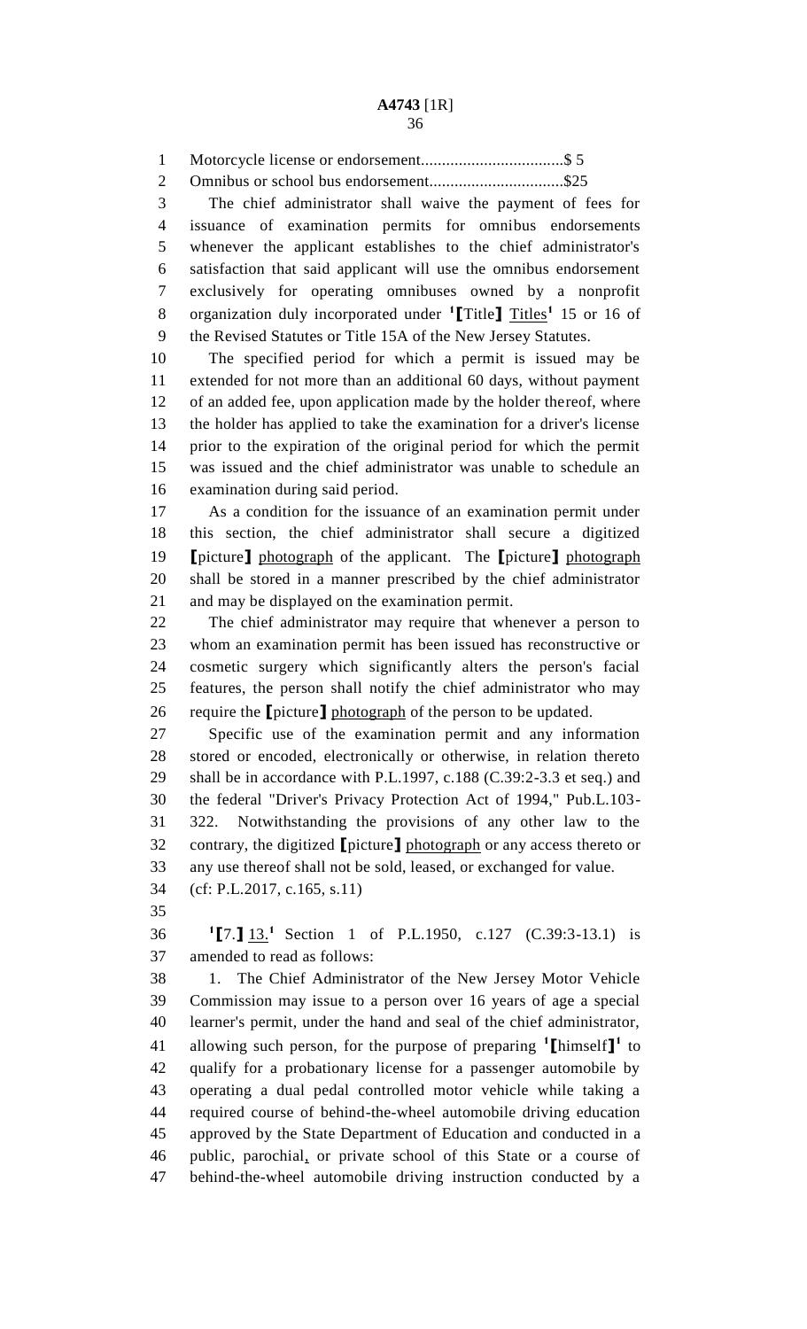Motorcycle license or endorsement..................................$ 5

Omnibus or school bus endorsement................................$25

The chief administrator shall waive the payment of fees for issuance of examination permits for omnibus endorsements whenever the applicant establishes to the chief administrator's satisfaction that said applicant will use the omnibus endorsement exclusively for operating omnibuses owned by a nonprofit organization duly incorporated under [1]【Title】 Titles[1] 15 or 16 of the Revised Statutes or Title 15A of the New Jersey Statutes.

The specified period for which a permit is issued may be extended for not more than an additional 60 days, without payment of an added fee, upon application made by the holder thereof, where the holder has applied to take the examination for a driver's license prior to the expiration of the original period for which the permit was issued and the chief administrator was unable to schedule an examination during said period.

As a condition for the issuance of an examination permit under this section, the chief administrator shall secure a digitized 【picture】 photograph of the applicant. The 【picture】 photograph shall be stored in a manner prescribed by the chief administrator and may be displayed on the examination permit.

The chief administrator may require that whenever a person to whom an examination permit has been issued has reconstructive or cosmetic surgery which significantly alters the person's facial features, the person shall notify the chief administrator who may require the 【picture】 photograph of the person to be updated.

Specific use of the examination permit and any information stored or encoded, electronically or otherwise, in relation thereto shall be in accordance with P.L.1997, c.188 (C.39:2-3.3 et seq.) and the federal "Driver's Privacy Protection Act of 1994," Pub.L.103-322. Notwithstanding the provisions of any other law to the contrary, the digitized 【picture】 photograph or any access thereto or any use thereof shall not be sold, leased, or exchanged for value.

(cf: P.L.2017, c.165, s.11)

[1]【7.】 13.[1] Section 1 of P.L.1950, c.127 (C.39:3-13.1) is amended to read as follows:

1. The Chief Administrator of the New Jersey Motor Vehicle Commission may issue to a person over 16 years of age a special learner's permit, under the hand and seal of the chief administrator, allowing such person, for the purpose of preparing [1]【himself】[1] to qualify for a probationary license for a passenger automobile by operating a dual pedal controlled motor vehicle while taking a required course of behind-the-wheel automobile driving education approved by the State Department of Education and conducted in a public, parochial, or private school of this State or a course of behind-the-wheel automobile driving instruction conducted by a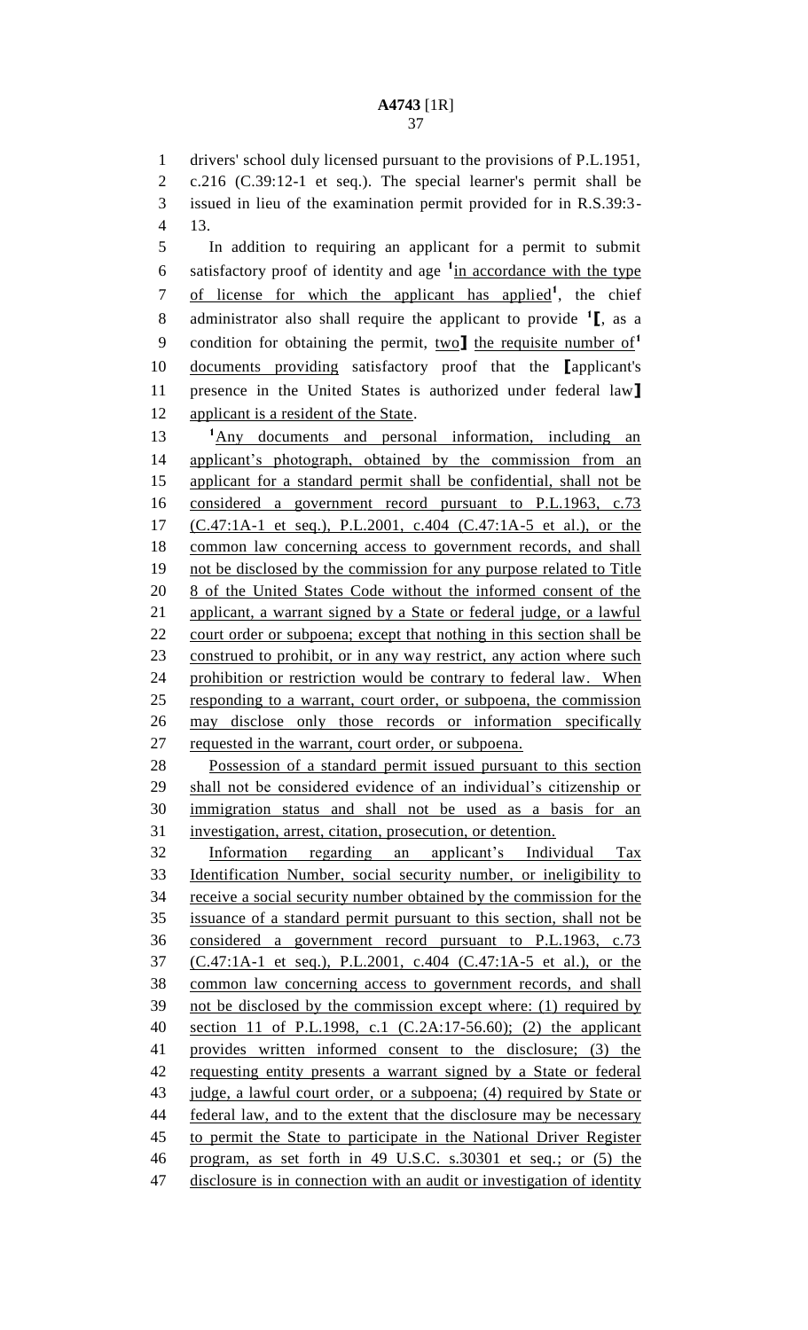drivers' school duly licensed pursuant to the provisions of P.L.1951, c.216 (C.39:12-1 et seq.). The special learner's permit shall be issued in lieu of the examination permit provided for in R.S.39:3-13.

In addition to requiring an applicant for a permit to submit satisfactory proof of identity and age [1]in accordance with the type of license for which the applicant has applied[1], the chief administrator also shall require the applicant to provide [1][, as a condition for obtaining the permit, two] the requisite number of[1] documents providing satisfactory proof that the [applicant's presence in the United States is authorized under federal law] applicant is a resident of the State.

[1]Any documents and personal information, including an applicant's photograph, obtained by the commission from an applicant for a standard permit shall be confidential, shall not be considered a government record pursuant to P.L.1963, c.73 (C.47:1A-1 et seq.), P.L.2001, c.404 (C.47:1A-5 et al.), or the common law concerning access to government records, and shall not be disclosed by the commission for any purpose related to Title 8 of the United States Code without the informed consent of the applicant, a warrant signed by a State or federal judge, or a lawful court order or subpoena; except that nothing in this section shall be construed to prohibit, or in any way restrict, any action where such prohibition or restriction would be contrary to federal law. When responding to a warrant, court order, or subpoena, the commission may disclose only those records or information specifically requested in the warrant, court order, or subpoena.

Possession of a standard permit issued pursuant to this section shall not be considered evidence of an individual's citizenship or immigration status and shall not be used as a basis for an investigation, arrest, citation, prosecution, or detention.

Information regarding an applicant's Individual Tax Identification Number, social security number, or ineligibility to receive a social security number obtained by the commission for the issuance of a standard permit pursuant to this section, shall not be considered a government record pursuant to P.L.1963, c.73 (C.47:1A-1 et seq.), P.L.2001, c.404 (C.47:1A-5 et al.), or the common law concerning access to government records, and shall not be disclosed by the commission except where: (1) required by section 11 of P.L.1998, c.1 (C.2A:17-56.60); (2) the applicant provides written informed consent to the disclosure; (3) the requesting entity presents a warrant signed by a State or federal judge, a lawful court order, or a subpoena; (4) required by State or federal law, and to the extent that the disclosure may be necessary to permit the State to participate in the National Driver Register program, as set forth in 49 U.S.C. s.30301 et seq.; or (5) the disclosure is in connection with an audit or investigation of identity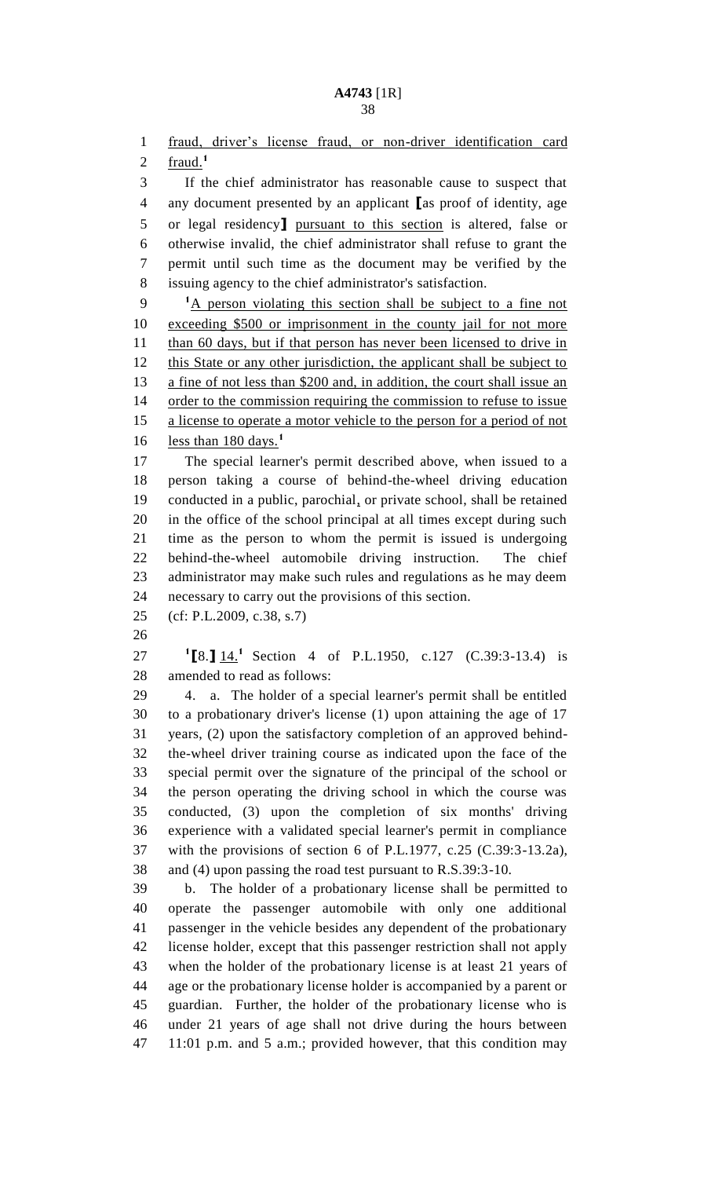fraud, driver's license fraud, or non-driver identification card fraud.[1]

If the chief administrator has reasonable cause to suspect that any document presented by an applicant [as proof of identity, age or legal residency] pursuant to this section is altered, false or otherwise invalid, the chief administrator shall refuse to grant the permit until such time as the document may be verified by the issuing agency to the chief administrator's satisfaction.

[1]A person violating this section shall be subject to a fine not exceeding $500 or imprisonment in the county jail for not more than 60 days, but if that person has never been licensed to drive in this State or any other jurisdiction, the applicant shall be subject to a fine of not less than $200 and, in addition, the court shall issue an order to the commission requiring the commission to refuse to issue a license to operate a motor vehicle to the person for a period of not less than 180 days.[1]

The special learner's permit described above, when issued to a person taking a course of behind-the-wheel driving education conducted in a public, parochial, or private school, shall be retained in the office of the school principal at all times except during such time as the person to whom the permit is issued is undergoing behind-the-wheel automobile driving instruction. The chief administrator may make such rules and regulations as he may deem necessary to carry out the provisions of this section.

(cf: P.L.2009, c.38, s.7)

[1][8.] 14.[1] Section 4 of P.L.1950, c.127 (C.39:3-13.4) is amended to read as follows:

4. a. The holder of a special learner's permit shall be entitled to a probationary driver's license (1) upon attaining the age of 17 years, (2) upon the satisfactory completion of an approved behind-the-wheel driver training course as indicated upon the face of the special permit over the signature of the principal of the school or the person operating the driving school in which the course was conducted, (3) upon the completion of six months' driving experience with a validated special learner's permit in compliance with the provisions of section 6 of P.L.1977, c.25 (C.39:3-13.2a), and (4) upon passing the road test pursuant to R.S.39:3-10.

b. The holder of a probationary license shall be permitted to operate the passenger automobile with only one additional passenger in the vehicle besides any dependent of the probationary license holder, except that this passenger restriction shall not apply when the holder of the probationary license is at least 21 years of age or the probationary license holder is accompanied by a parent or guardian. Further, the holder of the probationary license who is under 21 years of age shall not drive during the hours between 11:01 p.m. and 5 a.m.; provided however, that this condition may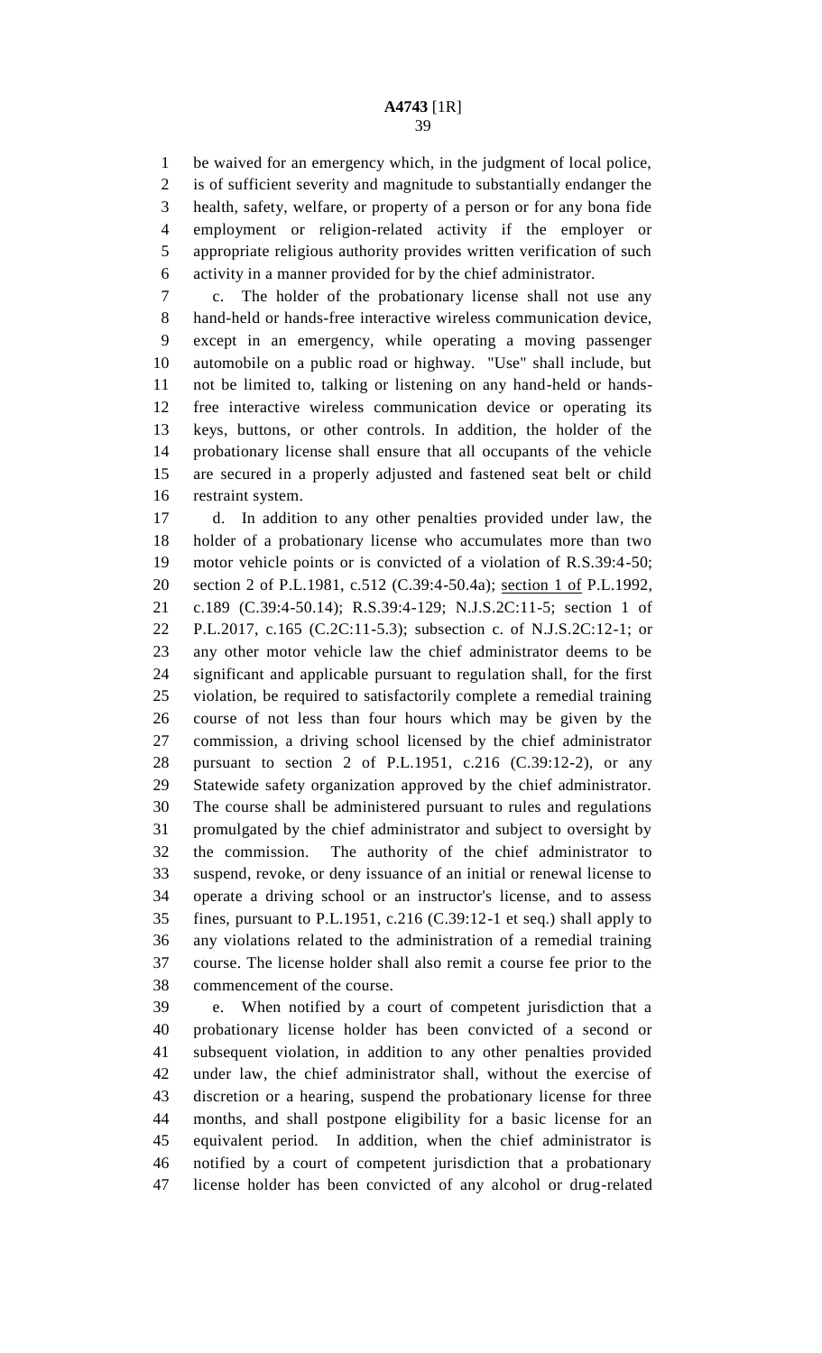be waived for an emergency which, in the judgment of local police, is of sufficient severity and magnitude to substantially endanger the health, safety, welfare, or property of a person or for any bona fide employment or religion-related activity if the employer or appropriate religious authority provides written verification of such activity in a manner provided for by the chief administrator.

c. The holder of the probationary license shall not use any hand-held or hands-free interactive wireless communication device, except in an emergency, while operating a moving passenger automobile on a public road or highway. "Use" shall include, but not be limited to, talking or listening on any hand-held or hands-free interactive wireless communication device or operating its keys, buttons, or other controls. In addition, the holder of the probationary license shall ensure that all occupants of the vehicle are secured in a properly adjusted and fastened seat belt or child restraint system.

d. In addition to any other penalties provided under law, the holder of a probationary license who accumulates more than two motor vehicle points or is convicted of a violation of R.S.39:4-50; section 2 of P.L.1981, c.512 (C.39:4-50.4a); <u>section 1 of</u> P.L.1992, c.189 (C.39:4-50.14); R.S.39:4-129; N.J.S.2C:11-5; section 1 of P.L.2017, c.165 (C.2C:11-5.3); subsection c. of N.J.S.2C:12-1; or any other motor vehicle law the chief administrator deems to be significant and applicable pursuant to regulation shall, for the first violation, be required to satisfactorily complete a remedial training course of not less than four hours which may be given by the commission, a driving school licensed by the chief administrator pursuant to section 2 of P.L.1951, c.216 (C.39:12-2), or any Statewide safety organization approved by the chief administrator. The course shall be administered pursuant to rules and regulations promulgated by the chief administrator and subject to oversight by the commission. The authority of the chief administrator to suspend, revoke, or deny issuance of an initial or renewal license to operate a driving school or an instructor's license, and to assess fines, pursuant to P.L.1951, c.216 (C.39:12-1 et seq.) shall apply to any violations related to the administration of a remedial training course. The license holder shall also remit a course fee prior to the commencement of the course.

e. When notified by a court of competent jurisdiction that a probationary license holder has been convicted of a second or subsequent violation, in addition to any other penalties provided under law, the chief administrator shall, without the exercise of discretion or a hearing, suspend the probationary license for three months, and shall postpone eligibility for a basic license for an equivalent period. In addition, when the chief administrator is notified by a court of competent jurisdiction that a probationary license holder has been convicted of any alcohol or drug-related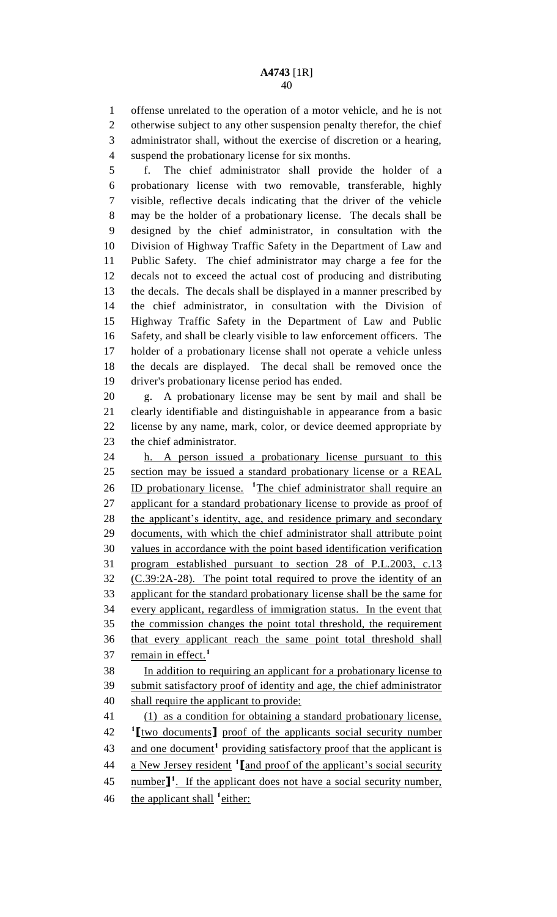offense unrelated to the operation of a motor vehicle, and he is not otherwise subject to any other suspension penalty therefor, the chief administrator shall, without the exercise of discretion or a hearing, suspend the probationary license for six months.

f. The chief administrator shall provide the holder of a probationary license with two removable, transferable, highly visible, reflective decals indicating that the driver of the vehicle may be the holder of a probationary license. The decals shall be designed by the chief administrator, in consultation with the Division of Highway Traffic Safety in the Department of Law and Public Safety. The chief administrator may charge a fee for the decals not to exceed the actual cost of producing and distributing the decals. The decals shall be displayed in a manner prescribed by the chief administrator, in consultation with the Division of Highway Traffic Safety in the Department of Law and Public Safety, and shall be clearly visible to law enforcement officers. The holder of a probationary license shall not operate a vehicle unless the decals are displayed. The decal shall be removed once the driver's probationary license period has ended.

g. A probationary license may be sent by mail and shall be clearly identifiable and distinguishable in appearance from a basic license by any name, mark, color, or device deemed appropriate by the chief administrator.

h. A person issued a probationary license pursuant to this section may be issued a standard probationary license or a REAL ID probationary license. [1]The chief administrator shall require an applicant for a standard probationary license to provide as proof of the applicant's identity, age, and residence primary and secondary documents, with which the chief administrator shall attribute point values in accordance with the point based identification verification program established pursuant to section 28 of P.L.2003, c.13 (C.39:2A-28). The point total required to prove the identity of an applicant for the standard probationary license shall be the same for every applicant, regardless of immigration status. In the event that the commission changes the point total threshold, the requirement that every applicant reach the same point total threshold shall remain in effect.[1]

In addition to requiring an applicant for a probationary license to submit satisfactory proof of identity and age, the chief administrator shall require the applicant to provide:

(1) as a condition for obtaining a standard probationary license, [1]⟦two documents⟧ proof of the applicants social security number and one document[1] providing satisfactory proof that the applicant is a New Jersey resident [1]⟦and proof of the applicant's social security number⟧[1]. If the applicant does not have a social security number, the applicant shall [1]either: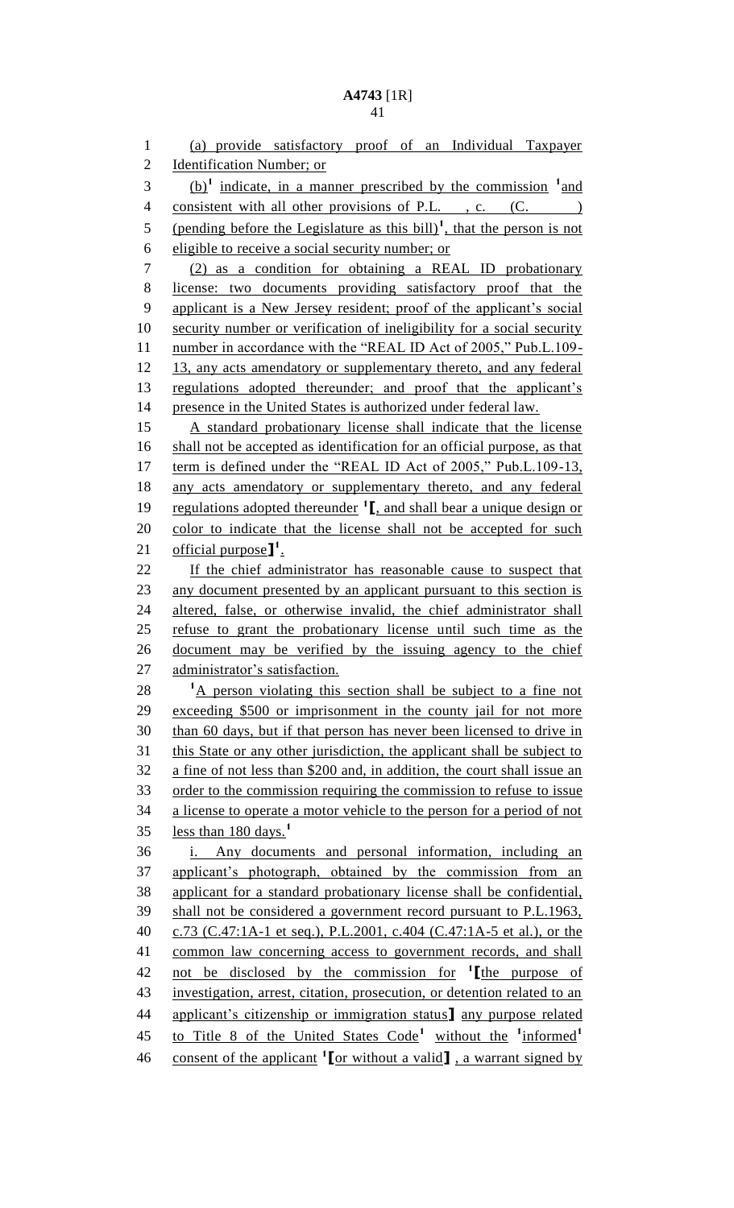(a) provide satisfactory proof of an Individual Taxpayer Identification Number; or

(b)[1] indicate, in a manner prescribed by the commission [1]and consistent with all other provisions of P.L. , c. (C. ) (pending before the Legislature as this bill)[1], that the person is not eligible to receive a social security number; or

(2) as a condition for obtaining a REAL ID probationary license: two documents providing satisfactory proof that the applicant is a New Jersey resident; proof of the applicant's social security number or verification of ineligibility for a social security number in accordance with the "REAL ID Act of 2005," Pub.L.109-13, any acts amendatory or supplementary thereto, and any federal regulations adopted thereunder; and proof that the applicant's presence in the United States is authorized under federal law.

A standard probationary license shall indicate that the license shall not be accepted as identification for an official purpose, as that term is defined under the "REAL ID Act of 2005," Pub.L.109-13, any acts amendatory or supplementary thereto, and any federal regulations adopted thereunder [1]【, and shall bear a unique design or color to indicate that the license shall not be accepted for such official purpose】[1].

If the chief administrator has reasonable cause to suspect that any document presented by an applicant pursuant to this section is altered, false, or otherwise invalid, the chief administrator shall refuse to grant the probationary license until such time as the document may be verified by the issuing agency to the chief administrator's satisfaction.

[1]A person violating this section shall be subject to a fine not exceeding $500 or imprisonment in the county jail for not more than 60 days, but if that person has never been licensed to drive in this State or any other jurisdiction, the applicant shall be subject to a fine of not less than $200 and, in addition, the court shall issue an order to the commission requiring the commission to refuse to issue a license to operate a motor vehicle to the person for a period of not less than 180 days.[1]

i. Any documents and personal information, including an applicant's photograph, obtained by the commission from an applicant for a standard probationary license shall be confidential, shall not be considered a government record pursuant to P.L.1963, c.73 (C.47:1A-1 et seq.), P.L.2001, c.404 (C.47:1A-5 et al.), or the common law concerning access to government records, and shall not be disclosed by the commission for [1]【the purpose of investigation, arrest, citation, prosecution, or detention related to an applicant's citizenship or immigration status】 any purpose related to Title 8 of the United States Code[1] without the [1]informed[1] consent of the applicant [1]【or without a valid】, a warrant signed by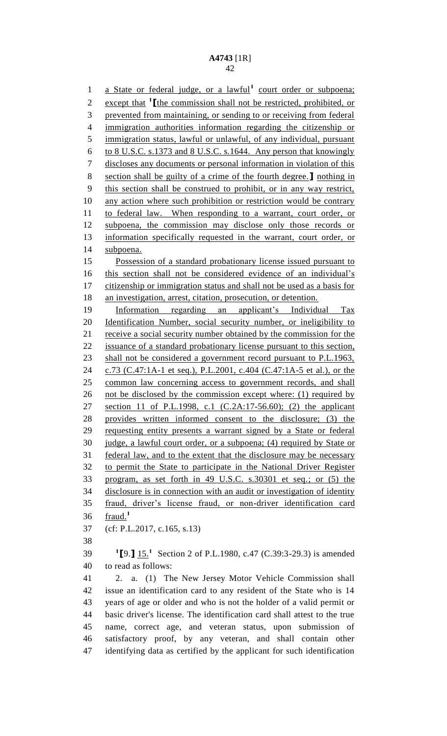a State or federal judge, or a lawful[1] court order or subpoena; except that [1][the commission shall not be restricted, prohibited, or prevented from maintaining, or sending to or receiving from federal immigration authorities information regarding the citizenship or immigration status, lawful or unlawful, of any individual, pursuant to 8 U.S.C. s.1373 and 8 U.S.C. s.1644. Any person that knowingly discloses any documents or personal information in violation of this section shall be guilty of a crime of the fourth degree.] nothing in this section shall be construed to prohibit, or in any way restrict, any action where such prohibition or restriction would be contrary to federal law. When responding to a warrant, court order, or subpoena, the commission may disclose only those records or information specifically requested in the warrant, court order, or subpoena.

Possession of a standard probationary license issued pursuant to this section shall not be considered evidence of an individual's citizenship or immigration status and shall not be used as a basis for an investigation, arrest, citation, prosecution, or detention.

Information regarding an applicant's Individual Tax Identification Number, social security number, or ineligibility to receive a social security number obtained by the commission for the issuance of a standard probationary license pursuant to this section, shall not be considered a government record pursuant to P.L.1963, c.73 (C.47:1A-1 et seq.), P.L.2001, c.404 (C.47:1A-5 et al.), or the common law concerning access to government records, and shall not be disclosed by the commission except where: (1) required by section 11 of P.L.1998, c.1 (C.2A:17-56.60); (2) the applicant provides written informed consent to the disclosure; (3) the requesting entity presents a warrant signed by a State or federal judge, a lawful court order, or a subpoena; (4) required by State or federal law, and to the extent that the disclosure may be necessary to permit the State to participate in the National Driver Register program, as set forth in 49 U.S.C. s.30301 et seq.; or (5) the disclosure is in connection with an audit or investigation of identity fraud, driver's license fraud, or non-driver identification card fraud.[1]

(cf: P.L.2017, c.165, s.13)

[1][9.] 15.[1] Section 2 of P.L.1980, c.47 (C.39:3-29.3) is amended to read as follows:

2. a. (1) The New Jersey Motor Vehicle Commission shall issue an identification card to any resident of the State who is 14 years of age or older and who is not the holder of a valid permit or basic driver's license. The identification card shall attest to the true name, correct age, and veteran status, upon submission of satisfactory proof, by any veteran, and shall contain other identifying data as certified by the applicant for such identification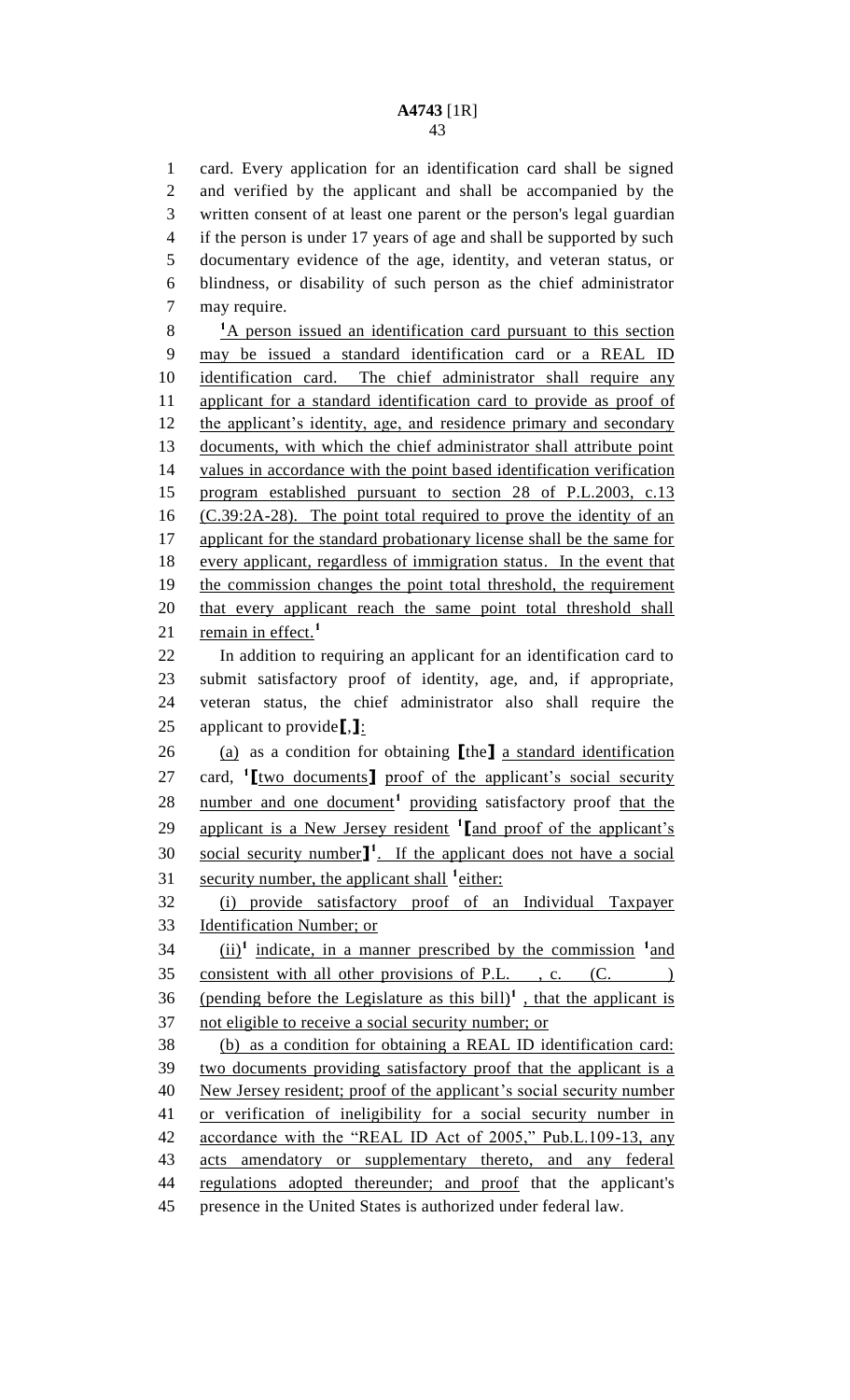card. Every application for an identification card shall be signed and verified by the applicant and shall be accompanied by the written consent of at least one parent or the person's legal guardian if the person is under 17 years of age and shall be supported by such documentary evidence of the age, identity, and veteran status, or blindness, or disability of such person as the chief administrator may require.

[1]A person issued an identification card pursuant to this section may be issued a standard identification card or a REAL ID identification card. The chief administrator shall require any applicant for a standard identification card to provide as proof of the applicant's identity, age, and residence primary and secondary documents, with which the chief administrator shall attribute point values in accordance with the point based identification verification program established pursuant to section 28 of P.L.2003, c.13 (C.39:2A-28). The point total required to prove the identity of an applicant for the standard probationary license shall be the same for every applicant, regardless of immigration status. In the event that the commission changes the point total threshold, the requirement that every applicant reach the same point total threshold shall remain in effect.[1]

In addition to requiring an applicant for an identification card to submit satisfactory proof of identity, age, and, if appropriate, veteran status, the chief administrator also shall require the applicant to provide[,]:

(a) as a condition for obtaining [the] a standard identification card, [1][two documents] proof of the applicant's social security number and one document[1] providing satisfactory proof that the applicant is a New Jersey resident [1][and proof of the applicant's social security number][1]. If the applicant does not have a social security number, the applicant shall [1]either:

(i) provide satisfactory proof of an Individual Taxpayer Identification Number; or

(ii)[1] indicate, in a manner prescribed by the commission [1]and consistent with all other provisions of P.L. , c. (C. ) (pending before the Legislature as this bill)[1] , that the applicant is not eligible to receive a social security number; or

(b) as a condition for obtaining a REAL ID identification card: two documents providing satisfactory proof that the applicant is a New Jersey resident; proof of the applicant's social security number or verification of ineligibility for a social security number in accordance with the "REAL ID Act of 2005," Pub.L.109-13, any acts amendatory or supplementary thereto, and any federal regulations adopted thereunder; and proof that the applicant's presence in the United States is authorized under federal law.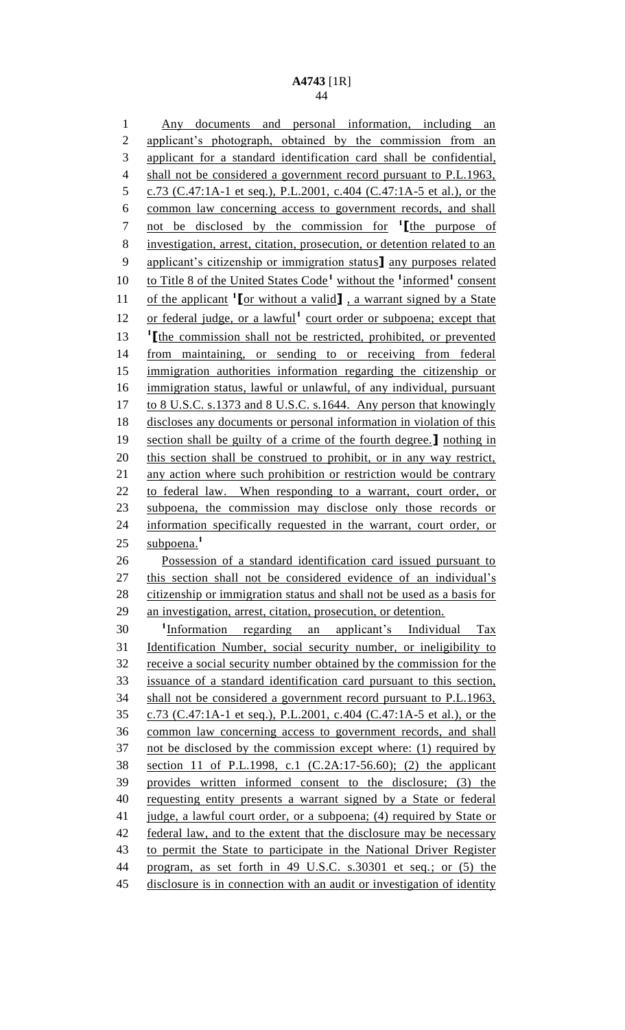Any documents and personal information, including an applicant's photograph, obtained by the commission from an applicant for a standard identification card shall be confidential, shall not be considered a government record pursuant to P.L.1963, c.73 (C.47:1A-1 et seq.), P.L.2001, c.404 (C.47:1A-5 et al.), or the common law concerning access to government records, and shall not be disclosed by the commission for [1]【the purpose of investigation, arrest, citation, prosecution, or detention related to an applicant's citizenship or immigration status】 any purposes related to Title 8 of the United States Code[1] without the [1]informed[1] consent of the applicant [1]【or without a valid】, a warrant signed by a State or federal judge, or a lawful[1] court order or subpoena; except that [1]【the commission shall not be restricted, prohibited, or prevented from maintaining, or sending to or receiving from federal immigration authorities information regarding the citizenship or immigration status, lawful or unlawful, of any individual, pursuant to 8 U.S.C. s.1373 and 8 U.S.C. s.1644. Any person that knowingly discloses any documents or personal information in violation of this section shall be guilty of a crime of the fourth degree.】 nothing in this section shall be construed to prohibit, or in any way restrict, any action where such prohibition or restriction would be contrary to federal law. When responding to a warrant, court order, or subpoena, the commission may disclose only those records or information specifically requested in the warrant, court order, or subpoena.[1]

Possession of a standard identification card issued pursuant to this section shall not be considered evidence of an individual's citizenship or immigration status and shall not be used as a basis for an investigation, arrest, citation, prosecution, or detention.

[1]Information regarding an applicant's Individual Tax Identification Number, social security number, or ineligibility to receive a social security number obtained by the commission for the issuance of a standard identification card pursuant to this section, shall not be considered a government record pursuant to P.L.1963, c.73 (C.47:1A-1 et seq.), P.L.2001, c.404 (C.47:1A-5 et al.), or the common law concerning access to government records, and shall not be disclosed by the commission except where: (1) required by section 11 of P.L.1998, c.1 (C.2A:17-56.60); (2) the applicant provides written informed consent to the disclosure; (3) the requesting entity presents a warrant signed by a State or federal judge, a lawful court order, or a subpoena; (4) required by State or federal law, and to the extent that the disclosure may be necessary to permit the State to participate in the National Driver Register program, as set forth in 49 U.S.C. s.30301 et seq.; or (5) the disclosure is in connection with an audit or investigation of identity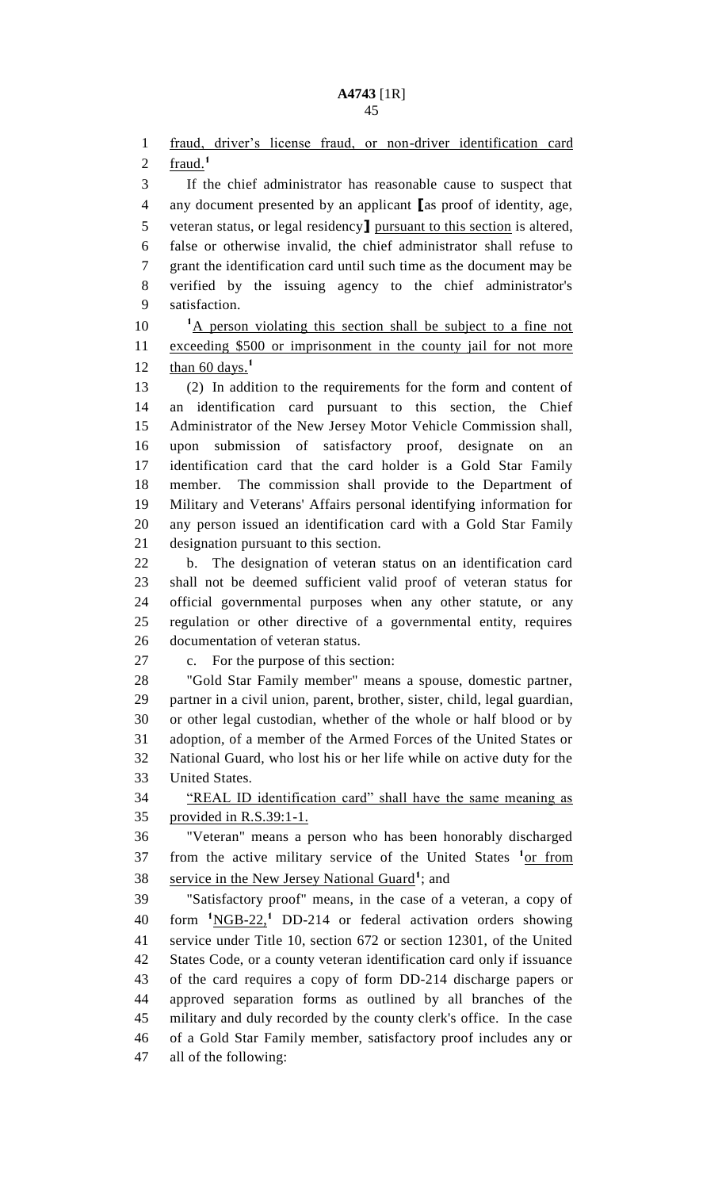fraud, driver's license fraud, or non-driver identification card fraud.[1]

If the chief administrator has reasonable cause to suspect that any document presented by an applicant [as proof of identity, age, veteran status, or legal residency] pursuant to this section is altered, false or otherwise invalid, the chief administrator shall refuse to grant the identification card until such time as the document may be verified by the issuing agency to the chief administrator's satisfaction.

[1]A person violating this section shall be subject to a fine not exceeding $500 or imprisonment in the county jail for not more than 60 days.[1]

(2) In addition to the requirements for the form and content of an identification card pursuant to this section, the Chief Administrator of the New Jersey Motor Vehicle Commission shall, upon submission of satisfactory proof, designate on an identification card that the card holder is a Gold Star Family member. The commission shall provide to the Department of Military and Veterans' Affairs personal identifying information for any person issued an identification card with a Gold Star Family designation pursuant to this section.

b. The designation of veteran status on an identification card shall not be deemed sufficient valid proof of veteran status for official governmental purposes when any other statute, or any regulation or other directive of a governmental entity, requires documentation of veteran status.

c. For the purpose of this section:

"Gold Star Family member" means a spouse, domestic partner, partner in a civil union, parent, brother, sister, child, legal guardian, or other legal custodian, whether of the whole or half blood or by adoption, of a member of the Armed Forces of the United States or National Guard, who lost his or her life while on active duty for the United States.

"REAL ID identification card" shall have the same meaning as provided in R.S.39:1-1.

"Veteran" means a person who has been honorably discharged from the active military service of the United States [1]or from service in the New Jersey National Guard[1]; and

"Satisfactory proof" means, in the case of a veteran, a copy of form [1]NGB-22,[1] DD-214 or federal activation orders showing service under Title 10, section 672 or section 12301, of the United States Code, or a county veteran identification card only if issuance of the card requires a copy of form DD-214 discharge papers or approved separation forms as outlined by all branches of the military and duly recorded by the county clerk's office. In the case of a Gold Star Family member, satisfactory proof includes any or all of the following: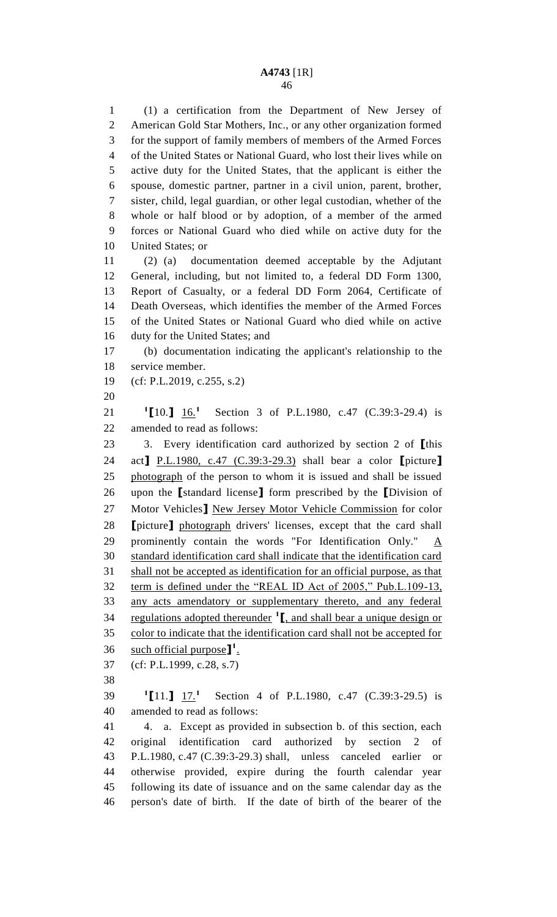(1) a certification from the Department of New Jersey of American Gold Star Mothers, Inc., or any other organization formed for the support of family members of members of the Armed Forces of the United States or National Guard, who lost their lives while on active duty for the United States, that the applicant is either the spouse, domestic partner, partner in a civil union, parent, brother, sister, child, legal guardian, or other legal custodian, whether of the whole or half blood or by adoption, of a member of the armed forces or National Guard who died while on active duty for the United States; or

(2) (a) documentation deemed acceptable by the Adjutant General, including, but not limited to, a federal DD Form 1300, Report of Casualty, or a federal DD Form 2064, Certificate of Death Overseas, which identifies the member of the Armed Forces of the United States or National Guard who died while on active duty for the United States; and

(b) documentation indicating the applicant's relationship to the service member.

(cf: P.L.2019, c.255, s.2)

[1]【10.】 16.[1] Section 3 of P.L.1980, c.47 (C.39:3-29.4) is amended to read as follows:

3. Every identification card authorized by section 2 of 【this act】 P.L.1980, c.47 (C.39:3-29.3) shall bear a color 【picture】 photograph of the person to whom it is issued and shall be issued upon the 【standard license】 form prescribed by the 【Division of Motor Vehicles】 New Jersey Motor Vehicle Commission for color 【picture】 photograph drivers' licenses, except that the card shall prominently contain the words "For Identification Only." A standard identification card shall indicate that the identification card shall not be accepted as identification for an official purpose, as that term is defined under the "REAL ID Act of 2005," Pub.L.109-13, any acts amendatory or supplementary thereto, and any federal regulations adopted thereunder [1]【, and shall bear a unique design or color to indicate that the identification card shall not be accepted for such official purpose】[1].

(cf: P.L.1999, c.28, s.7)

[1]【11.】 17.[1] Section 4 of P.L.1980, c.47 (C.39:3-29.5) is amended to read as follows:

4. a. Except as provided in subsection b. of this section, each original identification card authorized by section 2 of P.L.1980, c.47 (C.39:3-29.3) shall, unless canceled earlier or otherwise provided, expire during the fourth calendar year following its date of issuance and on the same calendar day as the person's date of birth. If the date of birth of the bearer of the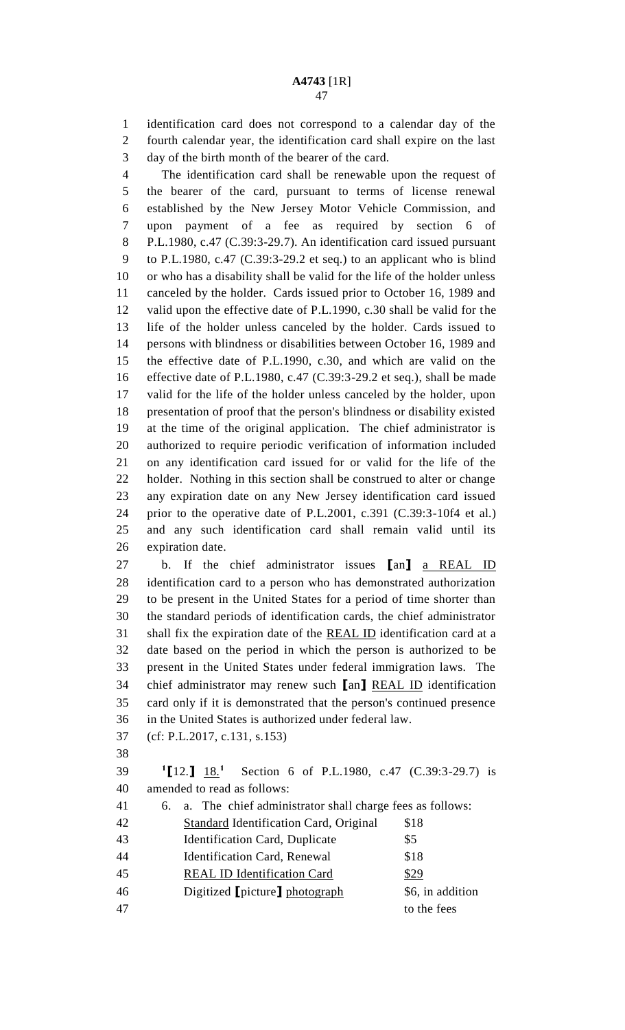identification card does not correspond to a calendar day of the fourth calendar year, the identification card shall expire on the last day of the birth month of the bearer of the card.

The identification card shall be renewable upon the request of the bearer of the card, pursuant to terms of license renewal established by the New Jersey Motor Vehicle Commission, and upon payment of a fee as required by section 6 of P.L.1980, c.47 (C.39:3-29.7). An identification card issued pursuant to P.L.1980, c.47 (C.39:3-29.2 et seq.) to an applicant who is blind or who has a disability shall be valid for the life of the holder unless canceled by the holder. Cards issued prior to October 16, 1989 and valid upon the effective date of P.L.1990, c.30 shall be valid for the life of the holder unless canceled by the holder. Cards issued to persons with blindness or disabilities between October 16, 1989 and the effective date of P.L.1990, c.30, and which are valid on the effective date of P.L.1980, c.47 (C.39:3-29.2 et seq.), shall be made valid for the life of the holder unless canceled by the holder, upon presentation of proof that the person's blindness or disability existed at the time of the original application. The chief administrator is authorized to require periodic verification of information included on any identification card issued for or valid for the life of the holder. Nothing in this section shall be construed to alter or change any expiration date on any New Jersey identification card issued prior to the operative date of P.L.2001, c.391 (C.39:3-10f4 et al.) and any such identification card shall remain valid until its expiration date.

b. If the chief administrator issues [an] a REAL ID identification card to a person who has demonstrated authorization to be present in the United States for a period of time shorter than the standard periods of identification cards, the chief administrator shall fix the expiration date of the REAL ID identification card at a date based on the period in which the person is authorized to be present in the United States under federal immigration laws. The chief administrator may renew such [an] REAL ID identification card only if it is demonstrated that the person's continued presence in the United States is authorized under federal law.

(cf: P.L.2017, c.131, s.153)

[1][12.] 18.[1] Section 6 of P.L.1980, c.47 (C.39:3-29.7) is amended to read as follows:

6. a. The chief administrator shall charge fees as follows:

| | |
|---|---|
| Standard Identification Card, Original | $18 |
| Identification Card, Duplicate | $5 |
| Identification Card, Renewal | $18 |
| REAL ID Identification Card | $29 |
| Digitized [picture] photograph | $6, in addition to the fees |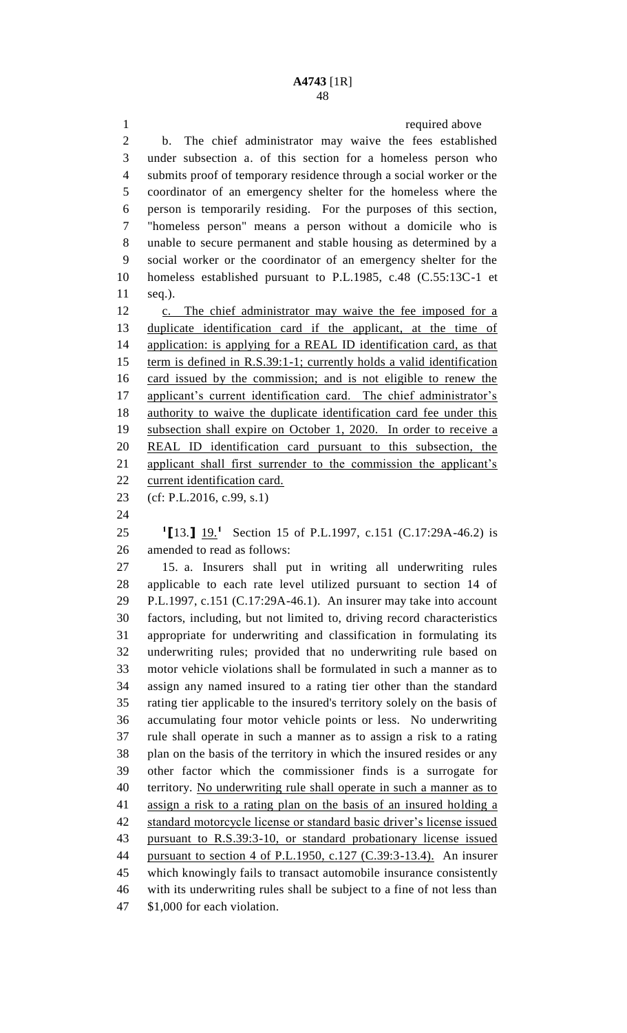required above

b. The chief administrator may waive the fees established under subsection a. of this section for a homeless person who submits proof of temporary residence through a social worker or the coordinator of an emergency shelter for the homeless where the person is temporarily residing. For the purposes of this section, "homeless person" means a person without a domicile who is unable to secure permanent and stable housing as determined by a social worker or the coordinator of an emergency shelter for the homeless established pursuant to P.L.1985, c.48 (C.55:13C-1 et seq.).

c. The chief administrator may waive the fee imposed for a duplicate identification card if the applicant, at the time of application: is applying for a REAL ID identification card, as that term is defined in R.S.39:1-1; currently holds a valid identification card issued by the commission; and is not eligible to renew the applicant's current identification card. The chief administrator's authority to waive the duplicate identification card fee under this subsection shall expire on October 1, 2020. In order to receive a REAL ID identification card pursuant to this subsection, the applicant shall first surrender to the commission the applicant's current identification card.

(cf: P.L.2016, c.99, s.1)

[1][13.] 19.[1] Section 15 of P.L.1997, c.151 (C.17:29A-46.2) is amended to read as follows:

15. a. Insurers shall put in writing all underwriting rules applicable to each rate level utilized pursuant to section 14 of P.L.1997, c.151 (C.17:29A-46.1). An insurer may take into account factors, including, but not limited to, driving record characteristics appropriate for underwriting and classification in formulating its underwriting rules; provided that no underwriting rule based on motor vehicle violations shall be formulated in such a manner as to assign any named insured to a rating tier other than the standard rating tier applicable to the insured's territory solely on the basis of accumulating four motor vehicle points or less. No underwriting rule shall operate in such a manner as to assign a risk to a rating plan on the basis of the territory in which the insured resides or any other factor which the commissioner finds is a surrogate for territory. No underwriting rule shall operate in such a manner as to assign a risk to a rating plan on the basis of an insured holding a standard motorcycle license or standard basic driver's license issued pursuant to R.S.39:3-10, or standard probationary license issued pursuant to section 4 of P.L.1950, c.127 (C.39:3-13.4). An insurer which knowingly fails to transact automobile insurance consistently with its underwriting rules shall be subject to a fine of not less than $1,000 for each violation.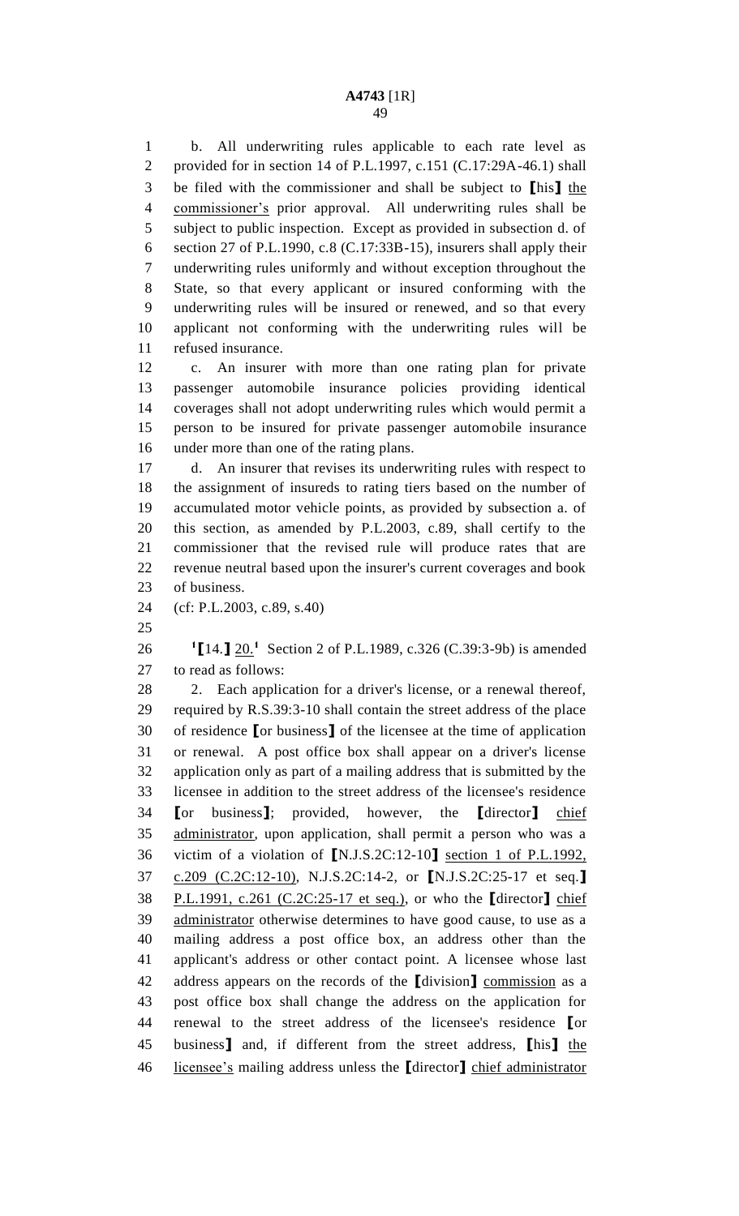b. All underwriting rules applicable to each rate level as provided for in section 14 of P.L.1997, c.151 (C.17:29A-46.1) shall be filed with the commissioner and shall be subject to ⟦his⟧ the commissioner's prior approval. All underwriting rules shall be subject to public inspection. Except as provided in subsection d. of section 27 of P.L.1990, c.8 (C.17:33B-15), insurers shall apply their underwriting rules uniformly and without exception throughout the State, so that every applicant or insured conforming with the underwriting rules will be insured or renewed, and so that every applicant not conforming with the underwriting rules will be refused insurance.

c. An insurer with more than one rating plan for private passenger automobile insurance policies providing identical coverages shall not adopt underwriting rules which would permit a person to be insured for private passenger automobile insurance under more than one of the rating plans.

d. An insurer that revises its underwriting rules with respect to the assignment of insureds to rating tiers based on the number of accumulated motor vehicle points, as provided by subsection a. of this section, as amended by P.L.2003, c.89, shall certify to the commissioner that the revised rule will produce rates that are revenue neutral based upon the insurer's current coverages and book of business.

(cf: P.L.2003, c.89, s.40)

[1]⟦14.⟧ 20.[1] Section 2 of P.L.1989, c.326 (C.39:3-9b) is amended to read as follows:

2. Each application for a driver's license, or a renewal thereof, required by R.S.39:3-10 shall contain the street address of the place of residence ⟦or business⟧ of the licensee at the time of application or renewal. A post office box shall appear on a driver's license application only as part of a mailing address that is submitted by the licensee in addition to the street address of the licensee's residence ⟦or business⟧; provided, however, the ⟦director⟧ chief administrator, upon application, shall permit a person who was a victim of a violation of ⟦N.J.S.2C:12-10⟧ section 1 of P.L.1992, c.209 (C.2C:12-10), N.J.S.2C:14-2, or ⟦N.J.S.2C:25-17 et seq.⟧ P.L.1991, c.261 (C.2C:25-17 et seq.), or who the ⟦director⟧ chief administrator otherwise determines to have good cause, to use as a mailing address a post office box, an address other than the applicant's address or other contact point. A licensee whose last address appears on the records of the ⟦division⟧ commission as a post office box shall change the address on the application for renewal to the street address of the licensee's residence ⟦or business⟧ and, if different from the street address, ⟦his⟧ the licensee's mailing address unless the ⟦director⟧ chief administrator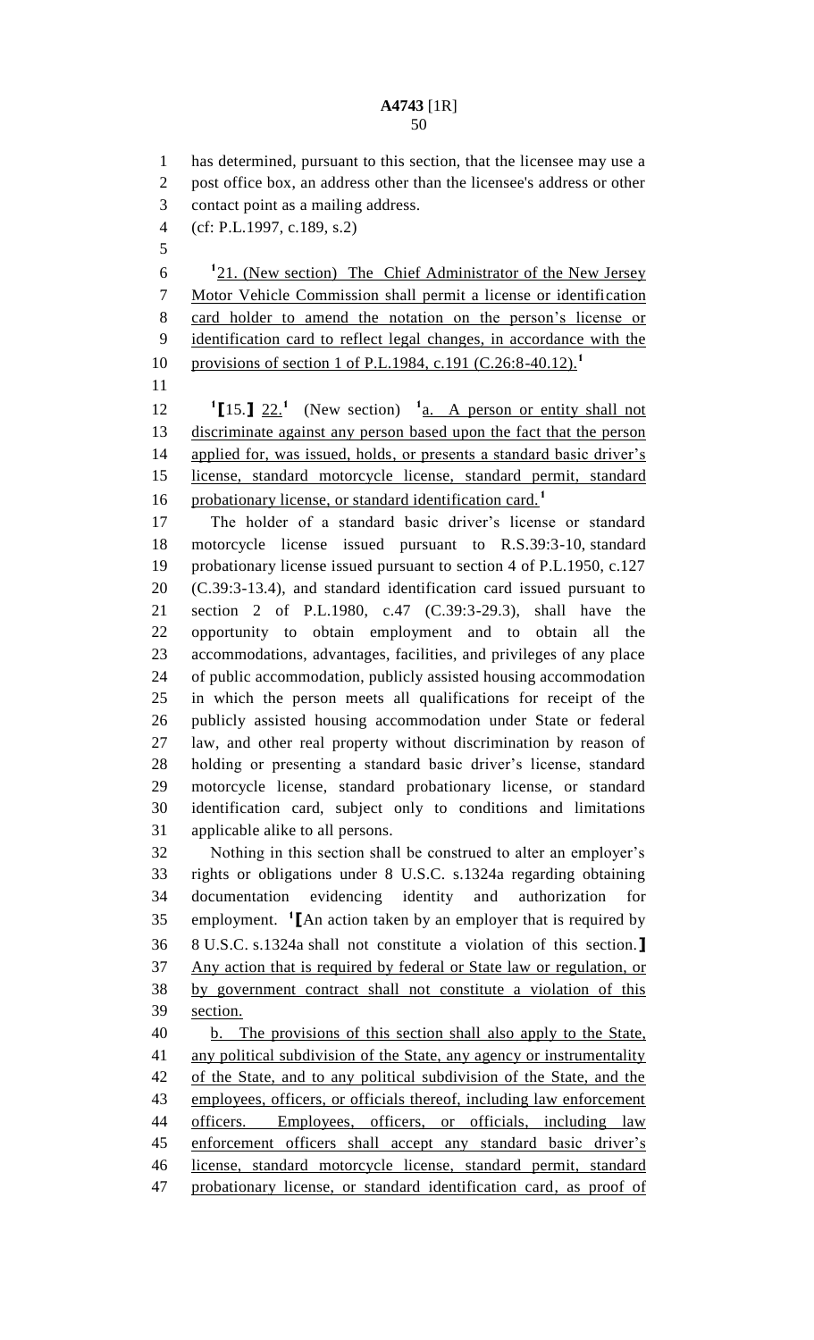has determined, pursuant to this section, that the licensee may use a post office box, an address other than the licensee's address or other contact point as a mailing address.

(cf: P.L.1997, c.189, s.2)

[1]21. (New section) The Chief Administrator of the New Jersey Motor Vehicle Commission shall permit a license or identification card holder to amend the notation on the person's license or identification card to reflect legal changes, in accordance with the provisions of section 1 of P.L.1984, c.191 (C.26:8-40.12).[1]

[1][15.] 22.[1] (New section) [1]a. A person or entity shall not discriminate against any person based upon the fact that the person applied for, was issued, holds, or presents a standard basic driver's license, standard motorcycle license, standard permit, standard probationary license, or standard identification card.[1]

The holder of a standard basic driver's license or standard motorcycle license issued pursuant to R.S.39:3-10, standard probationary license issued pursuant to section 4 of P.L.1950, c.127 (C.39:3-13.4), and standard identification card issued pursuant to section 2 of P.L.1980, c.47 (C.39:3-29.3), shall have the opportunity to obtain employment and to obtain all the accommodations, advantages, facilities, and privileges of any place of public accommodation, publicly assisted housing accommodation in which the person meets all qualifications for receipt of the publicly assisted housing accommodation under State or federal law, and other real property without discrimination by reason of holding or presenting a standard basic driver's license, standard motorcycle license, standard probationary license, or standard identification card, subject only to conditions and limitations applicable alike to all persons.

Nothing in this section shall be construed to alter an employer's rights or obligations under 8 U.S.C. s.1324a regarding obtaining documentation evidencing identity and authorization for employment. [1][An action taken by an employer that is required by 8 U.S.C. s.1324a shall not constitute a violation of this section.] Any action that is required by federal or State law or regulation, or by government contract shall not constitute a violation of this section.

b. The provisions of this section shall also apply to the State, any political subdivision of the State, any agency or instrumentality of the State, and to any political subdivision of the State, and the employees, officers, or officials thereof, including law enforcement officers. Employees, officers, or officials, including law enforcement officers shall accept any standard basic driver's license, standard motorcycle license, standard permit, standard probationary license, or standard identification card, as proof of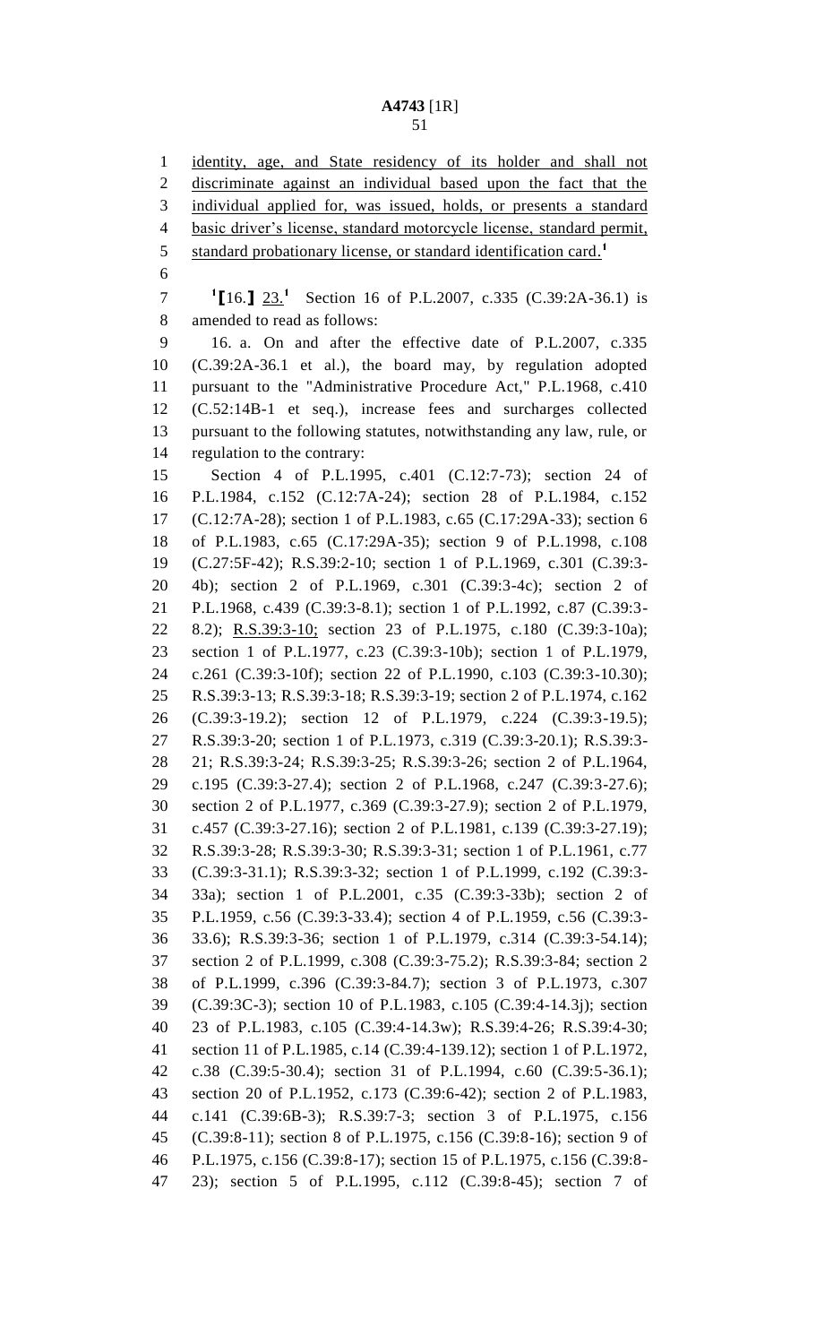<u>identity, age, and State residency of its holder and shall not discriminate against an individual based upon the fact that the individual applied for, was issued, holds, or presents a standard basic driver's license, standard motorcycle license, standard permit, standard probationary license, or standard identification card.</u>[1]

[1]**[**16.**]** <u>23.</u>[1] Section 16 of P.L.2007, c.335 (C.39:2A-36.1) is amended to read as follows:

16. a. On and after the effective date of P.L.2007, c.335 (C.39:2A-36.1 et al.), the board may, by regulation adopted pursuant to the "Administrative Procedure Act," P.L.1968, c.410 (C.52:14B-1 et seq.), increase fees and surcharges collected pursuant to the following statutes, notwithstanding any law, rule, or regulation to the contrary:

Section 4 of P.L.1995, c.401 (C.12:7-73); section 24 of P.L.1984, c.152 (C.12:7A-24); section 28 of P.L.1984, c.152 (C.12:7A-28); section 1 of P.L.1983, c.65 (C.17:29A-33); section 6 of P.L.1983, c.65 (C.17:29A-35); section 9 of P.L.1998, c.108 (C.27:5F-42); R.S.39:2-10; section 1 of P.L.1969, c.301 (C.39:3-4b); section 2 of P.L.1969, c.301 (C.39:3-4c); section 2 of P.L.1968, c.439 (C.39:3-8.1); section 1 of P.L.1992, c.87 (C.39:3-8.2); <u>R.S.39:3-10;</u> section 23 of P.L.1975, c.180 (C.39:3-10a); section 1 of P.L.1977, c.23 (C.39:3-10b); section 1 of P.L.1979, c.261 (C.39:3-10f); section 22 of P.L.1990, c.103 (C.39:3-10.30); R.S.39:3-13; R.S.39:3-18; R.S.39:3-19; section 2 of P.L.1974, c.162 (C.39:3-19.2); section 12 of P.L.1979, c.224 (C.39:3-19.5); R.S.39:3-20; section 1 of P.L.1973, c.319 (C.39:3-20.1); R.S.39:3-21; R.S.39:3-24; R.S.39:3-25; R.S.39:3-26; section 2 of P.L.1964, c.195 (C.39:3-27.4); section 2 of P.L.1968, c.247 (C.39:3-27.6); section 2 of P.L.1977, c.369 (C.39:3-27.9); section 2 of P.L.1979, c.457 (C.39:3-27.16); section 2 of P.L.1981, c.139 (C.39:3-27.19); R.S.39:3-28; R.S.39:3-30; R.S.39:3-31; section 1 of P.L.1961, c.77 (C.39:3-31.1); R.S.39:3-32; section 1 of P.L.1999, c.192 (C.39:3-33a); section 1 of P.L.2001, c.35 (C.39:3-33b); section 2 of P.L.1959, c.56 (C.39:3-33.4); section 4 of P.L.1959, c.56 (C.39:3-33.6); R.S.39:3-36; section 1 of P.L.1979, c.314 (C.39:3-54.14); section 2 of P.L.1999, c.308 (C.39:3-75.2); R.S.39:3-84; section 2 of P.L.1999, c.396 (C.39:3-84.7); section 3 of P.L.1973, c.307 (C.39:3C-3); section 10 of P.L.1983, c.105 (C.39:4-14.3j); section 23 of P.L.1983, c.105 (C.39:4-14.3w); R.S.39:4-26; R.S.39:4-30; section 11 of P.L.1985, c.14 (C.39:4-139.12); section 1 of P.L.1972, c.38 (C.39:5-30.4); section 31 of P.L.1994, c.60 (C.39:5-36.1); section 20 of P.L.1952, c.173 (C.39:6-42); section 2 of P.L.1983, c.141 (C.39:6B-3); R.S.39:7-3; section 3 of P.L.1975, c.156 (C.39:8-11); section 8 of P.L.1975, c.156 (C.39:8-16); section 9 of P.L.1975, c.156 (C.39:8-17); section 15 of P.L.1975, c.156 (C.39:8-23); section 5 of P.L.1995, c.112 (C.39:8-45); section 7 of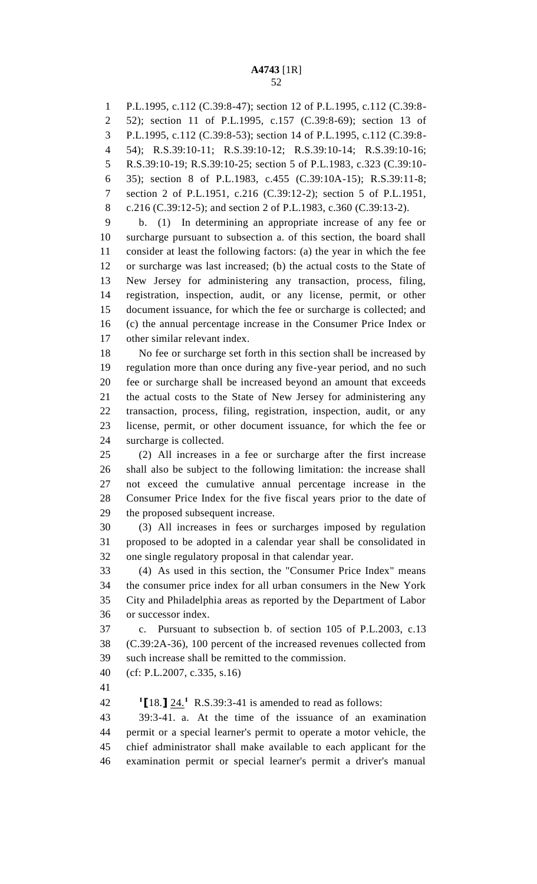P.L.1995, c.112 (C.39:8-47); section 12 of P.L.1995, c.112 (C.39:8-52); section 11 of P.L.1995, c.157 (C.39:8-69); section 13 of P.L.1995, c.112 (C.39:8-53); section 14 of P.L.1995, c.112 (C.39:8-54); R.S.39:10-11; R.S.39:10-12; R.S.39:10-14; R.S.39:10-16; R.S.39:10-19; R.S.39:10-25; section 5 of P.L.1983, c.323 (C.39:10-35); section 8 of P.L.1983, c.455 (C.39:10A-15); R.S.39:11-8; section 2 of P.L.1951, c.216 (C.39:12-2); section 5 of P.L.1951, c.216 (C.39:12-5); and section 2 of P.L.1983, c.360 (C.39:13-2).

b. (1) In determining an appropriate increase of any fee or surcharge pursuant to subsection a. of this section, the board shall consider at least the following factors: (a) the year in which the fee or surcharge was last increased; (b) the actual costs to the State of New Jersey for administering any transaction, process, filing, registration, inspection, audit, or any license, permit, or other document issuance, for which the fee or surcharge is collected; and (c) the annual percentage increase in the Consumer Price Index or other similar relevant index.

No fee or surcharge set forth in this section shall be increased by regulation more than once during any five-year period, and no such fee or surcharge shall be increased beyond an amount that exceeds the actual costs to the State of New Jersey for administering any transaction, process, filing, registration, inspection, audit, or any license, permit, or other document issuance, for which the fee or surcharge is collected.

(2) All increases in a fee or surcharge after the first increase shall also be subject to the following limitation: the increase shall not exceed the cumulative annual percentage increase in the Consumer Price Index for the five fiscal years prior to the date of the proposed subsequent increase.

(3) All increases in fees or surcharges imposed by regulation proposed to be adopted in a calendar year shall be consolidated in one single regulatory proposal in that calendar year.

(4) As used in this section, the "Consumer Price Index" means the consumer price index for all urban consumers in the New York City and Philadelphia areas as reported by the Department of Labor or successor index.

c. Pursuant to subsection b. of section 105 of P.L.2003, c.13 (C.39:2A-36), 100 percent of the increased revenues collected from such increase shall be remitted to the commission.

(cf: P.L.2007, c.335, s.16)

[1][18.] 24.[1] R.S.39:3-41 is amended to read as follows:

39:3-41. a. At the time of the issuance of an examination permit or a special learner's permit to operate a motor vehicle, the chief administrator shall make available to each applicant for the examination permit or special learner's permit a driver's manual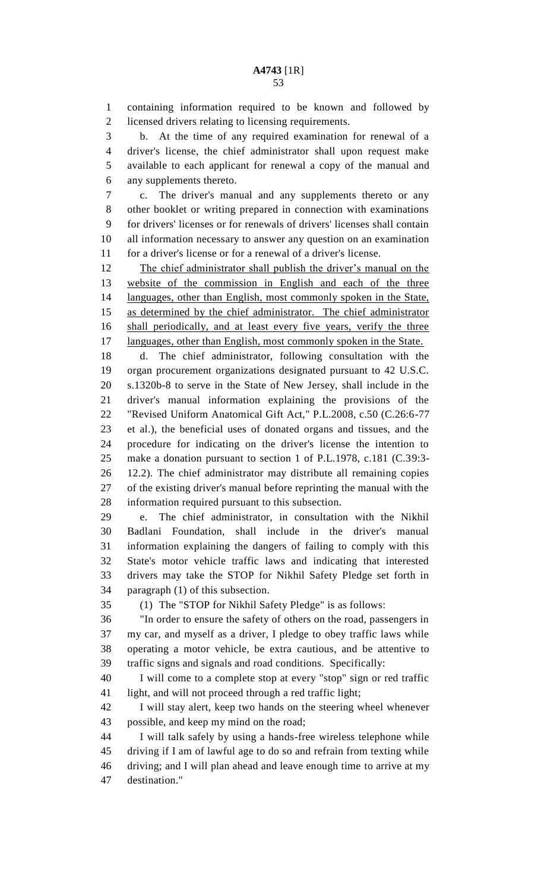containing information required to be known and followed by licensed drivers relating to licensing requirements.

b. At the time of any required examination for renewal of a driver's license, the chief administrator shall upon request make available to each applicant for renewal a copy of the manual and any supplements thereto.

c. The driver's manual and any supplements thereto or any other booklet or writing prepared in connection with examinations for drivers' licenses or for renewals of drivers' licenses shall contain all information necessary to answer any question on an examination for a driver's license or for a renewal of a driver's license.

<u>The chief administrator shall publish the driver's manual on the website of the commission in English and each of the three languages, other than English, most commonly spoken in the State, as determined by the chief administrator. The chief administrator shall periodically, and at least every five years, verify the three languages, other than English, most commonly spoken in the State.</u>

d. The chief administrator, following consultation with the organ procurement organizations designated pursuant to 42 U.S.C. s.1320b-8 to serve in the State of New Jersey, shall include in the driver's manual information explaining the provisions of the "Revised Uniform Anatomical Gift Act," P.L.2008, c.50 (C.26:6-77 et al.), the beneficial uses of donated organs and tissues, and the procedure for indicating on the driver's license the intention to make a donation pursuant to section 1 of P.L.1978, c.181 (C.39:3-12.2). The chief administrator may distribute all remaining copies of the existing driver's manual before reprinting the manual with the information required pursuant to this subsection.

e. The chief administrator, in consultation with the Nikhil Badlani Foundation, shall include in the driver's manual information explaining the dangers of failing to comply with this State's motor vehicle traffic laws and indicating that interested drivers may take the STOP for Nikhil Safety Pledge set forth in paragraph (1) of this subsection.

(1) The "STOP for Nikhil Safety Pledge" is as follows:

"In order to ensure the safety of others on the road, passengers in my car, and myself as a driver, I pledge to obey traffic laws while operating a motor vehicle, be extra cautious, and be attentive to traffic signs and signals and road conditions. Specifically:

I will come to a complete stop at every "stop" sign or red traffic light, and will not proceed through a red traffic light;

I will stay alert, keep two hands on the steering wheel whenever possible, and keep my mind on the road;

I will talk safely by using a hands-free wireless telephone while driving if I am of lawful age to do so and refrain from texting while driving; and I will plan ahead and leave enough time to arrive at my destination."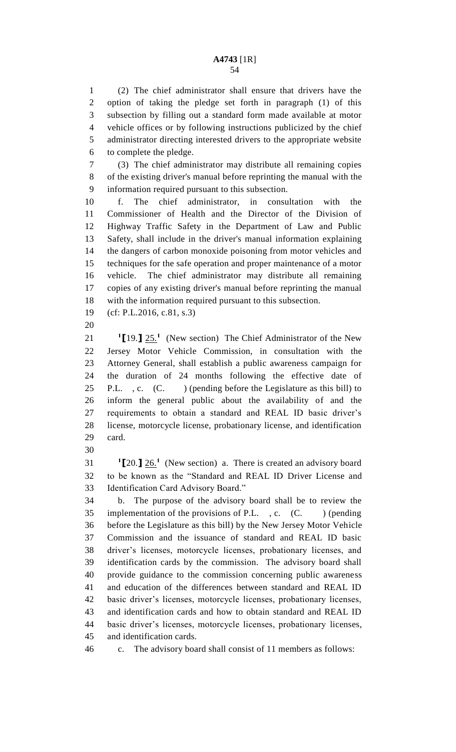(2) The chief administrator shall ensure that drivers have the option of taking the pledge set forth in paragraph (1) of this subsection by filling out a standard form made available at motor vehicle offices or by following instructions publicized by the chief administrator directing interested drivers to the appropriate website to complete the pledge.

(3) The chief administrator may distribute all remaining copies of the existing driver's manual before reprinting the manual with the information required pursuant to this subsection.

f. The chief administrator, in consultation with the Commissioner of Health and the Director of the Division of Highway Traffic Safety in the Department of Law and Public Safety, shall include in the driver's manual information explaining the dangers of carbon monoxide poisoning from motor vehicles and techniques for the safe operation and proper maintenance of a motor vehicle. The chief administrator may distribute all remaining copies of any existing driver's manual before reprinting the manual with the information required pursuant to this subsection.

(cf: P.L.2016, c.81, s.3)

[1]⟦19.⟧ 25.[1] (New section) The Chief Administrator of the New Jersey Motor Vehicle Commission, in consultation with the Attorney General, shall establish a public awareness campaign for the duration of 24 months following the effective date of P.L. , c. (C. ) (pending before the Legislature as this bill) to inform the general public about the availability of and the requirements to obtain a standard and REAL ID basic driver's license, motorcycle license, probationary license, and identification card.

[1]⟦20.⟧ 26.[1] (New section) a. There is created an advisory board to be known as the "Standard and REAL ID Driver License and Identification Card Advisory Board."

b. The purpose of the advisory board shall be to review the implementation of the provisions of P.L. , c. (C. ) (pending before the Legislature as this bill) by the New Jersey Motor Vehicle Commission and the issuance of standard and REAL ID basic driver's licenses, motorcycle licenses, probationary licenses, and identification cards by the commission. The advisory board shall provide guidance to the commission concerning public awareness and education of the differences between standard and REAL ID basic driver's licenses, motorcycle licenses, probationary licenses, and identification cards and how to obtain standard and REAL ID basic driver's licenses, motorcycle licenses, probationary licenses, and identification cards.

c. The advisory board shall consist of 11 members as follows: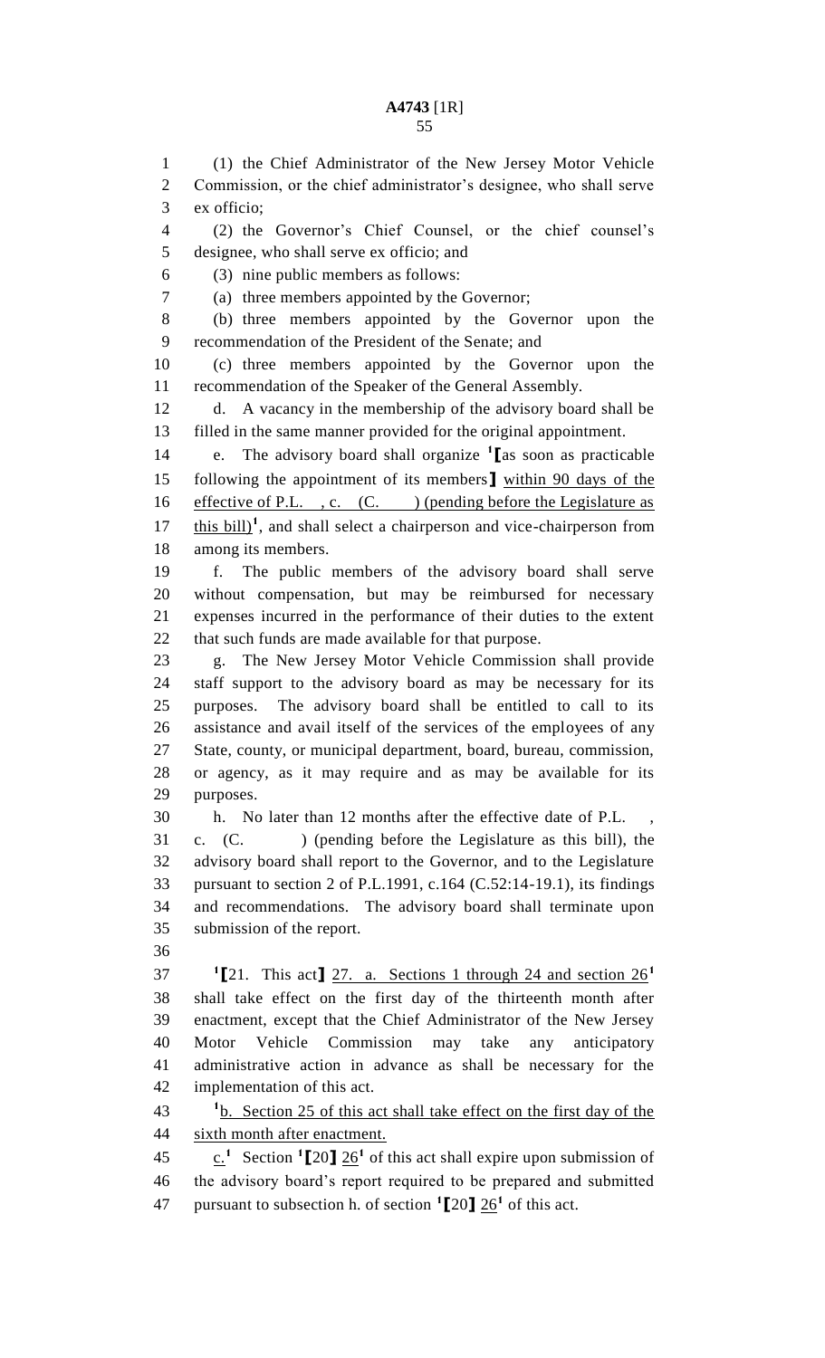(1) the Chief Administrator of the New Jersey Motor Vehicle Commission, or the chief administrator's designee, who shall serve ex officio;

(2) the Governor's Chief Counsel, or the chief counsel's designee, who shall serve ex officio; and

(3) nine public members as follows:

(a) three members appointed by the Governor;

(b) three members appointed by the Governor upon the recommendation of the President of the Senate; and

(c) three members appointed by the Governor upon the recommendation of the Speaker of the General Assembly.

d. A vacancy in the membership of the advisory board shall be filled in the same manner provided for the original appointment.

e. The advisory board shall organize [1]【as soon as practicable following the appointment of its members】 within 90 days of the effective of P.L. , c. (C. ) (pending before the Legislature as this bill)[1], and shall select a chairperson and vice-chairperson from among its members.

f. The public members of the advisory board shall serve without compensation, but may be reimbursed for necessary expenses incurred in the performance of their duties to the extent that such funds are made available for that purpose.

g. The New Jersey Motor Vehicle Commission shall provide staff support to the advisory board as may be necessary for its purposes. The advisory board shall be entitled to call to its assistance and avail itself of the services of the employees of any State, county, or municipal department, board, bureau, commission, or agency, as it may require and as may be available for its purposes.

h. No later than 12 months after the effective date of P.L. , c. (C. ) (pending before the Legislature as this bill), the advisory board shall report to the Governor, and to the Legislature pursuant to section 2 of P.L.1991, c.164 (C.52:14-19.1), its findings and recommendations. The advisory board shall terminate upon submission of the report.

[1]【21. This act】 27. a. Sections 1 through 24 and section 26[1] shall take effect on the first day of the thirteenth month after enactment, except that the Chief Administrator of the New Jersey Motor Vehicle Commission may take any anticipatory administrative action in advance as shall be necessary for the implementation of this act.

[1]b. Section 25 of this act shall take effect on the first day of the sixth month after enactment.

c.[1] Section [1]【20】 26[1] of this act shall expire upon submission of the advisory board's report required to be prepared and submitted pursuant to subsection h. of section [1]【20】 26[1] of this act.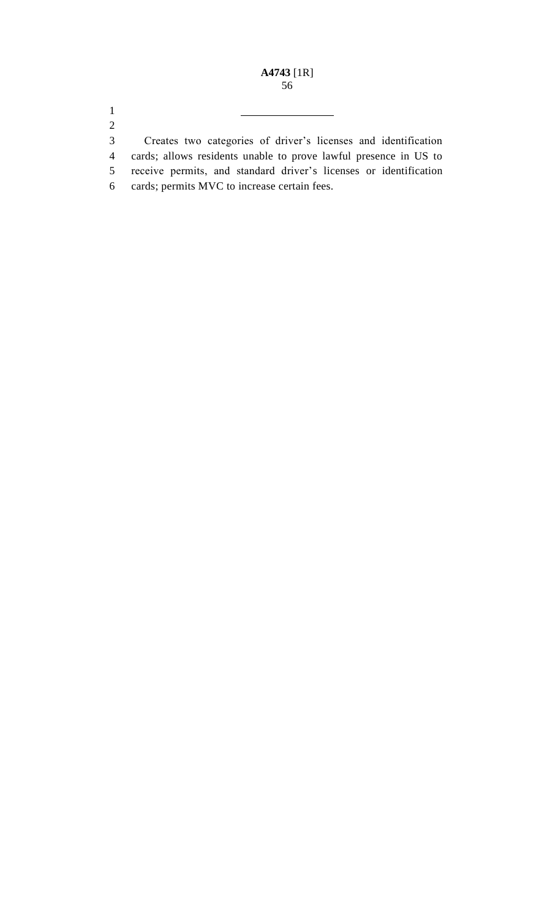Creates two categories of driver's licenses and identification cards; allows residents unable to prove lawful presence in US to receive permits, and standard driver's licenses or identification cards; permits MVC to increase certain fees.